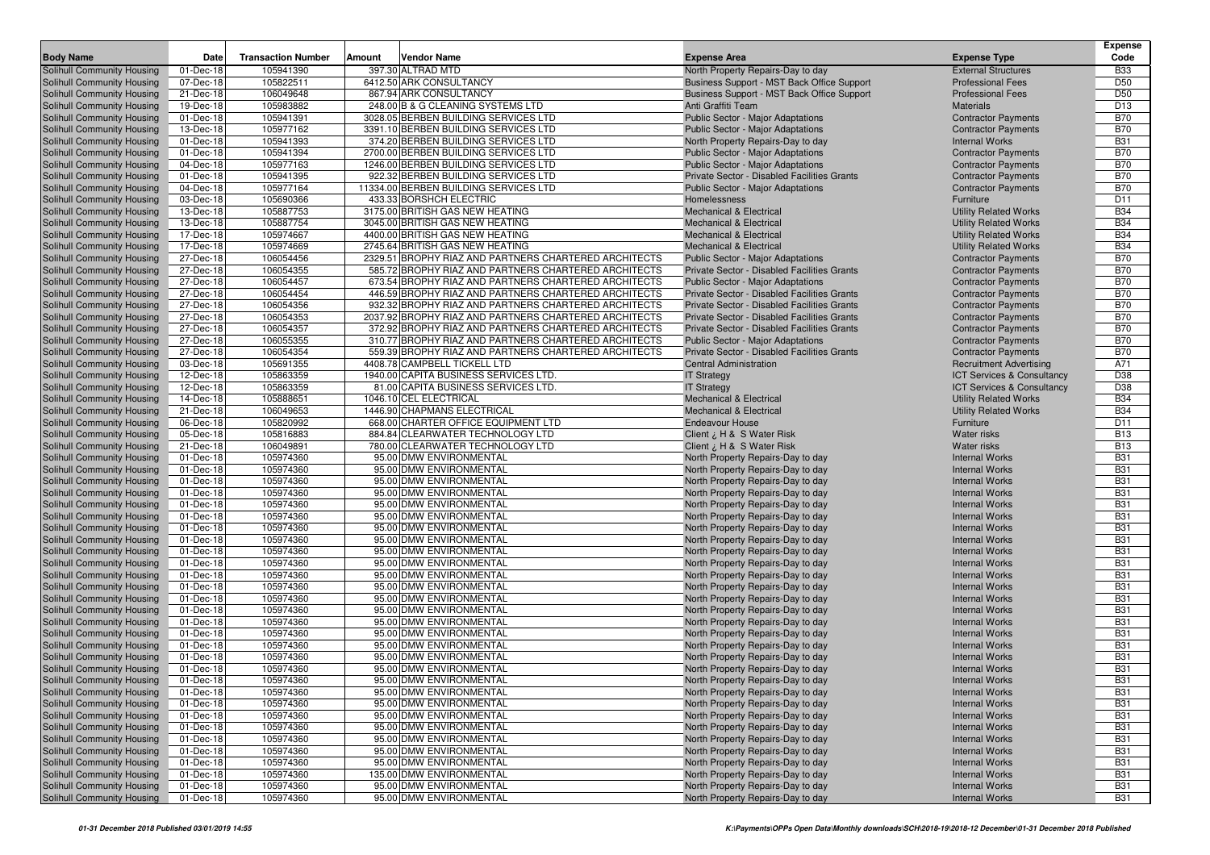| Body Name | Date | Transaction Number | Amount | Vendor Name | Expense Area | Expense Type | Expense Code |
|---|---|---|---|---|---|---|---|
| Solihull Community Housing | 01-Dec-18 | 105941390 | 397.30 | ALTRAD MTD | North Property Repairs-Day to day | External Structures | B33 |
| Solihull Community Housing | 07-Dec-18 | 105822511 | 6412.50 | ARK CONSULTANCY | Business Support - MST Back Office Support | Professional Fees | D50 |
| Solihull Community Housing | 21-Dec-18 | 106049648 | 867.94 | ARK CONSULTANCY | Business Support - MST Back Office Support | Professional Fees | D50 |
| Solihull Community Housing | 19-Dec-18 | 105983882 | 248.00 | B & G CLEANING SYSTEMS LTD | Anti Graffiti Team | Materials | D13 |
| Solihull Community Housing | 01-Dec-18 | 105941391 | 3028.05 | BERBEN BUILDING SERVICES LTD | Public Sector - Major Adaptations | Contractor Payments | B70 |
| Solihull Community Housing | 13-Dec-18 | 105977162 | 3391.10 | BERBEN BUILDING SERVICES LTD | Public Sector - Major Adaptations | Contractor Payments | B70 |
| Solihull Community Housing | 01-Dec-18 | 105941393 | 374.20 | BERBEN BUILDING SERVICES LTD | North Property Repairs-Day to day | Internal Works | B31 |
| Solihull Community Housing | 01-Dec-18 | 105941394 | 2700.00 | BERBEN BUILDING SERVICES LTD | Public Sector - Major Adaptations | Contractor Payments | B70 |
| Solihull Community Housing | 04-Dec-18 | 105977163 | 1246.00 | BERBEN BUILDING SERVICES LTD | Public Sector - Major Adaptations | Contractor Payments | B70 |
| Solihull Community Housing | 01-Dec-18 | 105941395 | 922.32 | BERBEN BUILDING SERVICES LTD | Private Sector - Disabled Facilities Grants | Contractor Payments | B70 |
| Solihull Community Housing | 04-Dec-18 | 105977164 | 11334.00 | BERBEN BUILDING SERVICES LTD | Public Sector - Major Adaptations | Contractor Payments | B70 |
| Solihull Community Housing | 03-Dec-18 | 105690366 | 433.33 | BORSHCH ELECTRIC | Homelessness | Furniture | D11 |
| Solihull Community Housing | 13-Dec-18 | 105887753 | 3175.00 | BRITISH GAS NEW HEATING | Mechanical & Electrical | Utility Related Works | B34 |
| Solihull Community Housing | 13-Dec-18 | 105887754 | 3045.00 | BRITISH GAS NEW HEATING | Mechanical & Electrical | Utility Related Works | B34 |
| Solihull Community Housing | 17-Dec-18 | 105974667 | 4400.00 | BRITISH GAS NEW HEATING | Mechanical & Electrical | Utility Related Works | B34 |
| Solihull Community Housing | 17-Dec-18 | 105974669 | 2745.64 | BRITISH GAS NEW HEATING | Mechanical & Electrical | Utility Related Works | B34 |
| Solihull Community Housing | 27-Dec-18 | 106054456 | 2329.51 | BROPHY RIAZ AND PARTNERS CHARTERED ARCHITECTS | Public Sector - Major Adaptations | Contractor Payments | B70 |
| Solihull Community Housing | 27-Dec-18 | 106054355 | 585.72 | BROPHY RIAZ AND PARTNERS CHARTERED ARCHITECTS | Private Sector - Disabled Facilities Grants | Contractor Payments | B70 |
| Solihull Community Housing | 27-Dec-18 | 106054457 | 673.54 | BROPHY RIAZ AND PARTNERS CHARTERED ARCHITECTS | Public Sector - Major Adaptations | Contractor Payments | B70 |
| Solihull Community Housing | 27-Dec-18 | 106054454 | 446.59 | BROPHY RIAZ AND PARTNERS CHARTERED ARCHITECTS | Private Sector - Disabled Facilities Grants | Contractor Payments | B70 |
| Solihull Community Housing | 27-Dec-18 | 106054356 | 932.32 | BROPHY RIAZ AND PARTNERS CHARTERED ARCHITECTS | Private Sector - Disabled Facilities Grants | Contractor Payments | B70 |
| Solihull Community Housing | 27-Dec-18 | 106054353 | 2037.92 | BROPHY RIAZ AND PARTNERS CHARTERED ARCHITECTS | Private Sector - Disabled Facilities Grants | Contractor Payments | B70 |
| Solihull Community Housing | 27-Dec-18 | 106054357 | 372.92 | BROPHY RIAZ AND PARTNERS CHARTERED ARCHITECTS | Private Sector - Disabled Facilities Grants | Contractor Payments | B70 |
| Solihull Community Housing | 27-Dec-18 | 106055355 | 310.77 | BROPHY RIAZ AND PARTNERS CHARTERED ARCHITECTS | Public Sector - Major Adaptations | Contractor Payments | B70 |
| Solihull Community Housing | 27-Dec-18 | 106054354 | 559.39 | BROPHY RIAZ AND PARTNERS CHARTERED ARCHITECTS | Private Sector - Disabled Facilities Grants | Contractor Payments | B70 |
| Solihull Community Housing | 03-Dec-18 | 105691355 | 4408.78 | CAMPBELL TICKELL LTD | Central Administration | Recruitment Advertising | A71 |
| Solihull Community Housing | 12-Dec-18 | 105863359 | 1940.00 | CAPITA BUSINESS SERVICES LTD. | IT Strategy | ICT Services & Consultancy | D38 |
| Solihull Community Housing | 12-Dec-18 | 105863359 | 81.00 | CAPITA BUSINESS SERVICES LTD. | IT Strategy | ICT Services & Consultancy | D38 |
| Solihull Community Housing | 14-Dec-18 | 105888651 | 1046.10 | CEL ELECTRICAL | Mechanical & Electrical | Utility Related Works | B34 |
| Solihull Community Housing | 21-Dec-18 | 106049653 | 1446.90 | CHAPMANS ELECTRICAL | Mechanical & Electrical | Utility Related Works | B34 |
| Solihull Community Housing | 06-Dec-18 | 105820992 | 668.00 | CHARTER OFFICE EQUIPMENT LTD | Endeavour House | Furniture | D11 |
| Solihull Community Housing | 05-Dec-18 | 105816883 | 884.84 | CLEARWATER TECHNOLOGY LTD | Client ¿ H & S Water Risk | Water risks | B13 |
| Solihull Community Housing | 21-Dec-18 | 106049891 | 780.00 | CLEARWATER TECHNOLOGY LTD | Client ¿ H & S Water Risk | Water risks | B13 |
| Solihull Community Housing | 01-Dec-18 | 105974360 | 95.00 | DMW ENVIRONMENTAL | North Property Repairs-Day to day | Internal Works | B31 |
| Solihull Community Housing | 01-Dec-18 | 105974360 | 95.00 | DMW ENVIRONMENTAL | North Property Repairs-Day to day | Internal Works | B31 |
| Solihull Community Housing | 01-Dec-18 | 105974360 | 95.00 | DMW ENVIRONMENTAL | North Property Repairs-Day to day | Internal Works | B31 |
| Solihull Community Housing | 01-Dec-18 | 105974360 | 95.00 | DMW ENVIRONMENTAL | North Property Repairs-Day to day | Internal Works | B31 |
| Solihull Community Housing | 01-Dec-18 | 105974360 | 95.00 | DMW ENVIRONMENTAL | North Property Repairs-Day to day | Internal Works | B31 |
| Solihull Community Housing | 01-Dec-18 | 105974360 | 95.00 | DMW ENVIRONMENTAL | North Property Repairs-Day to day | Internal Works | B31 |
| Solihull Community Housing | 01-Dec-18 | 105974360 | 95.00 | DMW ENVIRONMENTAL | North Property Repairs-Day to day | Internal Works | B31 |
| Solihull Community Housing | 01-Dec-18 | 105974360 | 95.00 | DMW ENVIRONMENTAL | North Property Repairs-Day to day | Internal Works | B31 |
| Solihull Community Housing | 01-Dec-18 | 105974360 | 95.00 | DMW ENVIRONMENTAL | North Property Repairs-Day to day | Internal Works | B31 |
| Solihull Community Housing | 01-Dec-18 | 105974360 | 95.00 | DMW ENVIRONMENTAL | North Property Repairs-Day to day | Internal Works | B31 |
| Solihull Community Housing | 01-Dec-18 | 105974360 | 95.00 | DMW ENVIRONMENTAL | North Property Repairs-Day to day | Internal Works | B31 |
| Solihull Community Housing | 01-Dec-18 | 105974360 | 95.00 | DMW ENVIRONMENTAL | North Property Repairs-Day to day | Internal Works | B31 |
| Solihull Community Housing | 01-Dec-18 | 105974360 | 95.00 | DMW ENVIRONMENTAL | North Property Repairs-Day to day | Internal Works | B31 |
| Solihull Community Housing | 01-Dec-18 | 105974360 | 95.00 | DMW ENVIRONMENTAL | North Property Repairs-Day to day | Internal Works | B31 |
| Solihull Community Housing | 01-Dec-18 | 105974360 | 95.00 | DMW ENVIRONMENTAL | North Property Repairs-Day to day | Internal Works | B31 |
| Solihull Community Housing | 01-Dec-18 | 105974360 | 95.00 | DMW ENVIRONMENTAL | North Property Repairs-Day to day | Internal Works | B31 |
| Solihull Community Housing | 01-Dec-18 | 105974360 | 95.00 | DMW ENVIRONMENTAL | North Property Repairs-Day to day | Internal Works | B31 |
| Solihull Community Housing | 01-Dec-18 | 105974360 | 95.00 | DMW ENVIRONMENTAL | North Property Repairs-Day to day | Internal Works | B31 |
| Solihull Community Housing | 01-Dec-18 | 105974360 | 95.00 | DMW ENVIRONMENTAL | North Property Repairs-Day to day | Internal Works | B31 |
| Solihull Community Housing | 01-Dec-18 | 105974360 | 95.00 | DMW ENVIRONMENTAL | North Property Repairs-Day to day | Internal Works | B31 |
| Solihull Community Housing | 01-Dec-18 | 105974360 | 95.00 | DMW ENVIRONMENTAL | North Property Repairs-Day to day | Internal Works | B31 |
| Solihull Community Housing | 01-Dec-18 | 105974360 | 95.00 | DMW ENVIRONMENTAL | North Property Repairs-Day to day | Internal Works | B31 |
| Solihull Community Housing | 01-Dec-18 | 105974360 | 95.00 | DMW ENVIRONMENTAL | North Property Repairs-Day to day | Internal Works | B31 |
| Solihull Community Housing | 01-Dec-18 | 105974360 | 95.00 | DMW ENVIRONMENTAL | North Property Repairs-Day to day | Internal Works | B31 |
| Solihull Community Housing | 01-Dec-18 | 105974360 | 95.00 | DMW ENVIRONMENTAL | North Property Repairs-Day to day | Internal Works | B31 |
| Solihull Community Housing | 01-Dec-18 | 105974360 | 95.00 | DMW ENVIRONMENTAL | North Property Repairs-Day to day | Internal Works | B31 |
| Solihull Community Housing | 01-Dec-18 | 105974360 | 135.00 | DMW ENVIRONMENTAL | North Property Repairs-Day to day | Internal Works | B31 |
| Solihull Community Housing | 01-Dec-18 | 105974360 | 95.00 | DMW ENVIRONMENTAL | North Property Repairs-Day to day | Internal Works | B31 |
| Solihull Community Housing | 01-Dec-18 | 105974360 | 95.00 | DMW ENVIRONMENTAL | North Property Repairs-Day to day | Internal Works | B31 |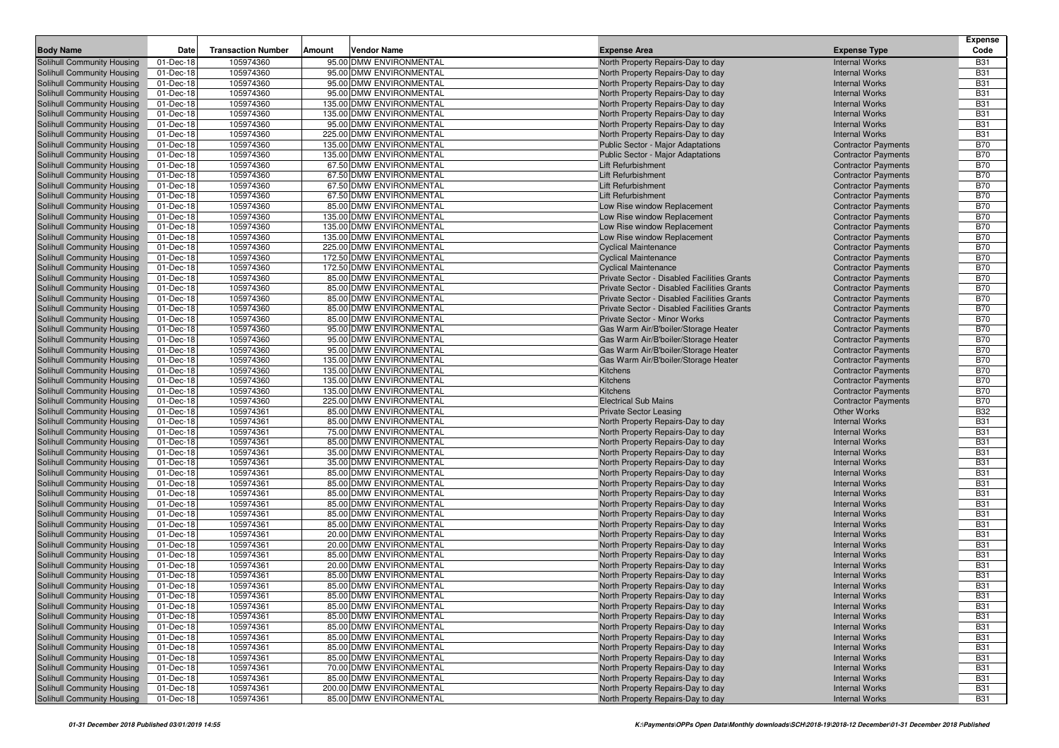| Body Name | Date | Transaction Number | Amount | Vendor Name | Expense Area | Expense Type | Expense Code |
|---|---|---|---|---|---|---|---|
| Solihull Community Housing | 01-Dec-18 | 105974360 | 95.00 | DMW ENVIRONMENTAL | North Property Repairs-Day to day | Internal Works | B31 |
| Solihull Community Housing | 01-Dec-18 | 105974360 | 95.00 | DMW ENVIRONMENTAL | North Property Repairs-Day to day | Internal Works | B31 |
| Solihull Community Housing | 01-Dec-18 | 105974360 | 95.00 | DMW ENVIRONMENTAL | North Property Repairs-Day to day | Internal Works | B31 |
| Solihull Community Housing | 01-Dec-18 | 105974360 | 95.00 | DMW ENVIRONMENTAL | North Property Repairs-Day to day | Internal Works | B31 |
| Solihull Community Housing | 01-Dec-18 | 105974360 | 135.00 | DMW ENVIRONMENTAL | North Property Repairs-Day to day | Internal Works | B31 |
| Solihull Community Housing | 01-Dec-18 | 105974360 | 135.00 | DMW ENVIRONMENTAL | North Property Repairs-Day to day | Internal Works | B31 |
| Solihull Community Housing | 01-Dec-18 | 105974360 | 95.00 | DMW ENVIRONMENTAL | North Property Repairs-Day to day | Internal Works | B31 |
| Solihull Community Housing | 01-Dec-18 | 105974360 | 225.00 | DMW ENVIRONMENTAL | North Property Repairs-Day to day | Internal Works | B31 |
| Solihull Community Housing | 01-Dec-18 | 105974360 | 135.00 | DMW ENVIRONMENTAL | Public Sector - Major Adaptations | Contractor Payments | B70 |
| Solihull Community Housing | 01-Dec-18 | 105974360 | 135.00 | DMW ENVIRONMENTAL | Public Sector - Major Adaptations | Contractor Payments | B70 |
| Solihull Community Housing | 01-Dec-18 | 105974360 | 67.50 | DMW ENVIRONMENTAL | Lift Refurbishment | Contractor Payments | B70 |
| Solihull Community Housing | 01-Dec-18 | 105974360 | 67.50 | DMW ENVIRONMENTAL | Lift Refurbishment | Contractor Payments | B70 |
| Solihull Community Housing | 01-Dec-18 | 105974360 | 67.50 | DMW ENVIRONMENTAL | Lift Refurbishment | Contractor Payments | B70 |
| Solihull Community Housing | 01-Dec-18 | 105974360 | 67.50 | DMW ENVIRONMENTAL | Lift Refurbishment | Contractor Payments | B70 |
| Solihull Community Housing | 01-Dec-18 | 105974360 | 85.00 | DMW ENVIRONMENTAL | Low Rise window Replacement | Contractor Payments | B70 |
| Solihull Community Housing | 01-Dec-18 | 105974360 | 135.00 | DMW ENVIRONMENTAL | Low Rise window Replacement | Contractor Payments | B70 |
| Solihull Community Housing | 01-Dec-18 | 105974360 | 135.00 | DMW ENVIRONMENTAL | Low Rise window Replacement | Contractor Payments | B70 |
| Solihull Community Housing | 01-Dec-18 | 105974360 | 135.00 | DMW ENVIRONMENTAL | Low Rise window Replacement | Contractor Payments | B70 |
| Solihull Community Housing | 01-Dec-18 | 105974360 | 225.00 | DMW ENVIRONMENTAL | Cyclical Maintenance | Contractor Payments | B70 |
| Solihull Community Housing | 01-Dec-18 | 105974360 | 172.50 | DMW ENVIRONMENTAL | Cyclical Maintenance | Contractor Payments | B70 |
| Solihull Community Housing | 01-Dec-18 | 105974360 | 172.50 | DMW ENVIRONMENTAL | Cyclical Maintenance | Contractor Payments | B70 |
| Solihull Community Housing | 01-Dec-18 | 105974360 | 85.00 | DMW ENVIRONMENTAL | Private Sector - Disabled Facilities Grants | Contractor Payments | B70 |
| Solihull Community Housing | 01-Dec-18 | 105974360 | 85.00 | DMW ENVIRONMENTAL | Private Sector - Disabled Facilities Grants | Contractor Payments | B70 |
| Solihull Community Housing | 01-Dec-18 | 105974360 | 85.00 | DMW ENVIRONMENTAL | Private Sector - Disabled Facilities Grants | Contractor Payments | B70 |
| Solihull Community Housing | 01-Dec-18 | 105974360 | 85.00 | DMW ENVIRONMENTAL | Private Sector - Disabled Facilities Grants | Contractor Payments | B70 |
| Solihull Community Housing | 01-Dec-18 | 105974360 | 85.00 | DMW ENVIRONMENTAL | Private Sector - Minor Works | Contractor Payments | B70 |
| Solihull Community Housing | 01-Dec-18 | 105974360 | 95.00 | DMW ENVIRONMENTAL | Gas Warm Air/B'boiler/Storage Heater | Contractor Payments | B70 |
| Solihull Community Housing | 01-Dec-18 | 105974360 | 95.00 | DMW ENVIRONMENTAL | Gas Warm Air/B'boiler/Storage Heater | Contractor Payments | B70 |
| Solihull Community Housing | 01-Dec-18 | 105974360 | 95.00 | DMW ENVIRONMENTAL | Gas Warm Air/B'boiler/Storage Heater | Contractor Payments | B70 |
| Solihull Community Housing | 01-Dec-18 | 105974360 | 135.00 | DMW ENVIRONMENTAL | Gas Warm Air/B'boiler/Storage Heater | Contractor Payments | B70 |
| Solihull Community Housing | 01-Dec-18 | 105974360 | 135.00 | DMW ENVIRONMENTAL | Kitchens | Contractor Payments | B70 |
| Solihull Community Housing | 01-Dec-18 | 105974360 | 135.00 | DMW ENVIRONMENTAL | Kitchens | Contractor Payments | B70 |
| Solihull Community Housing | 01-Dec-18 | 105974360 | 135.00 | DMW ENVIRONMENTAL | Kitchens | Contractor Payments | B70 |
| Solihull Community Housing | 01-Dec-18 | 105974360 | 225.00 | DMW ENVIRONMENTAL | Electrical Sub Mains | Contractor Payments | B70 |
| Solihull Community Housing | 01-Dec-18 | 105974361 | 85.00 | DMW ENVIRONMENTAL | Private Sector Leasing | Other Works | B32 |
| Solihull Community Housing | 01-Dec-18 | 105974361 | 85.00 | DMW ENVIRONMENTAL | North Property Repairs-Day to day | Internal Works | B31 |
| Solihull Community Housing | 01-Dec-18 | 105974361 | 75.00 | DMW ENVIRONMENTAL | North Property Repairs-Day to day | Internal Works | B31 |
| Solihull Community Housing | 01-Dec-18 | 105974361 | 85.00 | DMW ENVIRONMENTAL | North Property Repairs-Day to day | Internal Works | B31 |
| Solihull Community Housing | 01-Dec-18 | 105974361 | 35.00 | DMW ENVIRONMENTAL | North Property Repairs-Day to day | Internal Works | B31 |
| Solihull Community Housing | 01-Dec-18 | 105974361 | 35.00 | DMW ENVIRONMENTAL | North Property Repairs-Day to day | Internal Works | B31 |
| Solihull Community Housing | 01-Dec-18 | 105974361 | 85.00 | DMW ENVIRONMENTAL | North Property Repairs-Day to day | Internal Works | B31 |
| Solihull Community Housing | 01-Dec-18 | 105974361 | 85.00 | DMW ENVIRONMENTAL | North Property Repairs-Day to day | Internal Works | B31 |
| Solihull Community Housing | 01-Dec-18 | 105974361 | 85.00 | DMW ENVIRONMENTAL | North Property Repairs-Day to day | Internal Works | B31 |
| Solihull Community Housing | 01-Dec-18 | 105974361 | 85.00 | DMW ENVIRONMENTAL | North Property Repairs-Day to day | Internal Works | B31 |
| Solihull Community Housing | 01-Dec-18 | 105974361 | 85.00 | DMW ENVIRONMENTAL | North Property Repairs-Day to day | Internal Works | B31 |
| Solihull Community Housing | 01-Dec-18 | 105974361 | 85.00 | DMW ENVIRONMENTAL | North Property Repairs-Day to day | Internal Works | B31 |
| Solihull Community Housing | 01-Dec-18 | 105974361 | 20.00 | DMW ENVIRONMENTAL | North Property Repairs-Day to day | Internal Works | B31 |
| Solihull Community Housing | 01-Dec-18 | 105974361 | 20.00 | DMW ENVIRONMENTAL | North Property Repairs-Day to day | Internal Works | B31 |
| Solihull Community Housing | 01-Dec-18 | 105974361 | 85.00 | DMW ENVIRONMENTAL | North Property Repairs-Day to day | Internal Works | B31 |
| Solihull Community Housing | 01-Dec-18 | 105974361 | 20.00 | DMW ENVIRONMENTAL | North Property Repairs-Day to day | Internal Works | B31 |
| Solihull Community Housing | 01-Dec-18 | 105974361 | 85.00 | DMW ENVIRONMENTAL | North Property Repairs-Day to day | Internal Works | B31 |
| Solihull Community Housing | 01-Dec-18 | 105974361 | 85.00 | DMW ENVIRONMENTAL | North Property Repairs-Day to day | Internal Works | B31 |
| Solihull Community Housing | 01-Dec-18 | 105974361 | 85.00 | DMW ENVIRONMENTAL | North Property Repairs-Day to day | Internal Works | B31 |
| Solihull Community Housing | 01-Dec-18 | 105974361 | 85.00 | DMW ENVIRONMENTAL | North Property Repairs-Day to day | Internal Works | B31 |
| Solihull Community Housing | 01-Dec-18 | 105974361 | 85.00 | DMW ENVIRONMENTAL | North Property Repairs-Day to day | Internal Works | B31 |
| Solihull Community Housing | 01-Dec-18 | 105974361 | 85.00 | DMW ENVIRONMENTAL | North Property Repairs-Day to day | Internal Works | B31 |
| Solihull Community Housing | 01-Dec-18 | 105974361 | 85.00 | DMW ENVIRONMENTAL | North Property Repairs-Day to day | Internal Works | B31 |
| Solihull Community Housing | 01-Dec-18 | 105974361 | 85.00 | DMW ENVIRONMENTAL | North Property Repairs-Day to day | Internal Works | B31 |
| Solihull Community Housing | 01-Dec-18 | 105974361 | 85.00 | DMW ENVIRONMENTAL | North Property Repairs-Day to day | Internal Works | B31 |
| Solihull Community Housing | 01-Dec-18 | 105974361 | 70.00 | DMW ENVIRONMENTAL | North Property Repairs-Day to day | Internal Works | B31 |
| Solihull Community Housing | 01-Dec-18 | 105974361 | 85.00 | DMW ENVIRONMENTAL | North Property Repairs-Day to day | Internal Works | B31 |
| Solihull Community Housing | 01-Dec-18 | 105974361 | 200.00 | DMW ENVIRONMENTAL | North Property Repairs-Day to day | Internal Works | B31 |
| Solihull Community Housing | 01-Dec-18 | 105974361 | 85.00 | DMW ENVIRONMENTAL | North Property Repairs-Day to day | Internal Works | B31 |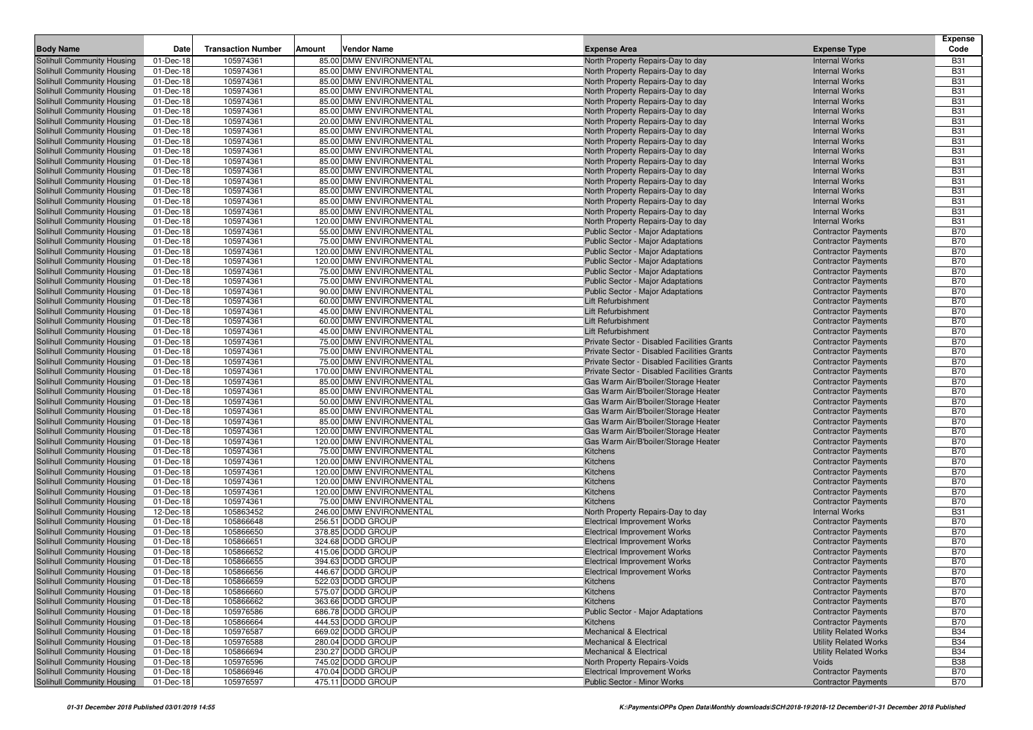| Body Name | Date | Transaction Number | Amount | Vendor Name | Expense Area | Expense Type | Expense Code |
|---|---|---|---|---|---|---|---|
| Solihull Community Housing | 01-Dec-18 | 105974361 | 85.00 | DMW ENVIRONMENTAL | North Property Repairs-Day to day | Internal Works | B31 |
| Solihull Community Housing | 01-Dec-18 | 105974361 | 85.00 | DMW ENVIRONMENTAL | North Property Repairs-Day to day | Internal Works | B31 |
| Solihull Community Housing | 01-Dec-18 | 105974361 | 85.00 | DMW ENVIRONMENTAL | North Property Repairs-Day to day | Internal Works | B31 |
| Solihull Community Housing | 01-Dec-18 | 105974361 | 85.00 | DMW ENVIRONMENTAL | North Property Repairs-Day to day | Internal Works | B31 |
| Solihull Community Housing | 01-Dec-18 | 105974361 | 85.00 | DMW ENVIRONMENTAL | North Property Repairs-Day to day | Internal Works | B31 |
| Solihull Community Housing | 01-Dec-18 | 105974361 | 85.00 | DMW ENVIRONMENTAL | North Property Repairs-Day to day | Internal Works | B31 |
| Solihull Community Housing | 01-Dec-18 | 105974361 | 20.00 | DMW ENVIRONMENTAL | North Property Repairs-Day to day | Internal Works | B31 |
| Solihull Community Housing | 01-Dec-18 | 105974361 | 85.00 | DMW ENVIRONMENTAL | North Property Repairs-Day to day | Internal Works | B31 |
| Solihull Community Housing | 01-Dec-18 | 105974361 | 85.00 | DMW ENVIRONMENTAL | North Property Repairs-Day to day | Internal Works | B31 |
| Solihull Community Housing | 01-Dec-18 | 105974361 | 85.00 | DMW ENVIRONMENTAL | North Property Repairs-Day to day | Internal Works | B31 |
| Solihull Community Housing | 01-Dec-18 | 105974361 | 85.00 | DMW ENVIRONMENTAL | North Property Repairs-Day to day | Internal Works | B31 |
| Solihull Community Housing | 01-Dec-18 | 105974361 | 85.00 | DMW ENVIRONMENTAL | North Property Repairs-Day to day | Internal Works | B31 |
| Solihull Community Housing | 01-Dec-18 | 105974361 | 85.00 | DMW ENVIRONMENTAL | North Property Repairs-Day to day | Internal Works | B31 |
| Solihull Community Housing | 01-Dec-18 | 105974361 | 85.00 | DMW ENVIRONMENTAL | North Property Repairs-Day to day | Internal Works | B31 |
| Solihull Community Housing | 01-Dec-18 | 105974361 | 85.00 | DMW ENVIRONMENTAL | North Property Repairs-Day to day | Internal Works | B31 |
| Solihull Community Housing | 01-Dec-18 | 105974361 | 85.00 | DMW ENVIRONMENTAL | North Property Repairs-Day to day | Internal Works | B31 |
| Solihull Community Housing | 01-Dec-18 | 105974361 | 120.00 | DMW ENVIRONMENTAL | North Property Repairs-Day to day | Internal Works | B31 |
| Solihull Community Housing | 01-Dec-18 | 105974361 | 55.00 | DMW ENVIRONMENTAL | Public Sector - Major Adaptations | Contractor Payments | B70 |
| Solihull Community Housing | 01-Dec-18 | 105974361 | 75.00 | DMW ENVIRONMENTAL | Public Sector - Major Adaptations | Contractor Payments | B70 |
| Solihull Community Housing | 01-Dec-18 | 105974361 | 120.00 | DMW ENVIRONMENTAL | Public Sector - Major Adaptations | Contractor Payments | B70 |
| Solihull Community Housing | 01-Dec-18 | 105974361 | 120.00 | DMW ENVIRONMENTAL | Public Sector - Major Adaptations | Contractor Payments | B70 |
| Solihull Community Housing | 01-Dec-18 | 105974361 | 75.00 | DMW ENVIRONMENTAL | Public Sector - Major Adaptations | Contractor Payments | B70 |
| Solihull Community Housing | 01-Dec-18 | 105974361 | 75.00 | DMW ENVIRONMENTAL | Public Sector - Major Adaptations | Contractor Payments | B70 |
| Solihull Community Housing | 01-Dec-18 | 105974361 | 90.00 | DMW ENVIRONMENTAL | Public Sector - Major Adaptations | Contractor Payments | B70 |
| Solihull Community Housing | 01-Dec-18 | 105974361 | 60.00 | DMW ENVIRONMENTAL | Lift Refurbishment | Contractor Payments | B70 |
| Solihull Community Housing | 01-Dec-18 | 105974361 | 45.00 | DMW ENVIRONMENTAL | Lift Refurbishment | Contractor Payments | B70 |
| Solihull Community Housing | 01-Dec-18 | 105974361 | 60.00 | DMW ENVIRONMENTAL | Lift Refurbishment | Contractor Payments | B70 |
| Solihull Community Housing | 01-Dec-18 | 105974361 | 45.00 | DMW ENVIRONMENTAL | Lift Refurbishment | Contractor Payments | B70 |
| Solihull Community Housing | 01-Dec-18 | 105974361 | 75.00 | DMW ENVIRONMENTAL | Private Sector - Disabled Facilities Grants | Contractor Payments | B70 |
| Solihull Community Housing | 01-Dec-18 | 105974361 | 75.00 | DMW ENVIRONMENTAL | Private Sector - Disabled Facilities Grants | Contractor Payments | B70 |
| Solihull Community Housing | 01-Dec-18 | 105974361 | 75.00 | DMW ENVIRONMENTAL | Private Sector - Disabled Facilities Grants | Contractor Payments | B70 |
| Solihull Community Housing | 01-Dec-18 | 105974361 | 170.00 | DMW ENVIRONMENTAL | Private Sector - Disabled Facilities Grants | Contractor Payments | B70 |
| Solihull Community Housing | 01-Dec-18 | 105974361 | 85.00 | DMW ENVIRONMENTAL | Gas Warm Air/B'boiler/Storage Heater | Contractor Payments | B70 |
| Solihull Community Housing | 01-Dec-18 | 105974361 | 85.00 | DMW ENVIRONMENTAL | Gas Warm Air/B'boiler/Storage Heater | Contractor Payments | B70 |
| Solihull Community Housing | 01-Dec-18 | 105974361 | 50.00 | DMW ENVIRONMENTAL | Gas Warm Air/B'boiler/Storage Heater | Contractor Payments | B70 |
| Solihull Community Housing | 01-Dec-18 | 105974361 | 85.00 | DMW ENVIRONMENTAL | Gas Warm Air/B'boiler/Storage Heater | Contractor Payments | B70 |
| Solihull Community Housing | 01-Dec-18 | 105974361 | 85.00 | DMW ENVIRONMENTAL | Gas Warm Air/B'boiler/Storage Heater | Contractor Payments | B70 |
| Solihull Community Housing | 01-Dec-18 | 105974361 | 120.00 | DMW ENVIRONMENTAL | Gas Warm Air/B'boiler/Storage Heater | Contractor Payments | B70 |
| Solihull Community Housing | 01-Dec-18 | 105974361 | 120.00 | DMW ENVIRONMENTAL | Gas Warm Air/B'boiler/Storage Heater | Contractor Payments | B70 |
| Solihull Community Housing | 01-Dec-18 | 105974361 | 75.00 | DMW ENVIRONMENTAL | Kitchens | Contractor Payments | B70 |
| Solihull Community Housing | 01-Dec-18 | 105974361 | 120.00 | DMW ENVIRONMENTAL | Kitchens | Contractor Payments | B70 |
| Solihull Community Housing | 01-Dec-18 | 105974361 | 120.00 | DMW ENVIRONMENTAL | Kitchens | Contractor Payments | B70 |
| Solihull Community Housing | 01-Dec-18 | 105974361 | 120.00 | DMW ENVIRONMENTAL | Kitchens | Contractor Payments | B70 |
| Solihull Community Housing | 01-Dec-18 | 105974361 | 120.00 | DMW ENVIRONMENTAL | Kitchens | Contractor Payments | B70 |
| Solihull Community Housing | 01-Dec-18 | 105974361 | 75.00 | DMW ENVIRONMENTAL | Kitchens | Contractor Payments | B70 |
| Solihull Community Housing | 12-Dec-18 | 105863452 | 246.00 | DMW ENVIRONMENTAL | North Property Repairs-Day to day | Internal Works | B31 |
| Solihull Community Housing | 01-Dec-18 | 105866648 | 256.51 | DODD GROUP | Electrical Improvement Works | Contractor Payments | B70 |
| Solihull Community Housing | 01-Dec-18 | 105866650 | 378.85 | DODD GROUP | Electrical Improvement Works | Contractor Payments | B70 |
| Solihull Community Housing | 01-Dec-18 | 105866651 | 324.68 | DODD GROUP | Electrical Improvement Works | Contractor Payments | B70 |
| Solihull Community Housing | 01-Dec-18 | 105866652 | 415.06 | DODD GROUP | Electrical Improvement Works | Contractor Payments | B70 |
| Solihull Community Housing | 01-Dec-18 | 105866655 | 394.63 | DODD GROUP | Electrical Improvement Works | Contractor Payments | B70 |
| Solihull Community Housing | 01-Dec-18 | 105866656 | 446.67 | DODD GROUP | Electrical Improvement Works | Contractor Payments | B70 |
| Solihull Community Housing | 01-Dec-18 | 105866659 | 522.03 | DODD GROUP | Kitchens | Contractor Payments | B70 |
| Solihull Community Housing | 01-Dec-18 | 105866660 | 575.07 | DODD GROUP | Kitchens | Contractor Payments | B70 |
| Solihull Community Housing | 01-Dec-18 | 105866662 | 363.66 | DODD GROUP | Kitchens | Contractor Payments | B70 |
| Solihull Community Housing | 01-Dec-18 | 105976586 | 686.78 | DODD GROUP | Public Sector - Major Adaptations | Contractor Payments | B70 |
| Solihull Community Housing | 01-Dec-18 | 105866664 | 444.53 | DODD GROUP | Kitchens | Contractor Payments | B70 |
| Solihull Community Housing | 01-Dec-18 | 105976587 | 669.02 | DODD GROUP | Mechanical & Electrical | Utility Related Works | B34 |
| Solihull Community Housing | 01-Dec-18 | 105976588 | 280.04 | DODD GROUP | Mechanical & Electrical | Utility Related Works | B34 |
| Solihull Community Housing | 01-Dec-18 | 105866694 | 230.27 | DODD GROUP | Mechanical & Electrical | Utility Related Works | B34 |
| Solihull Community Housing | 01-Dec-18 | 105976596 | 745.02 | DODD GROUP | North Property Repairs-Voids | Voids | B38 |
| Solihull Community Housing | 01-Dec-18 | 105866946 | 470.04 | DODD GROUP | Electrical Improvement Works | Contractor Payments | B70 |
| Solihull Community Housing | 01-Dec-18 | 105976597 | 475.11 | DODD GROUP | Public Sector - Minor Works | Contractor Payments | B70 |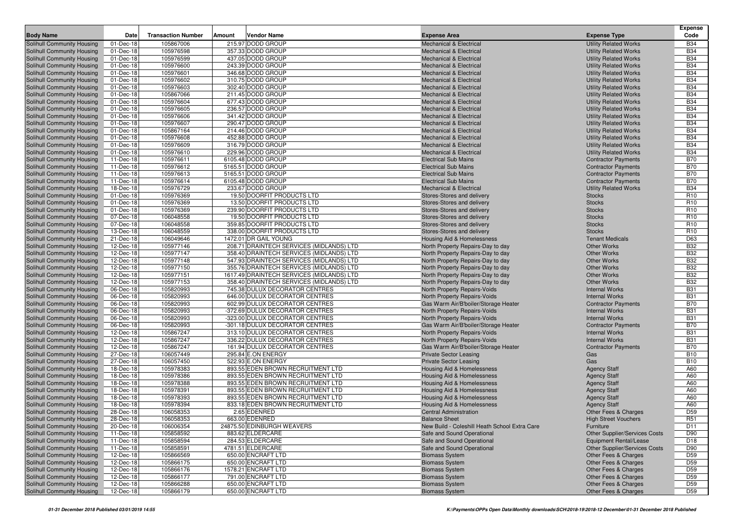| Body Name | Date | Transaction Number | Amount | Vendor Name | Expense Area | Expense Type | Expense Code |
|---|---|---|---|---|---|---|---|
| Solihull Community Housing | 01-Dec-18 | 105867006 | 215.97 | DODD GROUP | Mechanical & Electrical | Utility Related Works | B34 |
| Solihull Community Housing | 01-Dec-18 | 105976598 | 357.33 | DODD GROUP | Mechanical & Electrical | Utility Related Works | B34 |
| Solihull Community Housing | 01-Dec-18 | 105976599 | 437.05 | DODD GROUP | Mechanical & Electrical | Utility Related Works | B34 |
| Solihull Community Housing | 01-Dec-18 | 105976600 | 243.39 | DODD GROUP | Mechanical & Electrical | Utility Related Works | B34 |
| Solihull Community Housing | 01-Dec-18 | 105976601 | 346.68 | DODD GROUP | Mechanical & Electrical | Utility Related Works | B34 |
| Solihull Community Housing | 01-Dec-18 | 105976602 | 310.75 | DODD GROUP | Mechanical & Electrical | Utility Related Works | B34 |
| Solihull Community Housing | 01-Dec-18 | 105976603 | 302.40 | DODD GROUP | Mechanical & Electrical | Utility Related Works | B34 |
| Solihull Community Housing | 01-Dec-18 | 105867066 | 211.45 | DODD GROUP | Mechanical & Electrical | Utility Related Works | B34 |
| Solihull Community Housing | 01-Dec-18 | 105976604 | 677.43 | DODD GROUP | Mechanical & Electrical | Utility Related Works | B34 |
| Solihull Community Housing | 01-Dec-18 | 105976605 | 236.57 | DODD GROUP | Mechanical & Electrical | Utility Related Works | B34 |
| Solihull Community Housing | 01-Dec-18 | 105976606 | 341.42 | DODD GROUP | Mechanical & Electrical | Utility Related Works | B34 |
| Solihull Community Housing | 01-Dec-18 | 105976607 | 290.47 | DODD GROUP | Mechanical & Electrical | Utility Related Works | B34 |
| Solihull Community Housing | 01-Dec-18 | 105867164 | 214.46 | DODD GROUP | Mechanical & Electrical | Utility Related Works | B34 |
| Solihull Community Housing | 01-Dec-18 | 105976608 | 452.88 | DODD GROUP | Mechanical & Electrical | Utility Related Works | B34 |
| Solihull Community Housing | 01-Dec-18 | 105976609 | 316.79 | DODD GROUP | Mechanical & Electrical | Utility Related Works | B34 |
| Solihull Community Housing | 01-Dec-18 | 105976610 | 229.96 | DODD GROUP | Mechanical & Electrical | Utility Related Works | B34 |
| Solihull Community Housing | 11-Dec-18 | 105976611 | 6105.48 | DODD GROUP | Electrical Sub Mains | Contractor Payments | B70 |
| Solihull Community Housing | 11-Dec-18 | 105976612 | 5165.51 | DODD GROUP | Electrical Sub Mains | Contractor Payments | B70 |
| Solihull Community Housing | 11-Dec-18 | 105976613 | 5165.51 | DODD GROUP | Electrical Sub Mains | Contractor Payments | B70 |
| Solihull Community Housing | 11-Dec-18 | 105976614 | 6105.48 | DODD GROUP | Electrical Sub Mains | Contractor Payments | B70 |
| Solihull Community Housing | 18-Dec-18 | 105976729 | 233.67 | DODD GROUP | Mechanical & Electrical | Utility Related Works | B34 |
| Solihull Community Housing | 01-Dec-18 | 105976369 | 19.50 | DOORFIT PRODUCTS LTD | Stores-Stores and delivery | Stocks | R10 |
| Solihull Community Housing | 01-Dec-18 | 105976369 | 13.50 | DOORFIT PRODUCTS LTD | Stores-Stores and delivery | Stocks | R10 |
| Solihull Community Housing | 01-Dec-18 | 105976369 | 239.90 | DOORFIT PRODUCTS LTD | Stores-Stores and delivery | Stocks | R10 |
| Solihull Community Housing | 07-Dec-18 | 106048558 | 19.50 | DOORFIT PRODUCTS LTD | Stores-Stores and delivery | Stocks | R10 |
| Solihull Community Housing | 07-Dec-18 | 106048558 | 359.85 | DOORFIT PRODUCTS LTD | Stores-Stores and delivery | Stocks | R10 |
| Solihull Community Housing | 13-Dec-18 | 106048559 | 338.00 | DOORFIT PRODUCTS LTD | Stores-Stores and delivery | Stocks | R10 |
| Solihull Community Housing | 21-Dec-18 | 106049646 | 1472.01 | DR GAIL YOUNG | Housing Aid & Homelessness | Tenant Medicals | D63 |
| Solihull Community Housing | 12-Dec-18 | 105977146 | 208.71 | DRAINTECH SERVICES (MIDLANDS) LTD | North Property Repairs-Day to day | Other Works | B32 |
| Solihull Community Housing | 12-Dec-18 | 105977147 | 358.40 | DRAINTECH SERVICES (MIDLANDS) LTD | North Property Repairs-Day to day | Other Works | B32 |
| Solihull Community Housing | 12-Dec-18 | 105977148 | 547.93 | DRAINTECH SERVICES (MIDLANDS) LTD | North Property Repairs-Day to day | Other Works | B32 |
| Solihull Community Housing | 12-Dec-18 | 105977150 | 355.76 | DRAINTECH SERVICES (MIDLANDS) LTD | North Property Repairs-Day to day | Other Works | B32 |
| Solihull Community Housing | 12-Dec-18 | 105977151 | 1617.49 | DRAINTECH SERVICES (MIDLANDS) LTD | North Property Repairs-Day to day | Other Works | B32 |
| Solihull Community Housing | 12-Dec-18 | 105977153 | 358.40 | DRAINTECH SERVICES (MIDLANDS) LTD | North Property Repairs-Day to day | Other Works | B32 |
| Solihull Community Housing | 06-Dec-18 | 105820993 | 745.38 | DULUX DECORATOR CENTRES | North Property Repairs-Voids | Internal Works | B31 |
| Solihull Community Housing | 06-Dec-18 | 105820993 | 646.00 | DULUX DECORATOR CENTRES | North Property Repairs-Voids | Internal Works | B31 |
| Solihull Community Housing | 06-Dec-18 | 105820993 | 602.99 | DULUX DECORATOR CENTRES | Gas Warm Air/B'boiler/Storage Heater | Contractor Payments | B70 |
| Solihull Community Housing | 06-Dec-18 | 105820993 | -372.69 | DULUX DECORATOR CENTRES | North Property Repairs-Voids | Internal Works | B31 |
| Solihull Community Housing | 06-Dec-18 | 105820993 | -323.00 | DULUX DECORATOR CENTRES | North Property Repairs-Voids | Internal Works | B31 |
| Solihull Community Housing | 06-Dec-18 | 105820993 | -301.18 | DULUX DECORATOR CENTRES | Gas Warm Air/B'boiler/Storage Heater | Contractor Payments | B70 |
| Solihull Community Housing | 12-Dec-18 | 105867247 | 313.10 | DULUX DECORATOR CENTRES | North Property Repairs-Voids | Internal Works | B31 |
| Solihull Community Housing | 12-Dec-18 | 105867247 | 336.22 | DULUX DECORATOR CENTRES | North Property Repairs-Voids | Internal Works | B31 |
| Solihull Community Housing | 12-Dec-18 | 105867247 | 161.94 | DULUX DECORATOR CENTRES | Gas Warm Air/B'boiler/Storage Heater | Contractor Payments | B70 |
| Solihull Community Housing | 27-Dec-18 | 106057449 | 295.84 | E.ON ENERGY | Private Sector Leasing | Gas | B10 |
| Solihull Community Housing | 27-Dec-18 | 106057450 | 522.93 | E.ON ENERGY | Private Sector Leasing | Gas | B10 |
| Solihull Community Housing | 18-Dec-18 | 105978383 | 893.55 | EDEN BROWN RECRUITMENT LTD | Housing Aid & Homelessness | Agency Staff | A60 |
| Solihull Community Housing | 18-Dec-18 | 105978386 | 893.55 | EDEN BROWN RECRUITMENT LTD | Housing Aid & Homelessness | Agency Staff | A60 |
| Solihull Community Housing | 18-Dec-18 | 105978388 | 893.55 | EDEN BROWN RECRUITMENT LTD | Housing Aid & Homelessness | Agency Staff | A60 |
| Solihull Community Housing | 18-Dec-18 | 105978391 | 893.55 | EDEN BROWN RECRUITMENT LTD | Housing Aid & Homelessness | Agency Staff | A60 |
| Solihull Community Housing | 18-Dec-18 | 105978393 | 893.55 | EDEN BROWN RECRUITMENT LTD | Housing Aid & Homelessness | Agency Staff | A60 |
| Solihull Community Housing | 18-Dec-18 | 105978394 | 833.18 | EDEN BROWN RECRUITMENT LTD | Housing Aid & Homelessness | Agency Staff | A60 |
| Solihull Community Housing | 28-Dec-18 | 106058353 | 2.65 | EDENRED | Central Administration | Other Fees & Charges | D59 |
| Solihull Community Housing | 28-Dec-18 | 106058353 | 663.00 | EDENRED | Balance Sheet | High Street Vouchers | R51 |
| Solihull Community Housing | 20-Dec-18 | 106006354 | 24875.50 | EDINBURGH WEAVERS | New Build - Coleshill Heath School Extra Care | Furniture | D11 |
| Solihull Community Housing | 11-Dec-18 | 105858592 | 883.62 | ELDERCARE | Safe and Sound Operational | Other Supplier/Services Costs | D90 |
| Solihull Community Housing | 11-Dec-18 | 105858594 | 284.53 | ELDERCARE | Safe and Sound Operational | Equipment Rental/Lease | D18 |
| Solihull Community Housing | 11-Dec-18 | 105858591 | 4781.51 | ELDERCARE | Safe and Sound Operational | Other Supplier/Services Costs | D90 |
| Solihull Community Housing | 12-Dec-18 | 105866569 | 650.00 | ENCRAFT LTD | Biomass System | Other Fees & Charges | D59 |
| Solihull Community Housing | 12-Dec-18 | 105866175 | 650.00 | ENCRAFT LTD | Biomass System | Other Fees & Charges | D59 |
| Solihull Community Housing | 12-Dec-18 | 105866176 | 1578.21 | ENCRAFT LTD | Biomass System | Other Fees & Charges | D59 |
| Solihull Community Housing | 12-Dec-18 | 105866177 | 791.00 | ENCRAFT LTD | Biomass System | Other Fees & Charges | D59 |
| Solihull Community Housing | 12-Dec-18 | 105866288 | 650.00 | ENCRAFT LTD | Biomass System | Other Fees & Charges | D59 |
| Solihull Community Housing | 12-Dec-18 | 105866179 | 650.00 | ENCRAFT LTD | Biomass System | Other Fees & Charges | D59 |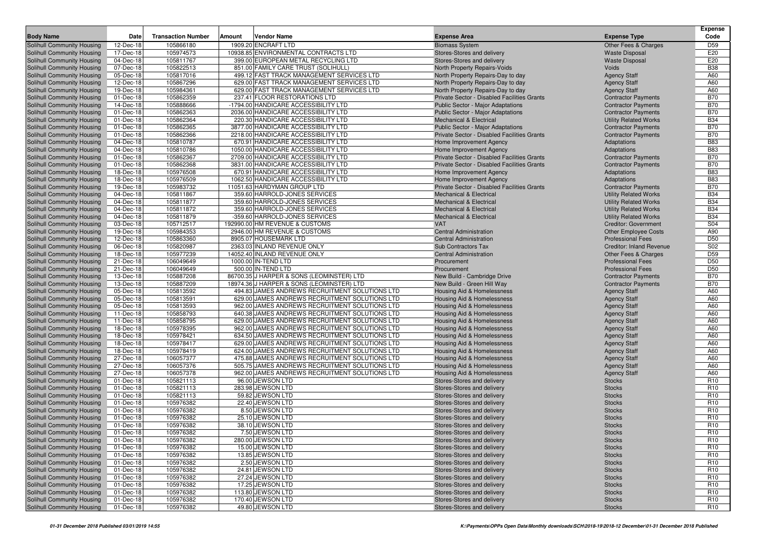| Body Name | Date | Transaction Number | Amount | Vendor Name | Expense Area | Expense Type | Expense Code |
|---|---|---|---|---|---|---|---|
| Solihull Community Housing | 12-Dec-18 | 105866180 | 1909.20 | ENCRAFT LTD | Biomass System | Other Fees & Charges | D59 |
| Solihull Community Housing | 17-Dec-18 | 105974573 | 10938.85 | ENVIRONMENTAL CONTRACTS LTD | Stores-Stores and delivery | Waste Disposal | E20 |
| Solihull Community Housing | 04-Dec-18 | 105811767 | 399.00 | EUROPEAN METAL RECYCLING LTD | Stores-Stores and delivery | Waste Disposal | E20 |
| Solihull Community Housing | 07-Dec-18 | 105822513 | 851.00 | FAMILY CARE TRUST (SOLIHULL) | North Property Repairs-Voids | Voids | B38 |
| Solihull Community Housing | 05-Dec-18 | 105817016 | 499.12 | FAST TRACK MANAGEMENT SERVICES LTD | North Property Repairs-Day to day | Agency Staff | A60 |
| Solihull Community Housing | 12-Dec-18 | 105867296 | 629.00 | FAST TRACK MANAGEMENT SERVICES LTD | North Property Repairs-Day to day | Agency Staff | A60 |
| Solihull Community Housing | 19-Dec-18 | 105984361 | 629.00 | FAST TRACK MANAGEMENT SERVICES LTD | North Property Repairs-Day to day | Agency Staff | A60 |
| Solihull Community Housing | 01-Dec-18 | 105862359 | 237.41 | FLOOR RESTORATIONS LTD | Private Sector - Disabled Facilities Grants | Contractor Payments | B70 |
| Solihull Community Housing | 14-Dec-18 | 105888666 | -1794.00 | HANDICARE ACCESSIBILITY LTD | Public Sector - Major Adaptations | Contractor Payments | B70 |
| Solihull Community Housing | 01-Dec-18 | 105862363 | 2036.00 | HANDICARE ACCESSIBILITY LTD | Public Sector - Major Adaptations | Contractor Payments | B70 |
| Solihull Community Housing | 01-Dec-18 | 105862364 | 220.30 | HANDICARE ACCESSIBILITY LTD | Mechanical & Electrical | Utility Related Works | B34 |
| Solihull Community Housing | 01-Dec-18 | 105862365 | 3877.00 | HANDICARE ACCESSIBILITY LTD | Public Sector - Major Adaptations | Contractor Payments | B70 |
| Solihull Community Housing | 01-Dec-18 | 105862366 | 2218.00 | HANDICARE ACCESSIBILITY LTD | Private Sector - Disabled Facilities Grants | Contractor Payments | B70 |
| Solihull Community Housing | 04-Dec-18 | 105810787 | 670.91 | HANDICARE ACCESSIBILITY LTD | Home Improvement Agency | Adaptations | B83 |
| Solihull Community Housing | 04-Dec-18 | 105810786 | 1050.00 | HANDICARE ACCESSIBILITY LTD | Home Improvement Agency | Adaptations | B83 |
| Solihull Community Housing | 01-Dec-18 | 105862367 | 2709.00 | HANDICARE ACCESSIBILITY LTD | Private Sector - Disabled Facilities Grants | Contractor Payments | B70 |
| Solihull Community Housing | 01-Dec-18 | 105862368 | 3831.00 | HANDICARE ACCESSIBILITY LTD | Private Sector - Disabled Facilities Grants | Contractor Payments | B70 |
| Solihull Community Housing | 18-Dec-18 | 105976508 | 670.91 | HANDICARE ACCESSIBILITY LTD | Home Improvement Agency | Adaptations | B83 |
| Solihull Community Housing | 18-Dec-18 | 105976509 | 1062.50 | HANDICARE ACCESSIBILITY LTD | Home Improvement Agency | Adaptations | B83 |
| Solihull Community Housing | 19-Dec-18 | 105983732 | 11051.63 | HARDYMAN GROUP LTD | Private Sector - Disabled Facilities Grants | Contractor Payments | B70 |
| Solihull Community Housing | 04-Dec-18 | 105811867 | 359.60 | HARROLD-JONES SERVICES | Mechanical & Electrical | Utility Related Works | B34 |
| Solihull Community Housing | 04-Dec-18 | 105811877 | 359.60 | HARROLD-JONES SERVICES | Mechanical & Electrical | Utility Related Works | B34 |
| Solihull Community Housing | 04-Dec-18 | 105811872 | 359.60 | HARROLD-JONES SERVICES | Mechanical & Electrical | Utility Related Works | B34 |
| Solihull Community Housing | 04-Dec-18 | 105811879 | -359.60 | HARROLD-JONES SERVICES | Mechanical & Electrical | Utility Related Works | B34 |
| Solihull Community Housing | 03-Dec-18 | 105712517 | 192990.00 | HM REVENUE & CUSTOMS | VAT | Creditor: Government | S04 |
| Solihull Community Housing | 19-Dec-18 | 105984353 | 2946.00 | HM REVENUE & CUSTOMS | Central Administration | Other Employee Costs | A90 |
| Solihull Community Housing | 12-Dec-18 | 105863360 | 8905.07 | HOUSEMARK LTD | Central Administration | Professional Fees | D50 |
| Solihull Community Housing | 06-Dec-18 | 105820987 | 2363.03 | INLAND REVENUE ONLY | Sub Contractors Tax | Creditor: Inland Revenue | S02 |
| Solihull Community Housing | 18-Dec-18 | 105977239 | 14052.40 | INLAND REVENUE ONLY | Central Administration | Other Fees & Charges | D59 |
| Solihull Community Housing | 21-Dec-18 | 106049649 | 1000.00 | IN-TEND LTD | Procurement | Professional Fees | D50 |
| Solihull Community Housing | 21-Dec-18 | 106049649 | 500.00 | IN-TEND LTD | Procurement | Professional Fees | D50 |
| Solihull Community Housing | 13-Dec-18 | 105887208 | 86700.35 | J HARPER & SONS (LEOMINSTER) LTD | New Build - Cambridge Drive | Contractor Payments | B70 |
| Solihull Community Housing | 13-Dec-18 | 105887209 | 18974.36 | J HARPER & SONS (LEOMINSTER) LTD | New Build - Green Hill Way | Contractor Payments | B70 |
| Solihull Community Housing | 05-Dec-18 | 105813592 | 494.83 | JAMES ANDREWS RECRUITMENT SOLUTIONS LTD | Housing Aid & Homelessness | Agency Staff | A60 |
| Solihull Community Housing | 05-Dec-18 | 105813591 | 629.00 | JAMES ANDREWS RECRUITMENT SOLUTIONS LTD | Housing Aid & Homelessness | Agency Staff | A60 |
| Solihull Community Housing | 05-Dec-18 | 105813593 | 962.00 | JAMES ANDREWS RECRUITMENT SOLUTIONS LTD | Housing Aid & Homelessness | Agency Staff | A60 |
| Solihull Community Housing | 11-Dec-18 | 105858793 | 640.38 | JAMES ANDREWS RECRUITMENT SOLUTIONS LTD | Housing Aid & Homelessness | Agency Staff | A60 |
| Solihull Community Housing | 11-Dec-18 | 105858795 | 629.00 | JAMES ANDREWS RECRUITMENT SOLUTIONS LTD | Housing Aid & Homelessness | Agency Staff | A60 |
| Solihull Community Housing | 18-Dec-18 | 105978395 | 962.00 | JAMES ANDREWS RECRUITMENT SOLUTIONS LTD | Housing Aid & Homelessness | Agency Staff | A60 |
| Solihull Community Housing | 18-Dec-18 | 105978421 | 634.50 | JAMES ANDREWS RECRUITMENT SOLUTIONS LTD | Housing Aid & Homelessness | Agency Staff | A60 |
| Solihull Community Housing | 18-Dec-18 | 105978417 | 629.00 | JAMES ANDREWS RECRUITMENT SOLUTIONS LTD | Housing Aid & Homelessness | Agency Staff | A60 |
| Solihull Community Housing | 18-Dec-18 | 105978419 | 624.00 | JAMES ANDREWS RECRUITMENT SOLUTIONS LTD | Housing Aid & Homelessness | Agency Staff | A60 |
| Solihull Community Housing | 27-Dec-18 | 106057377 | 475.88 | JAMES ANDREWS RECRUITMENT SOLUTIONS LTD | Housing Aid & Homelessness | Agency Staff | A60 |
| Solihull Community Housing | 27-Dec-18 | 106057376 | 505.75 | JAMES ANDREWS RECRUITMENT SOLUTIONS LTD | Housing Aid & Homelessness | Agency Staff | A60 |
| Solihull Community Housing | 27-Dec-18 | 106057378 | 962.00 | JAMES ANDREWS RECRUITMENT SOLUTIONS LTD | Housing Aid & Homelessness | Agency Staff | A60 |
| Solihull Community Housing | 01-Dec-18 | 105821113 | 96.00 | JEWSON LTD | Stores-Stores and delivery | Stocks | R10 |
| Solihull Community Housing | 01-Dec-18 | 105821113 | 283.98 | JEWSON LTD | Stores-Stores and delivery | Stocks | R10 |
| Solihull Community Housing | 01-Dec-18 | 105821113 | 59.82 | JEWSON LTD | Stores-Stores and delivery | Stocks | R10 |
| Solihull Community Housing | 01-Dec-18 | 105976382 | 22.40 | JEWSON LTD | Stores-Stores and delivery | Stocks | R10 |
| Solihull Community Housing | 01-Dec-18 | 105976382 | 8.50 | JEWSON LTD | Stores-Stores and delivery | Stocks | R10 |
| Solihull Community Housing | 01-Dec-18 | 105976382 | 25.10 | JEWSON LTD | Stores-Stores and delivery | Stocks | R10 |
| Solihull Community Housing | 01-Dec-18 | 105976382 | 38.10 | JEWSON LTD | Stores-Stores and delivery | Stocks | R10 |
| Solihull Community Housing | 01-Dec-18 | 105976382 | 7.50 | JEWSON LTD | Stores-Stores and delivery | Stocks | R10 |
| Solihull Community Housing | 01-Dec-18 | 105976382 | 280.00 | JEWSON LTD | Stores-Stores and delivery | Stocks | R10 |
| Solihull Community Housing | 01-Dec-18 | 105976382 | 15.00 | JEWSON LTD | Stores-Stores and delivery | Stocks | R10 |
| Solihull Community Housing | 01-Dec-18 | 105976382 | 13.85 | JEWSON LTD | Stores-Stores and delivery | Stocks | R10 |
| Solihull Community Housing | 01-Dec-18 | 105976382 | 2.50 | JEWSON LTD | Stores-Stores and delivery | Stocks | R10 |
| Solihull Community Housing | 01-Dec-18 | 105976382 | 24.81 | JEWSON LTD | Stores-Stores and delivery | Stocks | R10 |
| Solihull Community Housing | 01-Dec-18 | 105976382 | 27.24 | JEWSON LTD | Stores-Stores and delivery | Stocks | R10 |
| Solihull Community Housing | 01-Dec-18 | 105976382 | 17.25 | JEWSON LTD | Stores-Stores and delivery | Stocks | R10 |
| Solihull Community Housing | 01-Dec-18 | 105976382 | 113.80 | JEWSON LTD | Stores-Stores and delivery | Stocks | R10 |
| Solihull Community Housing | 01-Dec-18 | 105976382 | 170.40 | JEWSON LTD | Stores-Stores and delivery | Stocks | R10 |
| Solihull Community Housing | 01-Dec-18 | 105976382 | 49.80 | JEWSON LTD | Stores-Stores and delivery | Stocks | R10 |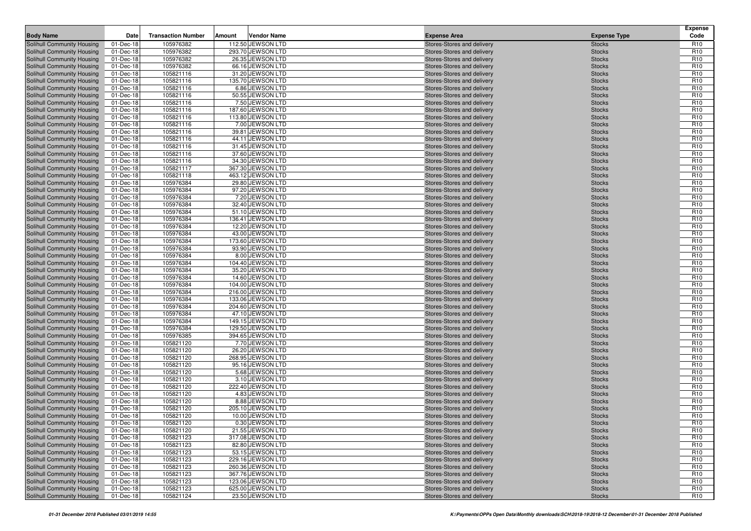| Body Name | Date | Transaction Number | Amount | Vendor Name | Expense Area | Expense Type | Expense Code |
|---|---|---|---|---|---|---|---|
| Solihull Community Housing | 01-Dec-18 | 105976382 | 112.50 | JEWSON LTD | Stores-Stores and delivery | Stocks | R10 |
| Solihull Community Housing | 01-Dec-18 | 105976382 | 293.70 | JEWSON LTD | Stores-Stores and delivery | Stocks | R10 |
| Solihull Community Housing | 01-Dec-18 | 105976382 | 26.35 | JEWSON LTD | Stores-Stores and delivery | Stocks | R10 |
| Solihull Community Housing | 01-Dec-18 | 105976382 | 66.16 | JEWSON LTD | Stores-Stores and delivery | Stocks | R10 |
| Solihull Community Housing | 01-Dec-18 | 105821116 | 31.20 | JEWSON LTD | Stores-Stores and delivery | Stocks | R10 |
| Solihull Community Housing | 01-Dec-18 | 105821116 | 135.70 | JEWSON LTD | Stores-Stores and delivery | Stocks | R10 |
| Solihull Community Housing | 01-Dec-18 | 105821116 | 6.86 | JEWSON LTD | Stores-Stores and delivery | Stocks | R10 |
| Solihull Community Housing | 01-Dec-18 | 105821116 | 50.55 | JEWSON LTD | Stores-Stores and delivery | Stocks | R10 |
| Solihull Community Housing | 01-Dec-18 | 105821116 | 7.50 | JEWSON LTD | Stores-Stores and delivery | Stocks | R10 |
| Solihull Community Housing | 01-Dec-18 | 105821116 | 187.60 | JEWSON LTD | Stores-Stores and delivery | Stocks | R10 |
| Solihull Community Housing | 01-Dec-18 | 105821116 | 113.80 | JEWSON LTD | Stores-Stores and delivery | Stocks | R10 |
| Solihull Community Housing | 01-Dec-18 | 105821116 | 7.00 | JEWSON LTD | Stores-Stores and delivery | Stocks | R10 |
| Solihull Community Housing | 01-Dec-18 | 105821116 | 39.81 | JEWSON LTD | Stores-Stores and delivery | Stocks | R10 |
| Solihull Community Housing | 01-Dec-18 | 105821116 | 44.11 | JEWSON LTD | Stores-Stores and delivery | Stocks | R10 |
| Solihull Community Housing | 01-Dec-18 | 105821116 | 31.45 | JEWSON LTD | Stores-Stores and delivery | Stocks | R10 |
| Solihull Community Housing | 01-Dec-18 | 105821116 | 37.60 | JEWSON LTD | Stores-Stores and delivery | Stocks | R10 |
| Solihull Community Housing | 01-Dec-18 | 105821116 | 34.30 | JEWSON LTD | Stores-Stores and delivery | Stocks | R10 |
| Solihull Community Housing | 01-Dec-18 | 105821117 | 367.30 | JEWSON LTD | Stores-Stores and delivery | Stocks | R10 |
| Solihull Community Housing | 01-Dec-18 | 105821118 | 463.12 | JEWSON LTD | Stores-Stores and delivery | Stocks | R10 |
| Solihull Community Housing | 01-Dec-18 | 105976384 | 29.80 | JEWSON LTD | Stores-Stores and delivery | Stocks | R10 |
| Solihull Community Housing | 01-Dec-18 | 105976384 | 97.20 | JEWSON LTD | Stores-Stores and delivery | Stocks | R10 |
| Solihull Community Housing | 01-Dec-18 | 105976384 | 7.20 | JEWSON LTD | Stores-Stores and delivery | Stocks | R10 |
| Solihull Community Housing | 01-Dec-18 | 105976384 | 32.40 | JEWSON LTD | Stores-Stores and delivery | Stocks | R10 |
| Solihull Community Housing | 01-Dec-18 | 105976384 | 51.10 | JEWSON LTD | Stores-Stores and delivery | Stocks | R10 |
| Solihull Community Housing | 01-Dec-18 | 105976384 | 136.41 | JEWSON LTD | Stores-Stores and delivery | Stocks | R10 |
| Solihull Community Housing | 01-Dec-18 | 105976384 | 12.20 | JEWSON LTD | Stores-Stores and delivery | Stocks | R10 |
| Solihull Community Housing | 01-Dec-18 | 105976384 | 43.00 | JEWSON LTD | Stores-Stores and delivery | Stocks | R10 |
| Solihull Community Housing | 01-Dec-18 | 105976384 | 173.60 | JEWSON LTD | Stores-Stores and delivery | Stocks | R10 |
| Solihull Community Housing | 01-Dec-18 | 105976384 | 93.90 | JEWSON LTD | Stores-Stores and delivery | Stocks | R10 |
| Solihull Community Housing | 01-Dec-18 | 105976384 | 8.00 | JEWSON LTD | Stores-Stores and delivery | Stocks | R10 |
| Solihull Community Housing | 01-Dec-18 | 105976384 | 104.40 | JEWSON LTD | Stores-Stores and delivery | Stocks | R10 |
| Solihull Community Housing | 01-Dec-18 | 105976384 | 35.20 | JEWSON LTD | Stores-Stores and delivery | Stocks | R10 |
| Solihull Community Housing | 01-Dec-18 | 105976384 | 14.60 | JEWSON LTD | Stores-Stores and delivery | Stocks | R10 |
| Solihull Community Housing | 01-Dec-18 | 105976384 | 104.00 | JEWSON LTD | Stores-Stores and delivery | Stocks | R10 |
| Solihull Community Housing | 01-Dec-18 | 105976384 | 216.00 | JEWSON LTD | Stores-Stores and delivery | Stocks | R10 |
| Solihull Community Housing | 01-Dec-18 | 105976384 | 133.06 | JEWSON LTD | Stores-Stores and delivery | Stocks | R10 |
| Solihull Community Housing | 01-Dec-18 | 105976384 | 204.60 | JEWSON LTD | Stores-Stores and delivery | Stocks | R10 |
| Solihull Community Housing | 01-Dec-18 | 105976384 | 47.10 | JEWSON LTD | Stores-Stores and delivery | Stocks | R10 |
| Solihull Community Housing | 01-Dec-18 | 105976384 | 149.15 | JEWSON LTD | Stores-Stores and delivery | Stocks | R10 |
| Solihull Community Housing | 01-Dec-18 | 105976384 | 129.50 | JEWSON LTD | Stores-Stores and delivery | Stocks | R10 |
| Solihull Community Housing | 01-Dec-18 | 105976385 | 394.65 | JEWSON LTD | Stores-Stores and delivery | Stocks | R10 |
| Solihull Community Housing | 01-Dec-18 | 105821120 | 7.70 | JEWSON LTD | Stores-Stores and delivery | Stocks | R10 |
| Solihull Community Housing | 01-Dec-18 | 105821120 | 26.20 | JEWSON LTD | Stores-Stores and delivery | Stocks | R10 |
| Solihull Community Housing | 01-Dec-18 | 105821120 | 268.95 | JEWSON LTD | Stores-Stores and delivery | Stocks | R10 |
| Solihull Community Housing | 01-Dec-18 | 105821120 | 95.16 | JEWSON LTD | Stores-Stores and delivery | Stocks | R10 |
| Solihull Community Housing | 01-Dec-18 | 105821120 | 5.68 | JEWSON LTD | Stores-Stores and delivery | Stocks | R10 |
| Solihull Community Housing | 01-Dec-18 | 105821120 | 3.10 | JEWSON LTD | Stores-Stores and delivery | Stocks | R10 |
| Solihull Community Housing | 01-Dec-18 | 105821120 | 222.40 | JEWSON LTD | Stores-Stores and delivery | Stocks | R10 |
| Solihull Community Housing | 01-Dec-18 | 105821120 | 4.83 | JEWSON LTD | Stores-Stores and delivery | Stocks | R10 |
| Solihull Community Housing | 01-Dec-18 | 105821120 | 8.88 | JEWSON LTD | Stores-Stores and delivery | Stocks | R10 |
| Solihull Community Housing | 01-Dec-18 | 105821120 | 205.10 | JEWSON LTD | Stores-Stores and delivery | Stocks | R10 |
| Solihull Community Housing | 01-Dec-18 | 105821120 | 10.00 | JEWSON LTD | Stores-Stores and delivery | Stocks | R10 |
| Solihull Community Housing | 01-Dec-18 | 105821120 | 0.30 | JEWSON LTD | Stores-Stores and delivery | Stocks | R10 |
| Solihull Community Housing | 01-Dec-18 | 105821120 | 21.55 | JEWSON LTD | Stores-Stores and delivery | Stocks | R10 |
| Solihull Community Housing | 01-Dec-18 | 105821123 | 317.08 | JEWSON LTD | Stores-Stores and delivery | Stocks | R10 |
| Solihull Community Housing | 01-Dec-18 | 105821123 | 82.80 | JEWSON LTD | Stores-Stores and delivery | Stocks | R10 |
| Solihull Community Housing | 01-Dec-18 | 105821123 | 53.15 | JEWSON LTD | Stores-Stores and delivery | Stocks | R10 |
| Solihull Community Housing | 01-Dec-18 | 105821123 | 229.16 | JEWSON LTD | Stores-Stores and delivery | Stocks | R10 |
| Solihull Community Housing | 01-Dec-18 | 105821123 | 260.36 | JEWSON LTD | Stores-Stores and delivery | Stocks | R10 |
| Solihull Community Housing | 01-Dec-18 | 105821123 | 367.76 | JEWSON LTD | Stores-Stores and delivery | Stocks | R10 |
| Solihull Community Housing | 01-Dec-18 | 105821123 | 123.06 | JEWSON LTD | Stores-Stores and delivery | Stocks | R10 |
| Solihull Community Housing | 01-Dec-18 | 105821123 | 625.00 | JEWSON LTD | Stores-Stores and delivery | Stocks | R10 |
| Solihull Community Housing | 01-Dec-18 | 105821124 | 23.50 | JEWSON LTD | Stores-Stores and delivery | Stocks | R10 |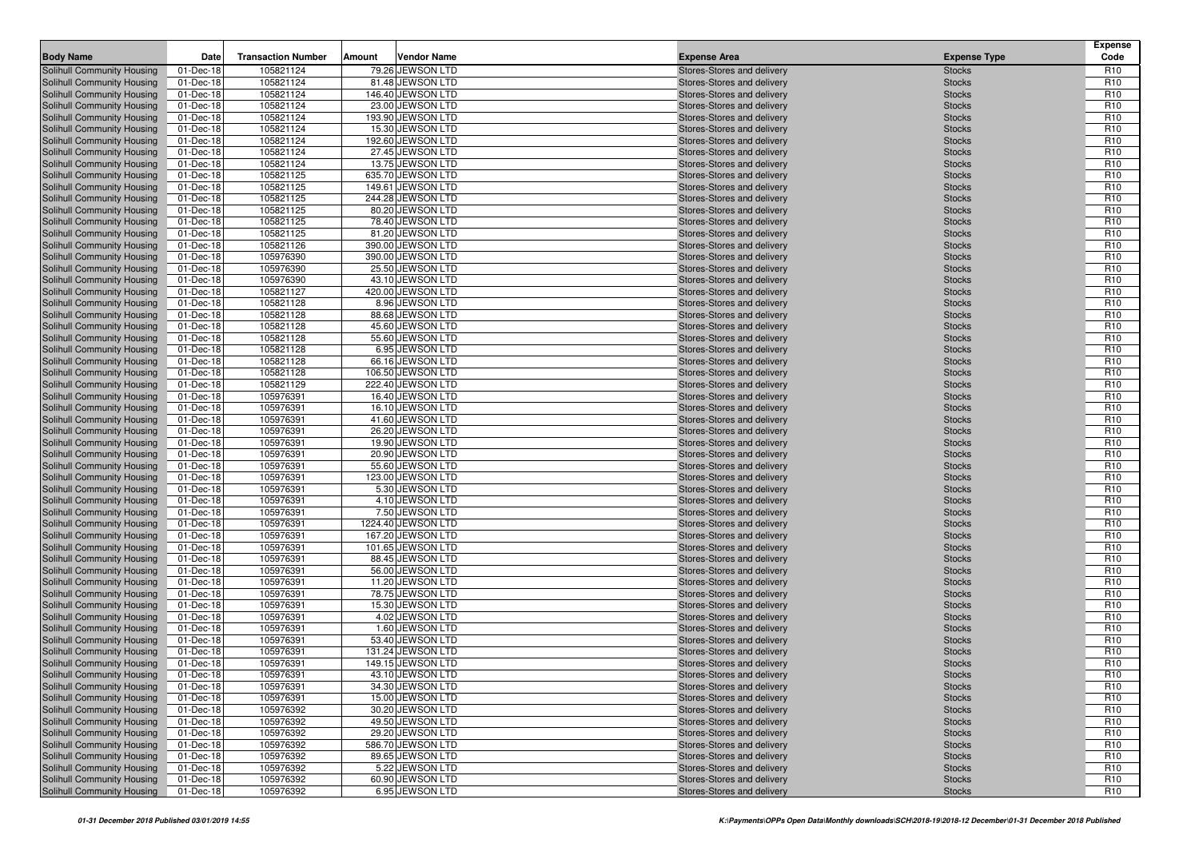| Body Name | Date | Transaction Number | Amount | Vendor Name | Expense Area | Expense Type | Expense Code |
|---|---|---|---|---|---|---|---|
| Solihull Community Housing | 01-Dec-18 | 105821124 | 79.26 | JEWSON LTD | Stores-Stores and delivery | Stocks | R10 |
| Solihull Community Housing | 01-Dec-18 | 105821124 | 81.48 | JEWSON LTD | Stores-Stores and delivery | Stocks | R10 |
| Solihull Community Housing | 01-Dec-18 | 105821124 | 146.40 | JEWSON LTD | Stores-Stores and delivery | Stocks | R10 |
| Solihull Community Housing | 01-Dec-18 | 105821124 | 23.00 | JEWSON LTD | Stores-Stores and delivery | Stocks | R10 |
| Solihull Community Housing | 01-Dec-18 | 105821124 | 193.90 | JEWSON LTD | Stores-Stores and delivery | Stocks | R10 |
| Solihull Community Housing | 01-Dec-18 | 105821124 | 15.30 | JEWSON LTD | Stores-Stores and delivery | Stocks | R10 |
| Solihull Community Housing | 01-Dec-18 | 105821124 | 192.60 | JEWSON LTD | Stores-Stores and delivery | Stocks | R10 |
| Solihull Community Housing | 01-Dec-18 | 105821124 | 27.45 | JEWSON LTD | Stores-Stores and delivery | Stocks | R10 |
| Solihull Community Housing | 01-Dec-18 | 105821124 | 13.75 | JEWSON LTD | Stores-Stores and delivery | Stocks | R10 |
| Solihull Community Housing | 01-Dec-18 | 105821125 | 635.70 | JEWSON LTD | Stores-Stores and delivery | Stocks | R10 |
| Solihull Community Housing | 01-Dec-18 | 105821125 | 149.61 | JEWSON LTD | Stores-Stores and delivery | Stocks | R10 |
| Solihull Community Housing | 01-Dec-18 | 105821125 | 244.28 | JEWSON LTD | Stores-Stores and delivery | Stocks | R10 |
| Solihull Community Housing | 01-Dec-18 | 105821125 | 80.20 | JEWSON LTD | Stores-Stores and delivery | Stocks | R10 |
| Solihull Community Housing | 01-Dec-18 | 105821125 | 78.40 | JEWSON LTD | Stores-Stores and delivery | Stocks | R10 |
| Solihull Community Housing | 01-Dec-18 | 105821125 | 81.20 | JEWSON LTD | Stores-Stores and delivery | Stocks | R10 |
| Solihull Community Housing | 01-Dec-18 | 105821126 | 390.00 | JEWSON LTD | Stores-Stores and delivery | Stocks | R10 |
| Solihull Community Housing | 01-Dec-18 | 105976390 | 390.00 | JEWSON LTD | Stores-Stores and delivery | Stocks | R10 |
| Solihull Community Housing | 01-Dec-18 | 105976390 | 25.50 | JEWSON LTD | Stores-Stores and delivery | Stocks | R10 |
| Solihull Community Housing | 01-Dec-18 | 105976390 | 43.10 | JEWSON LTD | Stores-Stores and delivery | Stocks | R10 |
| Solihull Community Housing | 01-Dec-18 | 105821127 | 420.00 | JEWSON LTD | Stores-Stores and delivery | Stocks | R10 |
| Solihull Community Housing | 01-Dec-18 | 105821128 | 8.96 | JEWSON LTD | Stores-Stores and delivery | Stocks | R10 |
| Solihull Community Housing | 01-Dec-18 | 105821128 | 88.68 | JEWSON LTD | Stores-Stores and delivery | Stocks | R10 |
| Solihull Community Housing | 01-Dec-18 | 105821128 | 45.60 | JEWSON LTD | Stores-Stores and delivery | Stocks | R10 |
| Solihull Community Housing | 01-Dec-18 | 105821128 | 55.60 | JEWSON LTD | Stores-Stores and delivery | Stocks | R10 |
| Solihull Community Housing | 01-Dec-18 | 105821128 | 6.95 | JEWSON LTD | Stores-Stores and delivery | Stocks | R10 |
| Solihull Community Housing | 01-Dec-18 | 105821128 | 66.16 | JEWSON LTD | Stores-Stores and delivery | Stocks | R10 |
| Solihull Community Housing | 01-Dec-18 | 105821128 | 106.50 | JEWSON LTD | Stores-Stores and delivery | Stocks | R10 |
| Solihull Community Housing | 01-Dec-18 | 105821129 | 222.40 | JEWSON LTD | Stores-Stores and delivery | Stocks | R10 |
| Solihull Community Housing | 01-Dec-18 | 105976391 | 16.40 | JEWSON LTD | Stores-Stores and delivery | Stocks | R10 |
| Solihull Community Housing | 01-Dec-18 | 105976391 | 16.10 | JEWSON LTD | Stores-Stores and delivery | Stocks | R10 |
| Solihull Community Housing | 01-Dec-18 | 105976391 | 41.60 | JEWSON LTD | Stores-Stores and delivery | Stocks | R10 |
| Solihull Community Housing | 01-Dec-18 | 105976391 | 26.20 | JEWSON LTD | Stores-Stores and delivery | Stocks | R10 |
| Solihull Community Housing | 01-Dec-18 | 105976391 | 19.90 | JEWSON LTD | Stores-Stores and delivery | Stocks | R10 |
| Solihull Community Housing | 01-Dec-18 | 105976391 | 20.90 | JEWSON LTD | Stores-Stores and delivery | Stocks | R10 |
| Solihull Community Housing | 01-Dec-18 | 105976391 | 55.60 | JEWSON LTD | Stores-Stores and delivery | Stocks | R10 |
| Solihull Community Housing | 01-Dec-18 | 105976391 | 123.00 | JEWSON LTD | Stores-Stores and delivery | Stocks | R10 |
| Solihull Community Housing | 01-Dec-18 | 105976391 | 5.30 | JEWSON LTD | Stores-Stores and delivery | Stocks | R10 |
| Solihull Community Housing | 01-Dec-18 | 105976391 | 4.10 | JEWSON LTD | Stores-Stores and delivery | Stocks | R10 |
| Solihull Community Housing | 01-Dec-18 | 105976391 | 7.50 | JEWSON LTD | Stores-Stores and delivery | Stocks | R10 |
| Solihull Community Housing | 01-Dec-18 | 105976391 | 1224.40 | JEWSON LTD | Stores-Stores and delivery | Stocks | R10 |
| Solihull Community Housing | 01-Dec-18 | 105976391 | 167.20 | JEWSON LTD | Stores-Stores and delivery | Stocks | R10 |
| Solihull Community Housing | 01-Dec-18 | 105976391 | 101.65 | JEWSON LTD | Stores-Stores and delivery | Stocks | R10 |
| Solihull Community Housing | 01-Dec-18 | 105976391 | 88.45 | JEWSON LTD | Stores-Stores and delivery | Stocks | R10 |
| Solihull Community Housing | 01-Dec-18 | 105976391 | 56.00 | JEWSON LTD | Stores-Stores and delivery | Stocks | R10 |
| Solihull Community Housing | 01-Dec-18 | 105976391 | 11.20 | JEWSON LTD | Stores-Stores and delivery | Stocks | R10 |
| Solihull Community Housing | 01-Dec-18 | 105976391 | 78.75 | JEWSON LTD | Stores-Stores and delivery | Stocks | R10 |
| Solihull Community Housing | 01-Dec-18 | 105976391 | 15.30 | JEWSON LTD | Stores-Stores and delivery | Stocks | R10 |
| Solihull Community Housing | 01-Dec-18 | 105976391 | 4.02 | JEWSON LTD | Stores-Stores and delivery | Stocks | R10 |
| Solihull Community Housing | 01-Dec-18 | 105976391 | 1.60 | JEWSON LTD | Stores-Stores and delivery | Stocks | R10 |
| Solihull Community Housing | 01-Dec-18 | 105976391 | 53.40 | JEWSON LTD | Stores-Stores and delivery | Stocks | R10 |
| Solihull Community Housing | 01-Dec-18 | 105976391 | 131.24 | JEWSON LTD | Stores-Stores and delivery | Stocks | R10 |
| Solihull Community Housing | 01-Dec-18 | 105976391 | 149.15 | JEWSON LTD | Stores-Stores and delivery | Stocks | R10 |
| Solihull Community Housing | 01-Dec-18 | 105976391 | 43.10 | JEWSON LTD | Stores-Stores and delivery | Stocks | R10 |
| Solihull Community Housing | 01-Dec-18 | 105976391 | 34.30 | JEWSON LTD | Stores-Stores and delivery | Stocks | R10 |
| Solihull Community Housing | 01-Dec-18 | 105976391 | 15.00 | JEWSON LTD | Stores-Stores and delivery | Stocks | R10 |
| Solihull Community Housing | 01-Dec-18 | 105976392 | 30.20 | JEWSON LTD | Stores-Stores and delivery | Stocks | R10 |
| Solihull Community Housing | 01-Dec-18 | 105976392 | 49.50 | JEWSON LTD | Stores-Stores and delivery | Stocks | R10 |
| Solihull Community Housing | 01-Dec-18 | 105976392 | 29.20 | JEWSON LTD | Stores-Stores and delivery | Stocks | R10 |
| Solihull Community Housing | 01-Dec-18 | 105976392 | 586.70 | JEWSON LTD | Stores-Stores and delivery | Stocks | R10 |
| Solihull Community Housing | 01-Dec-18 | 105976392 | 89.65 | JEWSON LTD | Stores-Stores and delivery | Stocks | R10 |
| Solihull Community Housing | 01-Dec-18 | 105976392 | 5.22 | JEWSON LTD | Stores-Stores and delivery | Stocks | R10 |
| Solihull Community Housing | 01-Dec-18 | 105976392 | 60.90 | JEWSON LTD | Stores-Stores and delivery | Stocks | R10 |
| Solihull Community Housing | 01-Dec-18 | 105976392 | 6.95 | JEWSON LTD | Stores-Stores and delivery | Stocks | R10 |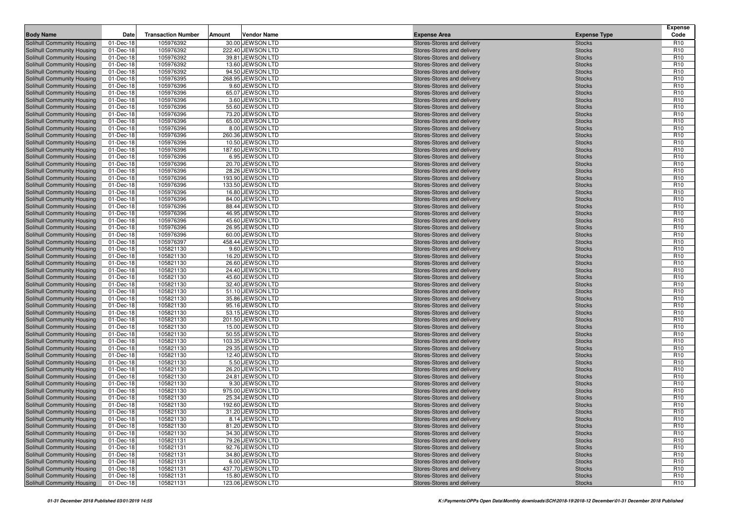| Body Name | Date | Transaction Number | Amount | Vendor Name | Expense Area | Expense Type | Expense Code |
|---|---|---|---|---|---|---|---|
| Solihull Community Housing | 01-Dec-18 | 105976392 | 30.00 | JEWSON LTD | Stores-Stores and delivery | Stocks | R10 |
| Solihull Community Housing | 01-Dec-18 | 105976392 | 222.40 | JEWSON LTD | Stores-Stores and delivery | Stocks | R10 |
| Solihull Community Housing | 01-Dec-18 | 105976392 | 39.81 | JEWSON LTD | Stores-Stores and delivery | Stocks | R10 |
| Solihull Community Housing | 01-Dec-18 | 105976392 | 13.60 | JEWSON LTD | Stores-Stores and delivery | Stocks | R10 |
| Solihull Community Housing | 01-Dec-18 | 105976392 | 94.50 | JEWSON LTD | Stores-Stores and delivery | Stocks | R10 |
| Solihull Community Housing | 01-Dec-18 | 105976395 | 268.95 | JEWSON LTD | Stores-Stores and delivery | Stocks | R10 |
| Solihull Community Housing | 01-Dec-18 | 105976396 | 9.60 | JEWSON LTD | Stores-Stores and delivery | Stocks | R10 |
| Solihull Community Housing | 01-Dec-18 | 105976396 | 65.07 | JEWSON LTD | Stores-Stores and delivery | Stocks | R10 |
| Solihull Community Housing | 01-Dec-18 | 105976396 | 3.60 | JEWSON LTD | Stores-Stores and delivery | Stocks | R10 |
| Solihull Community Housing | 01-Dec-18 | 105976396 | 55.60 | JEWSON LTD | Stores-Stores and delivery | Stocks | R10 |
| Solihull Community Housing | 01-Dec-18 | 105976396 | 73.20 | JEWSON LTD | Stores-Stores and delivery | Stocks | R10 |
| Solihull Community Housing | 01-Dec-18 | 105976396 | 65.00 | JEWSON LTD | Stores-Stores and delivery | Stocks | R10 |
| Solihull Community Housing | 01-Dec-18 | 105976396 | 8.00 | JEWSON LTD | Stores-Stores and delivery | Stocks | R10 |
| Solihull Community Housing | 01-Dec-18 | 105976396 | 260.36 | JEWSON LTD | Stores-Stores and delivery | Stocks | R10 |
| Solihull Community Housing | 01-Dec-18 | 105976396 | 10.50 | JEWSON LTD | Stores-Stores and delivery | Stocks | R10 |
| Solihull Community Housing | 01-Dec-18 | 105976396 | 187.60 | JEWSON LTD | Stores-Stores and delivery | Stocks | R10 |
| Solihull Community Housing | 01-Dec-18 | 105976396 | 6.95 | JEWSON LTD | Stores-Stores and delivery | Stocks | R10 |
| Solihull Community Housing | 01-Dec-18 | 105976396 | 20.70 | JEWSON LTD | Stores-Stores and delivery | Stocks | R10 |
| Solihull Community Housing | 01-Dec-18 | 105976396 | 28.26 | JEWSON LTD | Stores-Stores and delivery | Stocks | R10 |
| Solihull Community Housing | 01-Dec-18 | 105976396 | 193.90 | JEWSON LTD | Stores-Stores and delivery | Stocks | R10 |
| Solihull Community Housing | 01-Dec-18 | 105976396 | 133.50 | JEWSON LTD | Stores-Stores and delivery | Stocks | R10 |
| Solihull Community Housing | 01-Dec-18 | 105976396 | 16.80 | JEWSON LTD | Stores-Stores and delivery | Stocks | R10 |
| Solihull Community Housing | 01-Dec-18 | 105976396 | 84.00 | JEWSON LTD | Stores-Stores and delivery | Stocks | R10 |
| Solihull Community Housing | 01-Dec-18 | 105976396 | 88.44 | JEWSON LTD | Stores-Stores and delivery | Stocks | R10 |
| Solihull Community Housing | 01-Dec-18 | 105976396 | 46.95 | JEWSON LTD | Stores-Stores and delivery | Stocks | R10 |
| Solihull Community Housing | 01-Dec-18 | 105976396 | 45.60 | JEWSON LTD | Stores-Stores and delivery | Stocks | R10 |
| Solihull Community Housing | 01-Dec-18 | 105976396 | 26.95 | JEWSON LTD | Stores-Stores and delivery | Stocks | R10 |
| Solihull Community Housing | 01-Dec-18 | 105976396 | 60.00 | JEWSON LTD | Stores-Stores and delivery | Stocks | R10 |
| Solihull Community Housing | 01-Dec-18 | 105976397 | 458.44 | JEWSON LTD | Stores-Stores and delivery | Stocks | R10 |
| Solihull Community Housing | 01-Dec-18 | 105821130 | 9.60 | JEWSON LTD | Stores-Stores and delivery | Stocks | R10 |
| Solihull Community Housing | 01-Dec-18 | 105821130 | 16.20 | JEWSON LTD | Stores-Stores and delivery | Stocks | R10 |
| Solihull Community Housing | 01-Dec-18 | 105821130 | 26.60 | JEWSON LTD | Stores-Stores and delivery | Stocks | R10 |
| Solihull Community Housing | 01-Dec-18 | 105821130 | 24.40 | JEWSON LTD | Stores-Stores and delivery | Stocks | R10 |
| Solihull Community Housing | 01-Dec-18 | 105821130 | 45.60 | JEWSON LTD | Stores-Stores and delivery | Stocks | R10 |
| Solihull Community Housing | 01-Dec-18 | 105821130 | 32.40 | JEWSON LTD | Stores-Stores and delivery | Stocks | R10 |
| Solihull Community Housing | 01-Dec-18 | 105821130 | 51.10 | JEWSON LTD | Stores-Stores and delivery | Stocks | R10 |
| Solihull Community Housing | 01-Dec-18 | 105821130 | 35.86 | JEWSON LTD | Stores-Stores and delivery | Stocks | R10 |
| Solihull Community Housing | 01-Dec-18 | 105821130 | 95.16 | JEWSON LTD | Stores-Stores and delivery | Stocks | R10 |
| Solihull Community Housing | 01-Dec-18 | 105821130 | 53.15 | JEWSON LTD | Stores-Stores and delivery | Stocks | R10 |
| Solihull Community Housing | 01-Dec-18 | 105821130 | 201.50 | JEWSON LTD | Stores-Stores and delivery | Stocks | R10 |
| Solihull Community Housing | 01-Dec-18 | 105821130 | 15.00 | JEWSON LTD | Stores-Stores and delivery | Stocks | R10 |
| Solihull Community Housing | 01-Dec-18 | 105821130 | 50.55 | JEWSON LTD | Stores-Stores and delivery | Stocks | R10 |
| Solihull Community Housing | 01-Dec-18 | 105821130 | 103.35 | JEWSON LTD | Stores-Stores and delivery | Stocks | R10 |
| Solihull Community Housing | 01-Dec-18 | 105821130 | 29.35 | JEWSON LTD | Stores-Stores and delivery | Stocks | R10 |
| Solihull Community Housing | 01-Dec-18 | 105821130 | 12.40 | JEWSON LTD | Stores-Stores and delivery | Stocks | R10 |
| Solihull Community Housing | 01-Dec-18 | 105821130 | 5.50 | JEWSON LTD | Stores-Stores and delivery | Stocks | R10 |
| Solihull Community Housing | 01-Dec-18 | 105821130 | 26.20 | JEWSON LTD | Stores-Stores and delivery | Stocks | R10 |
| Solihull Community Housing | 01-Dec-18 | 105821130 | 24.81 | JEWSON LTD | Stores-Stores and delivery | Stocks | R10 |
| Solihull Community Housing | 01-Dec-18 | 105821130 | 9.30 | JEWSON LTD | Stores-Stores and delivery | Stocks | R10 |
| Solihull Community Housing | 01-Dec-18 | 105821130 | 975.00 | JEWSON LTD | Stores-Stores and delivery | Stocks | R10 |
| Solihull Community Housing | 01-Dec-18 | 105821130 | 25.34 | JEWSON LTD | Stores-Stores and delivery | Stocks | R10 |
| Solihull Community Housing | 01-Dec-18 | 105821130 | 192.60 | JEWSON LTD | Stores-Stores and delivery | Stocks | R10 |
| Solihull Community Housing | 01-Dec-18 | 105821130 | 31.20 | JEWSON LTD | Stores-Stores and delivery | Stocks | R10 |
| Solihull Community Housing | 01-Dec-18 | 105821130 | 8.14 | JEWSON LTD | Stores-Stores and delivery | Stocks | R10 |
| Solihull Community Housing | 01-Dec-18 | 105821130 | 81.20 | JEWSON LTD | Stores-Stores and delivery | Stocks | R10 |
| Solihull Community Housing | 01-Dec-18 | 105821130 | 34.30 | JEWSON LTD | Stores-Stores and delivery | Stocks | R10 |
| Solihull Community Housing | 01-Dec-18 | 105821131 | 79.26 | JEWSON LTD | Stores-Stores and delivery | Stocks | R10 |
| Solihull Community Housing | 01-Dec-18 | 105821131 | 92.76 | JEWSON LTD | Stores-Stores and delivery | Stocks | R10 |
| Solihull Community Housing | 01-Dec-18 | 105821131 | 34.80 | JEWSON LTD | Stores-Stores and delivery | Stocks | R10 |
| Solihull Community Housing | 01-Dec-18 | 105821131 | 6.00 | JEWSON LTD | Stores-Stores and delivery | Stocks | R10 |
| Solihull Community Housing | 01-Dec-18 | 105821131 | 437.70 | JEWSON LTD | Stores-Stores and delivery | Stocks | R10 |
| Solihull Community Housing | 01-Dec-18 | 105821131 | 15.80 | JEWSON LTD | Stores-Stores and delivery | Stocks | R10 |
| Solihull Community Housing | 01-Dec-18 | 105821131 | 123.06 | JEWSON LTD | Stores-Stores and delivery | Stocks | R10 |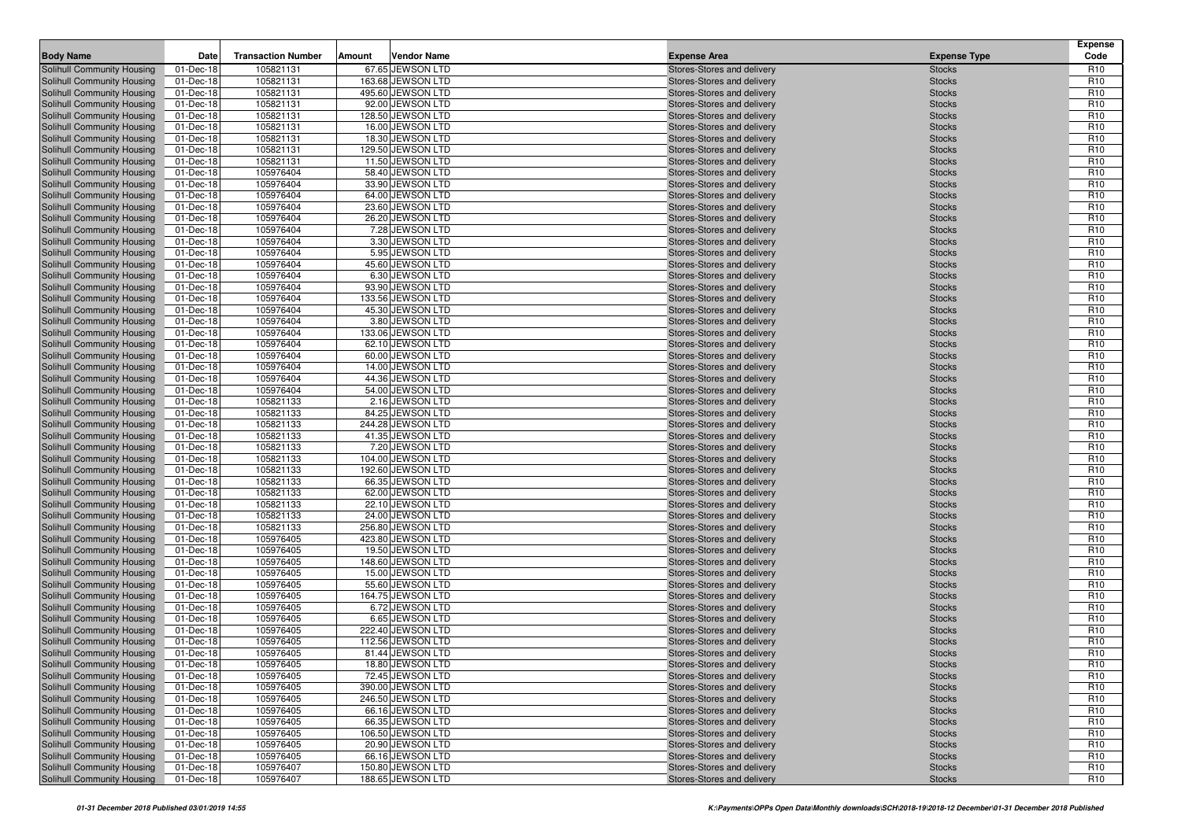| Body Name | Date | Transaction Number | Amount | Vendor Name | Expense Area | Expense Type | Expense Code |
|---|---|---|---|---|---|---|---|
| Solihull Community Housing | 01-Dec-18 | 105821131 | 67.65 | JEWSON LTD | Stores-Stores and delivery | Stocks | R10 |
| Solihull Community Housing | 01-Dec-18 | 105821131 | 163.68 | JEWSON LTD | Stores-Stores and delivery | Stocks | R10 |
| Solihull Community Housing | 01-Dec-18 | 105821131 | 495.60 | JEWSON LTD | Stores-Stores and delivery | Stocks | R10 |
| Solihull Community Housing | 01-Dec-18 | 105821131 | 92.00 | JEWSON LTD | Stores-Stores and delivery | Stocks | R10 |
| Solihull Community Housing | 01-Dec-18 | 105821131 | 128.50 | JEWSON LTD | Stores-Stores and delivery | Stocks | R10 |
| Solihull Community Housing | 01-Dec-18 | 105821131 | 16.00 | JEWSON LTD | Stores-Stores and delivery | Stocks | R10 |
| Solihull Community Housing | 01-Dec-18 | 105821131 | 18.30 | JEWSON LTD | Stores-Stores and delivery | Stocks | R10 |
| Solihull Community Housing | 01-Dec-18 | 105821131 | 129.50 | JEWSON LTD | Stores-Stores and delivery | Stocks | R10 |
| Solihull Community Housing | 01-Dec-18 | 105821131 | 11.50 | JEWSON LTD | Stores-Stores and delivery | Stocks | R10 |
| Solihull Community Housing | 01-Dec-18 | 105976404 | 58.40 | JEWSON LTD | Stores-Stores and delivery | Stocks | R10 |
| Solihull Community Housing | 01-Dec-18 | 105976404 | 33.90 | JEWSON LTD | Stores-Stores and delivery | Stocks | R10 |
| Solihull Community Housing | 01-Dec-18 | 105976404 | 64.00 | JEWSON LTD | Stores-Stores and delivery | Stocks | R10 |
| Solihull Community Housing | 01-Dec-18 | 105976404 | 23.60 | JEWSON LTD | Stores-Stores and delivery | Stocks | R10 |
| Solihull Community Housing | 01-Dec-18 | 105976404 | 26.20 | JEWSON LTD | Stores-Stores and delivery | Stocks | R10 |
| Solihull Community Housing | 01-Dec-18 | 105976404 | 7.28 | JEWSON LTD | Stores-Stores and delivery | Stocks | R10 |
| Solihull Community Housing | 01-Dec-18 | 105976404 | 3.30 | JEWSON LTD | Stores-Stores and delivery | Stocks | R10 |
| Solihull Community Housing | 01-Dec-18 | 105976404 | 5.95 | JEWSON LTD | Stores-Stores and delivery | Stocks | R10 |
| Solihull Community Housing | 01-Dec-18 | 105976404 | 45.60 | JEWSON LTD | Stores-Stores and delivery | Stocks | R10 |
| Solihull Community Housing | 01-Dec-18 | 105976404 | 6.30 | JEWSON LTD | Stores-Stores and delivery | Stocks | R10 |
| Solihull Community Housing | 01-Dec-18 | 105976404 | 93.90 | JEWSON LTD | Stores-Stores and delivery | Stocks | R10 |
| Solihull Community Housing | 01-Dec-18 | 105976404 | 133.56 | JEWSON LTD | Stores-Stores and delivery | Stocks | R10 |
| Solihull Community Housing | 01-Dec-18 | 105976404 | 45.30 | JEWSON LTD | Stores-Stores and delivery | Stocks | R10 |
| Solihull Community Housing | 01-Dec-18 | 105976404 | 3.80 | JEWSON LTD | Stores-Stores and delivery | Stocks | R10 |
| Solihull Community Housing | 01-Dec-18 | 105976404 | 133.06 | JEWSON LTD | Stores-Stores and delivery | Stocks | R10 |
| Solihull Community Housing | 01-Dec-18 | 105976404 | 62.10 | JEWSON LTD | Stores-Stores and delivery | Stocks | R10 |
| Solihull Community Housing | 01-Dec-18 | 105976404 | 60.00 | JEWSON LTD | Stores-Stores and delivery | Stocks | R10 |
| Solihull Community Housing | 01-Dec-18 | 105976404 | 14.00 | JEWSON LTD | Stores-Stores and delivery | Stocks | R10 |
| Solihull Community Housing | 01-Dec-18 | 105976404 | 44.36 | JEWSON LTD | Stores-Stores and delivery | Stocks | R10 |
| Solihull Community Housing | 01-Dec-18 | 105976404 | 54.00 | JEWSON LTD | Stores-Stores and delivery | Stocks | R10 |
| Solihull Community Housing | 01-Dec-18 | 105821133 | 2.16 | JEWSON LTD | Stores-Stores and delivery | Stocks | R10 |
| Solihull Community Housing | 01-Dec-18 | 105821133 | 84.25 | JEWSON LTD | Stores-Stores and delivery | Stocks | R10 |
| Solihull Community Housing | 01-Dec-18 | 105821133 | 244.28 | JEWSON LTD | Stores-Stores and delivery | Stocks | R10 |
| Solihull Community Housing | 01-Dec-18 | 105821133 | 41.35 | JEWSON LTD | Stores-Stores and delivery | Stocks | R10 |
| Solihull Community Housing | 01-Dec-18 | 105821133 | 7.20 | JEWSON LTD | Stores-Stores and delivery | Stocks | R10 |
| Solihull Community Housing | 01-Dec-18 | 105821133 | 104.00 | JEWSON LTD | Stores-Stores and delivery | Stocks | R10 |
| Solihull Community Housing | 01-Dec-18 | 105821133 | 192.60 | JEWSON LTD | Stores-Stores and delivery | Stocks | R10 |
| Solihull Community Housing | 01-Dec-18 | 105821133 | 66.35 | JEWSON LTD | Stores-Stores and delivery | Stocks | R10 |
| Solihull Community Housing | 01-Dec-18 | 105821133 | 62.00 | JEWSON LTD | Stores-Stores and delivery | Stocks | R10 |
| Solihull Community Housing | 01-Dec-18 | 105821133 | 22.10 | JEWSON LTD | Stores-Stores and delivery | Stocks | R10 |
| Solihull Community Housing | 01-Dec-18 | 105821133 | 24.00 | JEWSON LTD | Stores-Stores and delivery | Stocks | R10 |
| Solihull Community Housing | 01-Dec-18 | 105821133 | 256.80 | JEWSON LTD | Stores-Stores and delivery | Stocks | R10 |
| Solihull Community Housing | 01-Dec-18 | 105976405 | 423.80 | JEWSON LTD | Stores-Stores and delivery | Stocks | R10 |
| Solihull Community Housing | 01-Dec-18 | 105976405 | 19.50 | JEWSON LTD | Stores-Stores and delivery | Stocks | R10 |
| Solihull Community Housing | 01-Dec-18 | 105976405 | 148.60 | JEWSON LTD | Stores-Stores and delivery | Stocks | R10 |
| Solihull Community Housing | 01-Dec-18 | 105976405 | 15.00 | JEWSON LTD | Stores-Stores and delivery | Stocks | R10 |
| Solihull Community Housing | 01-Dec-18 | 105976405 | 55.60 | JEWSON LTD | Stores-Stores and delivery | Stocks | R10 |
| Solihull Community Housing | 01-Dec-18 | 105976405 | 164.75 | JEWSON LTD | Stores-Stores and delivery | Stocks | R10 |
| Solihull Community Housing | 01-Dec-18 | 105976405 | 6.72 | JEWSON LTD | Stores-Stores and delivery | Stocks | R10 |
| Solihull Community Housing | 01-Dec-18 | 105976405 | 6.65 | JEWSON LTD | Stores-Stores and delivery | Stocks | R10 |
| Solihull Community Housing | 01-Dec-18 | 105976405 | 222.40 | JEWSON LTD | Stores-Stores and delivery | Stocks | R10 |
| Solihull Community Housing | 01-Dec-18 | 105976405 | 112.56 | JEWSON LTD | Stores-Stores and delivery | Stocks | R10 |
| Solihull Community Housing | 01-Dec-18 | 105976405 | 81.44 | JEWSON LTD | Stores-Stores and delivery | Stocks | R10 |
| Solihull Community Housing | 01-Dec-18 | 105976405 | 18.80 | JEWSON LTD | Stores-Stores and delivery | Stocks | R10 |
| Solihull Community Housing | 01-Dec-18 | 105976405 | 72.45 | JEWSON LTD | Stores-Stores and delivery | Stocks | R10 |
| Solihull Community Housing | 01-Dec-18 | 105976405 | 390.00 | JEWSON LTD | Stores-Stores and delivery | Stocks | R10 |
| Solihull Community Housing | 01-Dec-18 | 105976405 | 246.50 | JEWSON LTD | Stores-Stores and delivery | Stocks | R10 |
| Solihull Community Housing | 01-Dec-18 | 105976405 | 66.16 | JEWSON LTD | Stores-Stores and delivery | Stocks | R10 |
| Solihull Community Housing | 01-Dec-18 | 105976405 | 66.35 | JEWSON LTD | Stores-Stores and delivery | Stocks | R10 |
| Solihull Community Housing | 01-Dec-18 | 105976405 | 106.50 | JEWSON LTD | Stores-Stores and delivery | Stocks | R10 |
| Solihull Community Housing | 01-Dec-18 | 105976405 | 20.90 | JEWSON LTD | Stores-Stores and delivery | Stocks | R10 |
| Solihull Community Housing | 01-Dec-18 | 105976405 | 66.16 | JEWSON LTD | Stores-Stores and delivery | Stocks | R10 |
| Solihull Community Housing | 01-Dec-18 | 105976407 | 150.80 | JEWSON LTD | Stores-Stores and delivery | Stocks | R10 |
| Solihull Community Housing | 01-Dec-18 | 105976407 | 188.65 | JEWSON LTD | Stores-Stores and delivery | Stocks | R10 |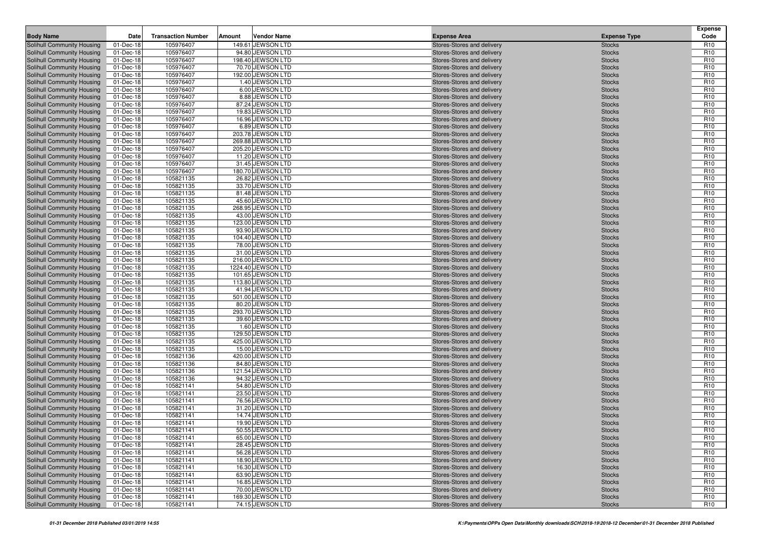| Body Name | Date | Transaction Number | Amount | Vendor Name | Expense Area | Expense Type | Expense Code |
|---|---|---|---|---|---|---|---|
| Solihull Community Housing | 01-Dec-18 | 105976407 | 149.61 | JEWSON LTD | Stores-Stores and delivery | Stocks | R10 |
| Solihull Community Housing | 01-Dec-18 | 105976407 | 94.80 | JEWSON LTD | Stores-Stores and delivery | Stocks | R10 |
| Solihull Community Housing | 01-Dec-18 | 105976407 | 198.40 | JEWSON LTD | Stores-Stores and delivery | Stocks | R10 |
| Solihull Community Housing | 01-Dec-18 | 105976407 | 70.70 | JEWSON LTD | Stores-Stores and delivery | Stocks | R10 |
| Solihull Community Housing | 01-Dec-18 | 105976407 | 192.00 | JEWSON LTD | Stores-Stores and delivery | Stocks | R10 |
| Solihull Community Housing | 01-Dec-18 | 105976407 | 1.40 | JEWSON LTD | Stores-Stores and delivery | Stocks | R10 |
| Solihull Community Housing | 01-Dec-18 | 105976407 | 6.00 | JEWSON LTD | Stores-Stores and delivery | Stocks | R10 |
| Solihull Community Housing | 01-Dec-18 | 105976407 | 8.88 | JEWSON LTD | Stores-Stores and delivery | Stocks | R10 |
| Solihull Community Housing | 01-Dec-18 | 105976407 | 87.24 | JEWSON LTD | Stores-Stores and delivery | Stocks | R10 |
| Solihull Community Housing | 01-Dec-18 | 105976407 | 19.83 | JEWSON LTD | Stores-Stores and delivery | Stocks | R10 |
| Solihull Community Housing | 01-Dec-18 | 105976407 | 16.96 | JEWSON LTD | Stores-Stores and delivery | Stocks | R10 |
| Solihull Community Housing | 01-Dec-18 | 105976407 | 6.89 | JEWSON LTD | Stores-Stores and delivery | Stocks | R10 |
| Solihull Community Housing | 01-Dec-18 | 105976407 | 203.78 | JEWSON LTD | Stores-Stores and delivery | Stocks | R10 |
| Solihull Community Housing | 01-Dec-18 | 105976407 | 269.88 | JEWSON LTD | Stores-Stores and delivery | Stocks | R10 |
| Solihull Community Housing | 01-Dec-18 | 105976407 | 205.20 | JEWSON LTD | Stores-Stores and delivery | Stocks | R10 |
| Solihull Community Housing | 01-Dec-18 | 105976407 | 11.20 | JEWSON LTD | Stores-Stores and delivery | Stocks | R10 |
| Solihull Community Housing | 01-Dec-18 | 105976407 | 31.45 | JEWSON LTD | Stores-Stores and delivery | Stocks | R10 |
| Solihull Community Housing | 01-Dec-18 | 105976407 | 180.70 | JEWSON LTD | Stores-Stores and delivery | Stocks | R10 |
| Solihull Community Housing | 01-Dec-18 | 105821135 | 26.82 | JEWSON LTD | Stores-Stores and delivery | Stocks | R10 |
| Solihull Community Housing | 01-Dec-18 | 105821135 | 33.70 | JEWSON LTD | Stores-Stores and delivery | Stocks | R10 |
| Solihull Community Housing | 01-Dec-18 | 105821135 | 81.48 | JEWSON LTD | Stores-Stores and delivery | Stocks | R10 |
| Solihull Community Housing | 01-Dec-18 | 105821135 | 45.60 | JEWSON LTD | Stores-Stores and delivery | Stocks | R10 |
| Solihull Community Housing | 01-Dec-18 | 105821135 | 268.95 | JEWSON LTD | Stores-Stores and delivery | Stocks | R10 |
| Solihull Community Housing | 01-Dec-18 | 105821135 | 43.00 | JEWSON LTD | Stores-Stores and delivery | Stocks | R10 |
| Solihull Community Housing | 01-Dec-18 | 105821135 | 123.00 | JEWSON LTD | Stores-Stores and delivery | Stocks | R10 |
| Solihull Community Housing | 01-Dec-18 | 105821135 | 93.90 | JEWSON LTD | Stores-Stores and delivery | Stocks | R10 |
| Solihull Community Housing | 01-Dec-18 | 105821135 | 104.40 | JEWSON LTD | Stores-Stores and delivery | Stocks | R10 |
| Solihull Community Housing | 01-Dec-18 | 105821135 | 78.00 | JEWSON LTD | Stores-Stores and delivery | Stocks | R10 |
| Solihull Community Housing | 01-Dec-18 | 105821135 | 31.00 | JEWSON LTD | Stores-Stores and delivery | Stocks | R10 |
| Solihull Community Housing | 01-Dec-18 | 105821135 | 216.00 | JEWSON LTD | Stores-Stores and delivery | Stocks | R10 |
| Solihull Community Housing | 01-Dec-18 | 105821135 | 1224.40 | JEWSON LTD | Stores-Stores and delivery | Stocks | R10 |
| Solihull Community Housing | 01-Dec-18 | 105821135 | 101.65 | JEWSON LTD | Stores-Stores and delivery | Stocks | R10 |
| Solihull Community Housing | 01-Dec-18 | 105821135 | 113.80 | JEWSON LTD | Stores-Stores and delivery | Stocks | R10 |
| Solihull Community Housing | 01-Dec-18 | 105821135 | 41.94 | JEWSON LTD | Stores-Stores and delivery | Stocks | R10 |
| Solihull Community Housing | 01-Dec-18 | 105821135 | 501.00 | JEWSON LTD | Stores-Stores and delivery | Stocks | R10 |
| Solihull Community Housing | 01-Dec-18 | 105821135 | 80.20 | JEWSON LTD | Stores-Stores and delivery | Stocks | R10 |
| Solihull Community Housing | 01-Dec-18 | 105821135 | 293.70 | JEWSON LTD | Stores-Stores and delivery | Stocks | R10 |
| Solihull Community Housing | 01-Dec-18 | 105821135 | 39.60 | JEWSON LTD | Stores-Stores and delivery | Stocks | R10 |
| Solihull Community Housing | 01-Dec-18 | 105821135 | 1.60 | JEWSON LTD | Stores-Stores and delivery | Stocks | R10 |
| Solihull Community Housing | 01-Dec-18 | 105821135 | 129.50 | JEWSON LTD | Stores-Stores and delivery | Stocks | R10 |
| Solihull Community Housing | 01-Dec-18 | 105821135 | 425.00 | JEWSON LTD | Stores-Stores and delivery | Stocks | R10 |
| Solihull Community Housing | 01-Dec-18 | 105821135 | 15.00 | JEWSON LTD | Stores-Stores and delivery | Stocks | R10 |
| Solihull Community Housing | 01-Dec-18 | 105821136 | 420.00 | JEWSON LTD | Stores-Stores and delivery | Stocks | R10 |
| Solihull Community Housing | 01-Dec-18 | 105821136 | 84.80 | JEWSON LTD | Stores-Stores and delivery | Stocks | R10 |
| Solihull Community Housing | 01-Dec-18 | 105821136 | 121.54 | JEWSON LTD | Stores-Stores and delivery | Stocks | R10 |
| Solihull Community Housing | 01-Dec-18 | 105821136 | 94.32 | JEWSON LTD | Stores-Stores and delivery | Stocks | R10 |
| Solihull Community Housing | 01-Dec-18 | 105821141 | 54.80 | JEWSON LTD | Stores-Stores and delivery | Stocks | R10 |
| Solihull Community Housing | 01-Dec-18 | 105821141 | 23.50 | JEWSON LTD | Stores-Stores and delivery | Stocks | R10 |
| Solihull Community Housing | 01-Dec-18 | 105821141 | 76.56 | JEWSON LTD | Stores-Stores and delivery | Stocks | R10 |
| Solihull Community Housing | 01-Dec-18 | 105821141 | 31.20 | JEWSON LTD | Stores-Stores and delivery | Stocks | R10 |
| Solihull Community Housing | 01-Dec-18 | 105821141 | 14.74 | JEWSON LTD | Stores-Stores and delivery | Stocks | R10 |
| Solihull Community Housing | 01-Dec-18 | 105821141 | 19.90 | JEWSON LTD | Stores-Stores and delivery | Stocks | R10 |
| Solihull Community Housing | 01-Dec-18 | 105821141 | 50.55 | JEWSON LTD | Stores-Stores and delivery | Stocks | R10 |
| Solihull Community Housing | 01-Dec-18 | 105821141 | 65.00 | JEWSON LTD | Stores-Stores and delivery | Stocks | R10 |
| Solihull Community Housing | 01-Dec-18 | 105821141 | 28.45 | JEWSON LTD | Stores-Stores and delivery | Stocks | R10 |
| Solihull Community Housing | 01-Dec-18 | 105821141 | 56.28 | JEWSON LTD | Stores-Stores and delivery | Stocks | R10 |
| Solihull Community Housing | 01-Dec-18 | 105821141 | 18.90 | JEWSON LTD | Stores-Stores and delivery | Stocks | R10 |
| Solihull Community Housing | 01-Dec-18 | 105821141 | 16.30 | JEWSON LTD | Stores-Stores and delivery | Stocks | R10 |
| Solihull Community Housing | 01-Dec-18 | 105821141 | 63.90 | JEWSON LTD | Stores-Stores and delivery | Stocks | R10 |
| Solihull Community Housing | 01-Dec-18 | 105821141 | 16.85 | JEWSON LTD | Stores-Stores and delivery | Stocks | R10 |
| Solihull Community Housing | 01-Dec-18 | 105821141 | 70.00 | JEWSON LTD | Stores-Stores and delivery | Stocks | R10 |
| Solihull Community Housing | 01-Dec-18 | 105821141 | 169.30 | JEWSON LTD | Stores-Stores and delivery | Stocks | R10 |
| Solihull Community Housing | 01-Dec-18 | 105821141 | 74.15 | JEWSON LTD | Stores-Stores and delivery | Stocks | R10 |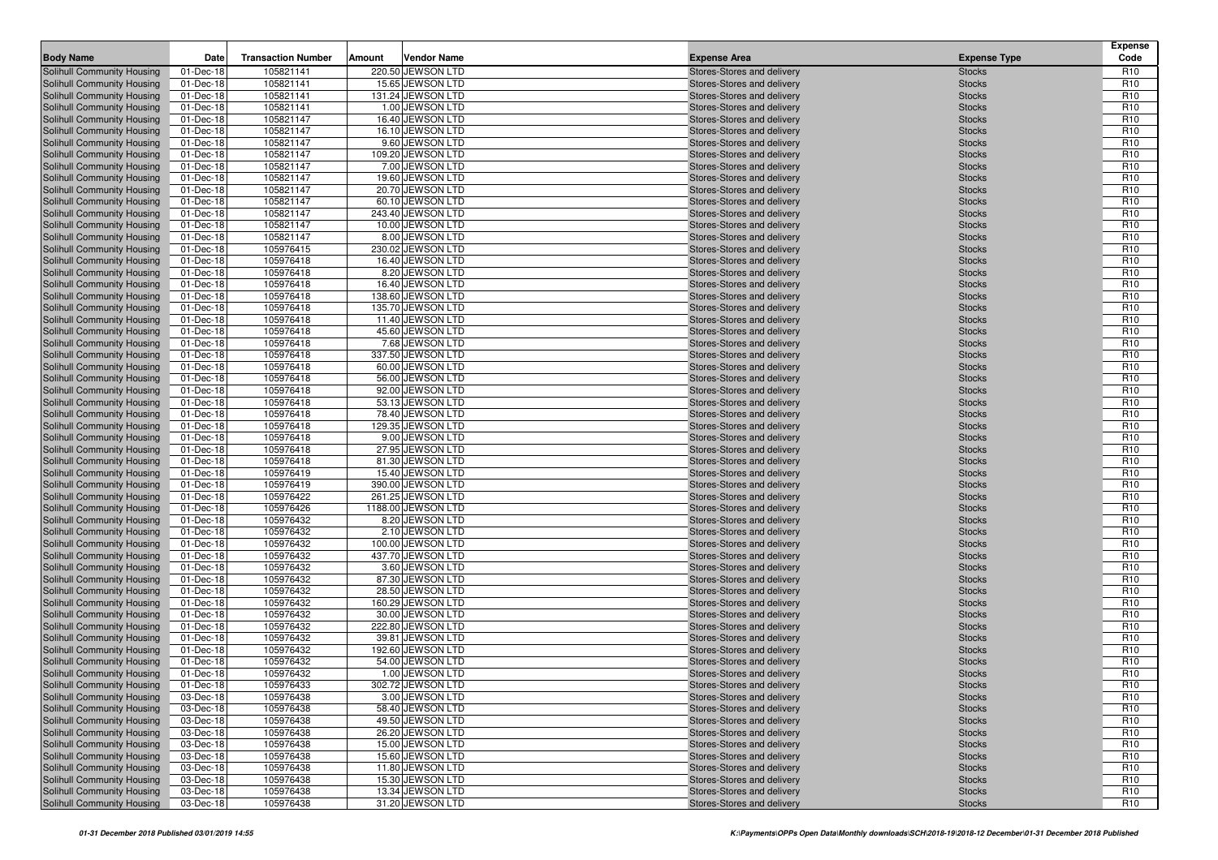| Body Name | Date | Transaction Number | Amount | Vendor Name | Expense Area | Expense Type | Expense Code |
|---|---|---|---|---|---|---|---|
| Solihull Community Housing | 01-Dec-18 | 105821141 | 220.50 | JEWSON LTD | Stores-Stores and delivery | Stocks | R10 |
| Solihull Community Housing | 01-Dec-18 | 105821141 | 15.65 | JEWSON LTD | Stores-Stores and delivery | Stocks | R10 |
| Solihull Community Housing | 01-Dec-18 | 105821141 | 131.24 | JEWSON LTD | Stores-Stores and delivery | Stocks | R10 |
| Solihull Community Housing | 01-Dec-18 | 105821141 | 1.00 | JEWSON LTD | Stores-Stores and delivery | Stocks | R10 |
| Solihull Community Housing | 01-Dec-18 | 105821147 | 16.40 | JEWSON LTD | Stores-Stores and delivery | Stocks | R10 |
| Solihull Community Housing | 01-Dec-18 | 105821147 | 16.10 | JEWSON LTD | Stores-Stores and delivery | Stocks | R10 |
| Solihull Community Housing | 01-Dec-18 | 105821147 | 9.60 | JEWSON LTD | Stores-Stores and delivery | Stocks | R10 |
| Solihull Community Housing | 01-Dec-18 | 105821147 | 109.20 | JEWSON LTD | Stores-Stores and delivery | Stocks | R10 |
| Solihull Community Housing | 01-Dec-18 | 105821147 | 7.00 | JEWSON LTD | Stores-Stores and delivery | Stocks | R10 |
| Solihull Community Housing | 01-Dec-18 | 105821147 | 19.60 | JEWSON LTD | Stores-Stores and delivery | Stocks | R10 |
| Solihull Community Housing | 01-Dec-18 | 105821147 | 20.70 | JEWSON LTD | Stores-Stores and delivery | Stocks | R10 |
| Solihull Community Housing | 01-Dec-18 | 105821147 | 60.10 | JEWSON LTD | Stores-Stores and delivery | Stocks | R10 |
| Solihull Community Housing | 01-Dec-18 | 105821147 | 243.40 | JEWSON LTD | Stores-Stores and delivery | Stocks | R10 |
| Solihull Community Housing | 01-Dec-18 | 105821147 | 10.00 | JEWSON LTD | Stores-Stores and delivery | Stocks | R10 |
| Solihull Community Housing | 01-Dec-18 | 105821147 | 8.00 | JEWSON LTD | Stores-Stores and delivery | Stocks | R10 |
| Solihull Community Housing | 01-Dec-18 | 105976415 | 230.02 | JEWSON LTD | Stores-Stores and delivery | Stocks | R10 |
| Solihull Community Housing | 01-Dec-18 | 105976418 | 16.40 | JEWSON LTD | Stores-Stores and delivery | Stocks | R10 |
| Solihull Community Housing | 01-Dec-18 | 105976418 | 8.20 | JEWSON LTD | Stores-Stores and delivery | Stocks | R10 |
| Solihull Community Housing | 01-Dec-18 | 105976418 | 16.40 | JEWSON LTD | Stores-Stores and delivery | Stocks | R10 |
| Solihull Community Housing | 01-Dec-18 | 105976418 | 138.60 | JEWSON LTD | Stores-Stores and delivery | Stocks | R10 |
| Solihull Community Housing | 01-Dec-18 | 105976418 | 135.70 | JEWSON LTD | Stores-Stores and delivery | Stocks | R10 |
| Solihull Community Housing | 01-Dec-18 | 105976418 | 11.40 | JEWSON LTD | Stores-Stores and delivery | Stocks | R10 |
| Solihull Community Housing | 01-Dec-18 | 105976418 | 45.60 | JEWSON LTD | Stores-Stores and delivery | Stocks | R10 |
| Solihull Community Housing | 01-Dec-18 | 105976418 | 7.68 | JEWSON LTD | Stores-Stores and delivery | Stocks | R10 |
| Solihull Community Housing | 01-Dec-18 | 105976418 | 337.50 | JEWSON LTD | Stores-Stores and delivery | Stocks | R10 |
| Solihull Community Housing | 01-Dec-18 | 105976418 | 60.00 | JEWSON LTD | Stores-Stores and delivery | Stocks | R10 |
| Solihull Community Housing | 01-Dec-18 | 105976418 | 56.00 | JEWSON LTD | Stores-Stores and delivery | Stocks | R10 |
| Solihull Community Housing | 01-Dec-18 | 105976418 | 92.00 | JEWSON LTD | Stores-Stores and delivery | Stocks | R10 |
| Solihull Community Housing | 01-Dec-18 | 105976418 | 53.13 | JEWSON LTD | Stores-Stores and delivery | Stocks | R10 |
| Solihull Community Housing | 01-Dec-18 | 105976418 | 78.40 | JEWSON LTD | Stores-Stores and delivery | Stocks | R10 |
| Solihull Community Housing | 01-Dec-18 | 105976418 | 129.35 | JEWSON LTD | Stores-Stores and delivery | Stocks | R10 |
| Solihull Community Housing | 01-Dec-18 | 105976418 | 9.00 | JEWSON LTD | Stores-Stores and delivery | Stocks | R10 |
| Solihull Community Housing | 01-Dec-18 | 105976418 | 27.95 | JEWSON LTD | Stores-Stores and delivery | Stocks | R10 |
| Solihull Community Housing | 01-Dec-18 | 105976418 | 81.30 | JEWSON LTD | Stores-Stores and delivery | Stocks | R10 |
| Solihull Community Housing | 01-Dec-18 | 105976419 | 15.40 | JEWSON LTD | Stores-Stores and delivery | Stocks | R10 |
| Solihull Community Housing | 01-Dec-18 | 105976419 | 390.00 | JEWSON LTD | Stores-Stores and delivery | Stocks | R10 |
| Solihull Community Housing | 01-Dec-18 | 105976422 | 261.25 | JEWSON LTD | Stores-Stores and delivery | Stocks | R10 |
| Solihull Community Housing | 01-Dec-18 | 105976426 | 1188.00 | JEWSON LTD | Stores-Stores and delivery | Stocks | R10 |
| Solihull Community Housing | 01-Dec-18 | 105976432 | 8.20 | JEWSON LTD | Stores-Stores and delivery | Stocks | R10 |
| Solihull Community Housing | 01-Dec-18 | 105976432 | 2.10 | JEWSON LTD | Stores-Stores and delivery | Stocks | R10 |
| Solihull Community Housing | 01-Dec-18 | 105976432 | 100.00 | JEWSON LTD | Stores-Stores and delivery | Stocks | R10 |
| Solihull Community Housing | 01-Dec-18 | 105976432 | 437.70 | JEWSON LTD | Stores-Stores and delivery | Stocks | R10 |
| Solihull Community Housing | 01-Dec-18 | 105976432 | 3.60 | JEWSON LTD | Stores-Stores and delivery | Stocks | R10 |
| Solihull Community Housing | 01-Dec-18 | 105976432 | 87.30 | JEWSON LTD | Stores-Stores and delivery | Stocks | R10 |
| Solihull Community Housing | 01-Dec-18 | 105976432 | 28.50 | JEWSON LTD | Stores-Stores and delivery | Stocks | R10 |
| Solihull Community Housing | 01-Dec-18 | 105976432 | 160.29 | JEWSON LTD | Stores-Stores and delivery | Stocks | R10 |
| Solihull Community Housing | 01-Dec-18 | 105976432 | 30.00 | JEWSON LTD | Stores-Stores and delivery | Stocks | R10 |
| Solihull Community Housing | 01-Dec-18 | 105976432 | 222.80 | JEWSON LTD | Stores-Stores and delivery | Stocks | R10 |
| Solihull Community Housing | 01-Dec-18 | 105976432 | 39.81 | JEWSON LTD | Stores-Stores and delivery | Stocks | R10 |
| Solihull Community Housing | 01-Dec-18 | 105976432 | 192.60 | JEWSON LTD | Stores-Stores and delivery | Stocks | R10 |
| Solihull Community Housing | 01-Dec-18 | 105976432 | 54.00 | JEWSON LTD | Stores-Stores and delivery | Stocks | R10 |
| Solihull Community Housing | 01-Dec-18 | 105976432 | 1.00 | JEWSON LTD | Stores-Stores and delivery | Stocks | R10 |
| Solihull Community Housing | 01-Dec-18 | 105976433 | 302.72 | JEWSON LTD | Stores-Stores and delivery | Stocks | R10 |
| Solihull Community Housing | 03-Dec-18 | 105976438 | 3.00 | JEWSON LTD | Stores-Stores and delivery | Stocks | R10 |
| Solihull Community Housing | 03-Dec-18 | 105976438 | 58.40 | JEWSON LTD | Stores-Stores and delivery | Stocks | R10 |
| Solihull Community Housing | 03-Dec-18 | 105976438 | 49.50 | JEWSON LTD | Stores-Stores and delivery | Stocks | R10 |
| Solihull Community Housing | 03-Dec-18 | 105976438 | 26.20 | JEWSON LTD | Stores-Stores and delivery | Stocks | R10 |
| Solihull Community Housing | 03-Dec-18 | 105976438 | 15.00 | JEWSON LTD | Stores-Stores and delivery | Stocks | R10 |
| Solihull Community Housing | 03-Dec-18 | 105976438 | 15.60 | JEWSON LTD | Stores-Stores and delivery | Stocks | R10 |
| Solihull Community Housing | 03-Dec-18 | 105976438 | 11.80 | JEWSON LTD | Stores-Stores and delivery | Stocks | R10 |
| Solihull Community Housing | 03-Dec-18 | 105976438 | 15.30 | JEWSON LTD | Stores-Stores and delivery | Stocks | R10 |
| Solihull Community Housing | 03-Dec-18 | 105976438 | 13.34 | JEWSON LTD | Stores-Stores and delivery | Stocks | R10 |
| Solihull Community Housing | 03-Dec-18 | 105976438 | 31.20 | JEWSON LTD | Stores-Stores and delivery | Stocks | R10 |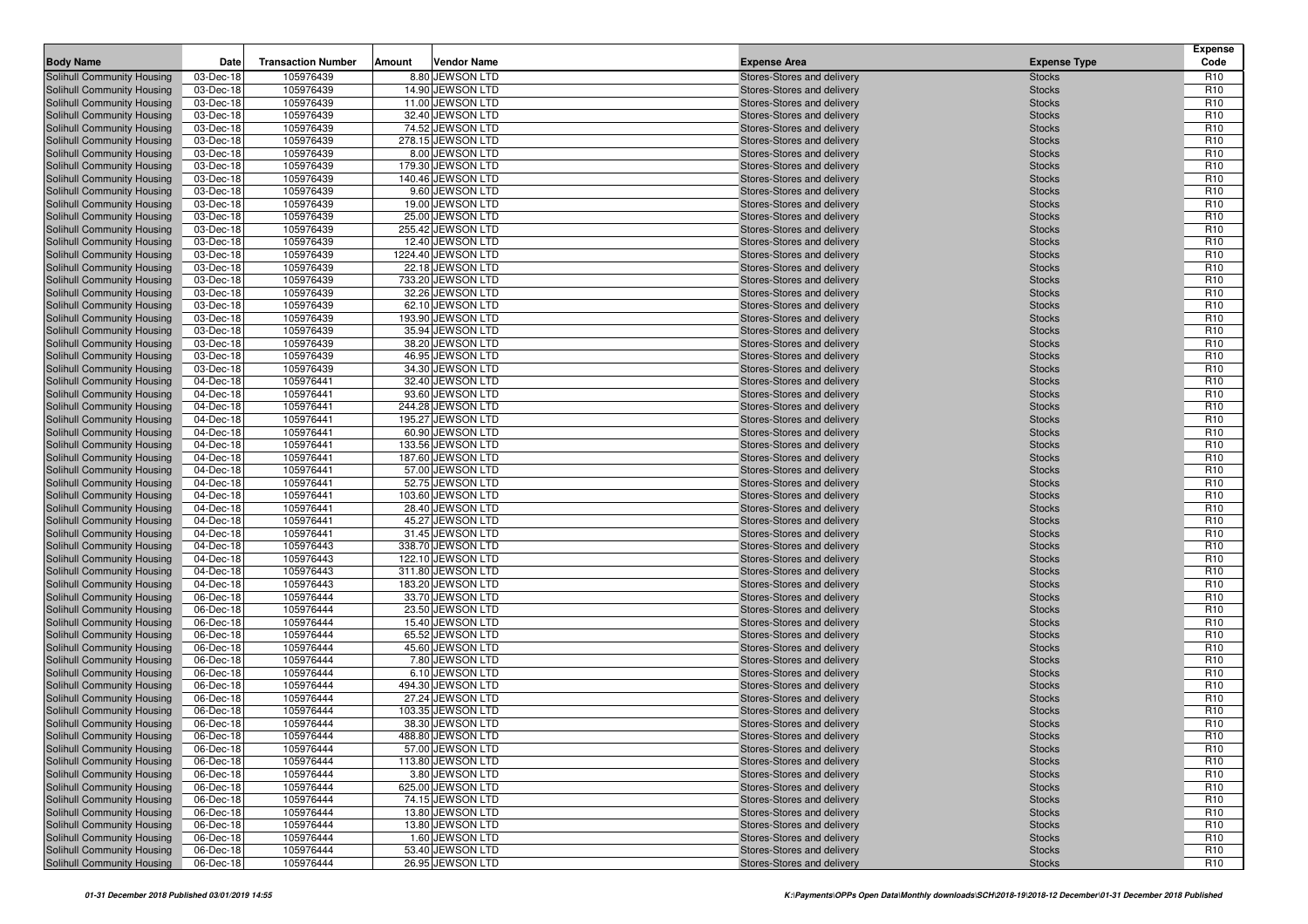| Body Name | Date | Transaction Number | Amount | Vendor Name | Expense Area | Expense Type | Expense Code |
|---|---|---|---|---|---|---|---|
| Solihull Community Housing | 03-Dec-18 | 105976439 | 8.80 | JEWSON LTD | Stores-Stores and delivery | Stocks | R10 |
| Solihull Community Housing | 03-Dec-18 | 105976439 | 14.90 | JEWSON LTD | Stores-Stores and delivery | Stocks | R10 |
| Solihull Community Housing | 03-Dec-18 | 105976439 | 11.00 | JEWSON LTD | Stores-Stores and delivery | Stocks | R10 |
| Solihull Community Housing | 03-Dec-18 | 105976439 | 32.40 | JEWSON LTD | Stores-Stores and delivery | Stocks | R10 |
| Solihull Community Housing | 03-Dec-18 | 105976439 | 74.52 | JEWSON LTD | Stores-Stores and delivery | Stocks | R10 |
| Solihull Community Housing | 03-Dec-18 | 105976439 | 278.15 | JEWSON LTD | Stores-Stores and delivery | Stocks | R10 |
| Solihull Community Housing | 03-Dec-18 | 105976439 | 8.00 | JEWSON LTD | Stores-Stores and delivery | Stocks | R10 |
| Solihull Community Housing | 03-Dec-18 | 105976439 | 179.30 | JEWSON LTD | Stores-Stores and delivery | Stocks | R10 |
| Solihull Community Housing | 03-Dec-18 | 105976439 | 140.46 | JEWSON LTD | Stores-Stores and delivery | Stocks | R10 |
| Solihull Community Housing | 03-Dec-18 | 105976439 | 9.60 | JEWSON LTD | Stores-Stores and delivery | Stocks | R10 |
| Solihull Community Housing | 03-Dec-18 | 105976439 | 19.00 | JEWSON LTD | Stores-Stores and delivery | Stocks | R10 |
| Solihull Community Housing | 03-Dec-18 | 105976439 | 25.00 | JEWSON LTD | Stores-Stores and delivery | Stocks | R10 |
| Solihull Community Housing | 03-Dec-18 | 105976439 | 255.42 | JEWSON LTD | Stores-Stores and delivery | Stocks | R10 |
| Solihull Community Housing | 03-Dec-18 | 105976439 | 12.40 | JEWSON LTD | Stores-Stores and delivery | Stocks | R10 |
| Solihull Community Housing | 03-Dec-18 | 105976439 | 1224.40 | JEWSON LTD | Stores-Stores and delivery | Stocks | R10 |
| Solihull Community Housing | 03-Dec-18 | 105976439 | 22.18 | JEWSON LTD | Stores-Stores and delivery | Stocks | R10 |
| Solihull Community Housing | 03-Dec-18 | 105976439 | 733.20 | JEWSON LTD | Stores-Stores and delivery | Stocks | R10 |
| Solihull Community Housing | 03-Dec-18 | 105976439 | 32.26 | JEWSON LTD | Stores-Stores and delivery | Stocks | R10 |
| Solihull Community Housing | 03-Dec-18 | 105976439 | 62.10 | JEWSON LTD | Stores-Stores and delivery | Stocks | R10 |
| Solihull Community Housing | 03-Dec-18 | 105976439 | 193.90 | JEWSON LTD | Stores-Stores and delivery | Stocks | R10 |
| Solihull Community Housing | 03-Dec-18 | 105976439 | 35.94 | JEWSON LTD | Stores-Stores and delivery | Stocks | R10 |
| Solihull Community Housing | 03-Dec-18 | 105976439 | 38.20 | JEWSON LTD | Stores-Stores and delivery | Stocks | R10 |
| Solihull Community Housing | 03-Dec-18 | 105976439 | 46.95 | JEWSON LTD | Stores-Stores and delivery | Stocks | R10 |
| Solihull Community Housing | 03-Dec-18 | 105976439 | 34.30 | JEWSON LTD | Stores-Stores and delivery | Stocks | R10 |
| Solihull Community Housing | 04-Dec-18 | 105976441 | 32.40 | JEWSON LTD | Stores-Stores and delivery | Stocks | R10 |
| Solihull Community Housing | 04-Dec-18 | 105976441 | 93.60 | JEWSON LTD | Stores-Stores and delivery | Stocks | R10 |
| Solihull Community Housing | 04-Dec-18 | 105976441 | 244.28 | JEWSON LTD | Stores-Stores and delivery | Stocks | R10 |
| Solihull Community Housing | 04-Dec-18 | 105976441 | 195.27 | JEWSON LTD | Stores-Stores and delivery | Stocks | R10 |
| Solihull Community Housing | 04-Dec-18 | 105976441 | 60.90 | JEWSON LTD | Stores-Stores and delivery | Stocks | R10 |
| Solihull Community Housing | 04-Dec-18 | 105976441 | 133.56 | JEWSON LTD | Stores-Stores and delivery | Stocks | R10 |
| Solihull Community Housing | 04-Dec-18 | 105976441 | 187.60 | JEWSON LTD | Stores-Stores and delivery | Stocks | R10 |
| Solihull Community Housing | 04-Dec-18 | 105976441 | 57.00 | JEWSON LTD | Stores-Stores and delivery | Stocks | R10 |
| Solihull Community Housing | 04-Dec-18 | 105976441 | 52.75 | JEWSON LTD | Stores-Stores and delivery | Stocks | R10 |
| Solihull Community Housing | 04-Dec-18 | 105976441 | 103.60 | JEWSON LTD | Stores-Stores and delivery | Stocks | R10 |
| Solihull Community Housing | 04-Dec-18 | 105976441 | 28.40 | JEWSON LTD | Stores-Stores and delivery | Stocks | R10 |
| Solihull Community Housing | 04-Dec-18 | 105976441 | 45.27 | JEWSON LTD | Stores-Stores and delivery | Stocks | R10 |
| Solihull Community Housing | 04-Dec-18 | 105976441 | 31.45 | JEWSON LTD | Stores-Stores and delivery | Stocks | R10 |
| Solihull Community Housing | 04-Dec-18 | 105976443 | 338.70 | JEWSON LTD | Stores-Stores and delivery | Stocks | R10 |
| Solihull Community Housing | 04-Dec-18 | 105976443 | 122.10 | JEWSON LTD | Stores-Stores and delivery | Stocks | R10 |
| Solihull Community Housing | 04-Dec-18 | 105976443 | 311.80 | JEWSON LTD | Stores-Stores and delivery | Stocks | R10 |
| Solihull Community Housing | 04-Dec-18 | 105976443 | 183.20 | JEWSON LTD | Stores-Stores and delivery | Stocks | R10 |
| Solihull Community Housing | 06-Dec-18 | 105976444 | 33.70 | JEWSON LTD | Stores-Stores and delivery | Stocks | R10 |
| Solihull Community Housing | 06-Dec-18 | 105976444 | 23.50 | JEWSON LTD | Stores-Stores and delivery | Stocks | R10 |
| Solihull Community Housing | 06-Dec-18 | 105976444 | 15.40 | JEWSON LTD | Stores-Stores and delivery | Stocks | R10 |
| Solihull Community Housing | 06-Dec-18 | 105976444 | 65.52 | JEWSON LTD | Stores-Stores and delivery | Stocks | R10 |
| Solihull Community Housing | 06-Dec-18 | 105976444 | 45.60 | JEWSON LTD | Stores-Stores and delivery | Stocks | R10 |
| Solihull Community Housing | 06-Dec-18 | 105976444 | 7.80 | JEWSON LTD | Stores-Stores and delivery | Stocks | R10 |
| Solihull Community Housing | 06-Dec-18 | 105976444 | 6.10 | JEWSON LTD | Stores-Stores and delivery | Stocks | R10 |
| Solihull Community Housing | 06-Dec-18 | 105976444 | 494.30 | JEWSON LTD | Stores-Stores and delivery | Stocks | R10 |
| Solihull Community Housing | 06-Dec-18 | 105976444 | 27.24 | JEWSON LTD | Stores-Stores and delivery | Stocks | R10 |
| Solihull Community Housing | 06-Dec-18 | 105976444 | 103.35 | JEWSON LTD | Stores-Stores and delivery | Stocks | R10 |
| Solihull Community Housing | 06-Dec-18 | 105976444 | 38.30 | JEWSON LTD | Stores-Stores and delivery | Stocks | R10 |
| Solihull Community Housing | 06-Dec-18 | 105976444 | 488.80 | JEWSON LTD | Stores-Stores and delivery | Stocks | R10 |
| Solihull Community Housing | 06-Dec-18 | 105976444 | 57.00 | JEWSON LTD | Stores-Stores and delivery | Stocks | R10 |
| Solihull Community Housing | 06-Dec-18 | 105976444 | 113.80 | JEWSON LTD | Stores-Stores and delivery | Stocks | R10 |
| Solihull Community Housing | 06-Dec-18 | 105976444 | 3.80 | JEWSON LTD | Stores-Stores and delivery | Stocks | R10 |
| Solihull Community Housing | 06-Dec-18 | 105976444 | 625.00 | JEWSON LTD | Stores-Stores and delivery | Stocks | R10 |
| Solihull Community Housing | 06-Dec-18 | 105976444 | 74.15 | JEWSON LTD | Stores-Stores and delivery | Stocks | R10 |
| Solihull Community Housing | 06-Dec-18 | 105976444 | 13.80 | JEWSON LTD | Stores-Stores and delivery | Stocks | R10 |
| Solihull Community Housing | 06-Dec-18 | 105976444 | 13.80 | JEWSON LTD | Stores-Stores and delivery | Stocks | R10 |
| Solihull Community Housing | 06-Dec-18 | 105976444 | 1.60 | JEWSON LTD | Stores-Stores and delivery | Stocks | R10 |
| Solihull Community Housing | 06-Dec-18 | 105976444 | 53.40 | JEWSON LTD | Stores-Stores and delivery | Stocks | R10 |
| Solihull Community Housing | 06-Dec-18 | 105976444 | 26.95 | JEWSON LTD | Stores-Stores and delivery | Stocks | R10 |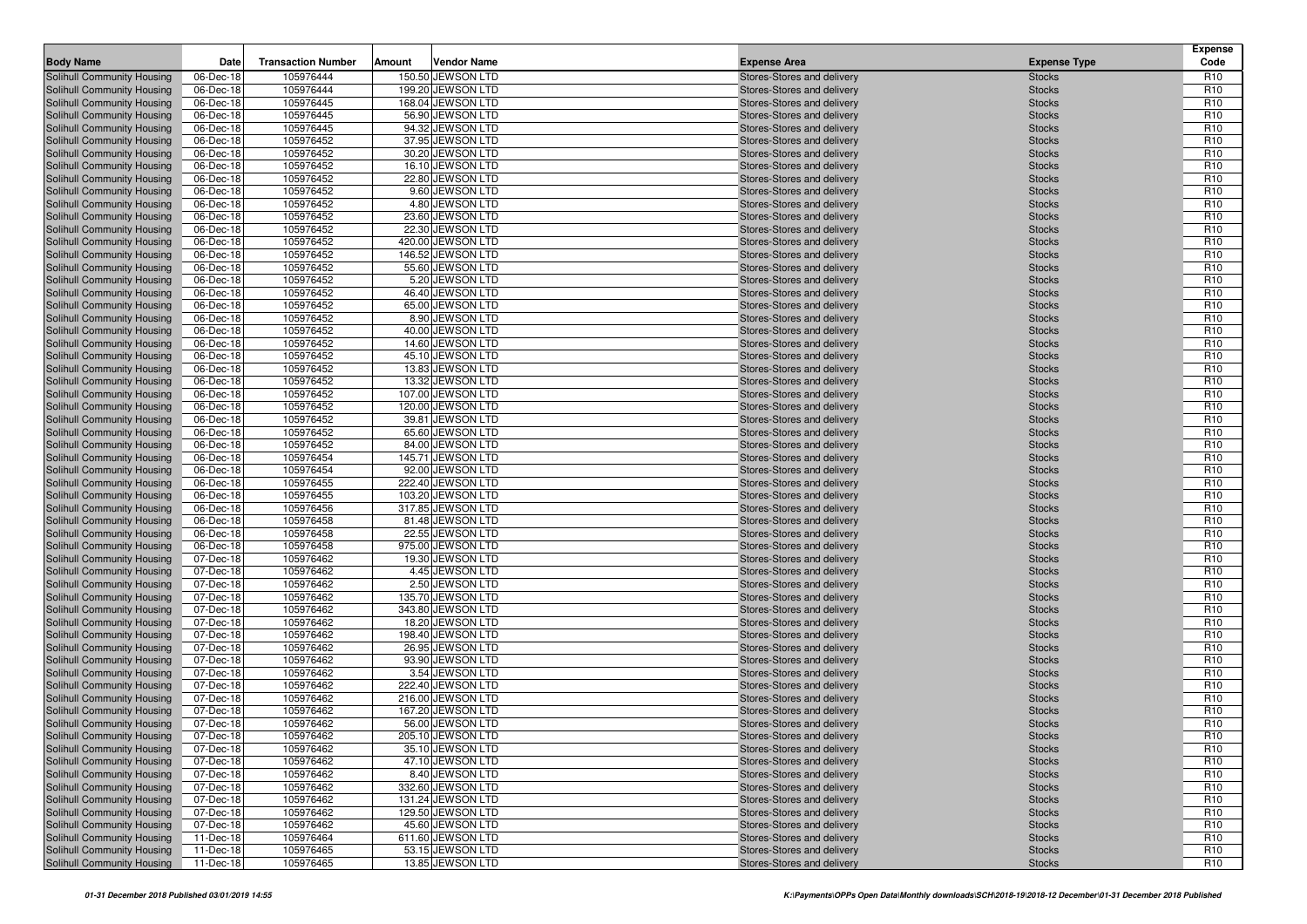| Body Name | Date | Transaction Number | Amount | Vendor Name | Expense Area | Expense Type | Expense Code |
|---|---|---|---|---|---|---|---|
| Solihull Community Housing | 06-Dec-18 | 105976444 | 150.50 | JEWSON LTD | Stores-Stores and delivery | Stocks | R10 |
| Solihull Community Housing | 06-Dec-18 | 105976444 | 199.20 | JEWSON LTD | Stores-Stores and delivery | Stocks | R10 |
| Solihull Community Housing | 06-Dec-18 | 105976445 | 168.04 | JEWSON LTD | Stores-Stores and delivery | Stocks | R10 |
| Solihull Community Housing | 06-Dec-18 | 105976445 | 56.90 | JEWSON LTD | Stores-Stores and delivery | Stocks | R10 |
| Solihull Community Housing | 06-Dec-18 | 105976445 | 94.32 | JEWSON LTD | Stores-Stores and delivery | Stocks | R10 |
| Solihull Community Housing | 06-Dec-18 | 105976452 | 37.95 | JEWSON LTD | Stores-Stores and delivery | Stocks | R10 |
| Solihull Community Housing | 06-Dec-18 | 105976452 | 30.20 | JEWSON LTD | Stores-Stores and delivery | Stocks | R10 |
| Solihull Community Housing | 06-Dec-18 | 105976452 | 16.10 | JEWSON LTD | Stores-Stores and delivery | Stocks | R10 |
| Solihull Community Housing | 06-Dec-18 | 105976452 | 22.80 | JEWSON LTD | Stores-Stores and delivery | Stocks | R10 |
| Solihull Community Housing | 06-Dec-18 | 105976452 | 9.60 | JEWSON LTD | Stores-Stores and delivery | Stocks | R10 |
| Solihull Community Housing | 06-Dec-18 | 105976452 | 4.80 | JEWSON LTD | Stores-Stores and delivery | Stocks | R10 |
| Solihull Community Housing | 06-Dec-18 | 105976452 | 23.60 | JEWSON LTD | Stores-Stores and delivery | Stocks | R10 |
| Solihull Community Housing | 06-Dec-18 | 105976452 | 22.30 | JEWSON LTD | Stores-Stores and delivery | Stocks | R10 |
| Solihull Community Housing | 06-Dec-18 | 105976452 | 420.00 | JEWSON LTD | Stores-Stores and delivery | Stocks | R10 |
| Solihull Community Housing | 06-Dec-18 | 105976452 | 146.52 | JEWSON LTD | Stores-Stores and delivery | Stocks | R10 |
| Solihull Community Housing | 06-Dec-18 | 105976452 | 55.60 | JEWSON LTD | Stores-Stores and delivery | Stocks | R10 |
| Solihull Community Housing | 06-Dec-18 | 105976452 | 5.20 | JEWSON LTD | Stores-Stores and delivery | Stocks | R10 |
| Solihull Community Housing | 06-Dec-18 | 105976452 | 46.40 | JEWSON LTD | Stores-Stores and delivery | Stocks | R10 |
| Solihull Community Housing | 06-Dec-18 | 105976452 | 65.00 | JEWSON LTD | Stores-Stores and delivery | Stocks | R10 |
| Solihull Community Housing | 06-Dec-18 | 105976452 | 8.90 | JEWSON LTD | Stores-Stores and delivery | Stocks | R10 |
| Solihull Community Housing | 06-Dec-18 | 105976452 | 40.00 | JEWSON LTD | Stores-Stores and delivery | Stocks | R10 |
| Solihull Community Housing | 06-Dec-18 | 105976452 | 14.60 | JEWSON LTD | Stores-Stores and delivery | Stocks | R10 |
| Solihull Community Housing | 06-Dec-18 | 105976452 | 45.10 | JEWSON LTD | Stores-Stores and delivery | Stocks | R10 |
| Solihull Community Housing | 06-Dec-18 | 105976452 | 13.83 | JEWSON LTD | Stores-Stores and delivery | Stocks | R10 |
| Solihull Community Housing | 06-Dec-18 | 105976452 | 13.32 | JEWSON LTD | Stores-Stores and delivery | Stocks | R10 |
| Solihull Community Housing | 06-Dec-18 | 105976452 | 107.00 | JEWSON LTD | Stores-Stores and delivery | Stocks | R10 |
| Solihull Community Housing | 06-Dec-18 | 105976452 | 120.00 | JEWSON LTD | Stores-Stores and delivery | Stocks | R10 |
| Solihull Community Housing | 06-Dec-18 | 105976452 | 39.81 | JEWSON LTD | Stores-Stores and delivery | Stocks | R10 |
| Solihull Community Housing | 06-Dec-18 | 105976452 | 65.60 | JEWSON LTD | Stores-Stores and delivery | Stocks | R10 |
| Solihull Community Housing | 06-Dec-18 | 105976452 | 84.00 | JEWSON LTD | Stores-Stores and delivery | Stocks | R10 |
| Solihull Community Housing | 06-Dec-18 | 105976454 | 145.71 | JEWSON LTD | Stores-Stores and delivery | Stocks | R10 |
| Solihull Community Housing | 06-Dec-18 | 105976454 | 92.00 | JEWSON LTD | Stores-Stores and delivery | Stocks | R10 |
| Solihull Community Housing | 06-Dec-18 | 105976455 | 222.40 | JEWSON LTD | Stores-Stores and delivery | Stocks | R10 |
| Solihull Community Housing | 06-Dec-18 | 105976455 | 103.20 | JEWSON LTD | Stores-Stores and delivery | Stocks | R10 |
| Solihull Community Housing | 06-Dec-18 | 105976456 | 317.85 | JEWSON LTD | Stores-Stores and delivery | Stocks | R10 |
| Solihull Community Housing | 06-Dec-18 | 105976458 | 81.48 | JEWSON LTD | Stores-Stores and delivery | Stocks | R10 |
| Solihull Community Housing | 06-Dec-18 | 105976458 | 22.55 | JEWSON LTD | Stores-Stores and delivery | Stocks | R10 |
| Solihull Community Housing | 06-Dec-18 | 105976458 | 975.00 | JEWSON LTD | Stores-Stores and delivery | Stocks | R10 |
| Solihull Community Housing | 07-Dec-18 | 105976462 | 19.30 | JEWSON LTD | Stores-Stores and delivery | Stocks | R10 |
| Solihull Community Housing | 07-Dec-18 | 105976462 | 4.45 | JEWSON LTD | Stores-Stores and delivery | Stocks | R10 |
| Solihull Community Housing | 07-Dec-18 | 105976462 | 2.50 | JEWSON LTD | Stores-Stores and delivery | Stocks | R10 |
| Solihull Community Housing | 07-Dec-18 | 105976462 | 135.70 | JEWSON LTD | Stores-Stores and delivery | Stocks | R10 |
| Solihull Community Housing | 07-Dec-18 | 105976462 | 343.80 | JEWSON LTD | Stores-Stores and delivery | Stocks | R10 |
| Solihull Community Housing | 07-Dec-18 | 105976462 | 18.20 | JEWSON LTD | Stores-Stores and delivery | Stocks | R10 |
| Solihull Community Housing | 07-Dec-18 | 105976462 | 198.40 | JEWSON LTD | Stores-Stores and delivery | Stocks | R10 |
| Solihull Community Housing | 07-Dec-18 | 105976462 | 26.95 | JEWSON LTD | Stores-Stores and delivery | Stocks | R10 |
| Solihull Community Housing | 07-Dec-18 | 105976462 | 93.90 | JEWSON LTD | Stores-Stores and delivery | Stocks | R10 |
| Solihull Community Housing | 07-Dec-18 | 105976462 | 3.54 | JEWSON LTD | Stores-Stores and delivery | Stocks | R10 |
| Solihull Community Housing | 07-Dec-18 | 105976462 | 222.40 | JEWSON LTD | Stores-Stores and delivery | Stocks | R10 |
| Solihull Community Housing | 07-Dec-18 | 105976462 | 216.00 | JEWSON LTD | Stores-Stores and delivery | Stocks | R10 |
| Solihull Community Housing | 07-Dec-18 | 105976462 | 167.20 | JEWSON LTD | Stores-Stores and delivery | Stocks | R10 |
| Solihull Community Housing | 07-Dec-18 | 105976462 | 56.00 | JEWSON LTD | Stores-Stores and delivery | Stocks | R10 |
| Solihull Community Housing | 07-Dec-18 | 105976462 | 205.10 | JEWSON LTD | Stores-Stores and delivery | Stocks | R10 |
| Solihull Community Housing | 07-Dec-18 | 105976462 | 35.10 | JEWSON LTD | Stores-Stores and delivery | Stocks | R10 |
| Solihull Community Housing | 07-Dec-18 | 105976462 | 47.10 | JEWSON LTD | Stores-Stores and delivery | Stocks | R10 |
| Solihull Community Housing | 07-Dec-18 | 105976462 | 8.40 | JEWSON LTD | Stores-Stores and delivery | Stocks | R10 |
| Solihull Community Housing | 07-Dec-18 | 105976462 | 332.60 | JEWSON LTD | Stores-Stores and delivery | Stocks | R10 |
| Solihull Community Housing | 07-Dec-18 | 105976462 | 131.24 | JEWSON LTD | Stores-Stores and delivery | Stocks | R10 |
| Solihull Community Housing | 07-Dec-18 | 105976462 | 129.50 | JEWSON LTD | Stores-Stores and delivery | Stocks | R10 |
| Solihull Community Housing | 07-Dec-18 | 105976462 | 45.60 | JEWSON LTD | Stores-Stores and delivery | Stocks | R10 |
| Solihull Community Housing | 11-Dec-18 | 105976464 | 611.60 | JEWSON LTD | Stores-Stores and delivery | Stocks | R10 |
| Solihull Community Housing | 11-Dec-18 | 105976465 | 53.15 | JEWSON LTD | Stores-Stores and delivery | Stocks | R10 |
| Solihull Community Housing | 11-Dec-18 | 105976465 | 13.85 | JEWSON LTD | Stores-Stores and delivery | Stocks | R10 |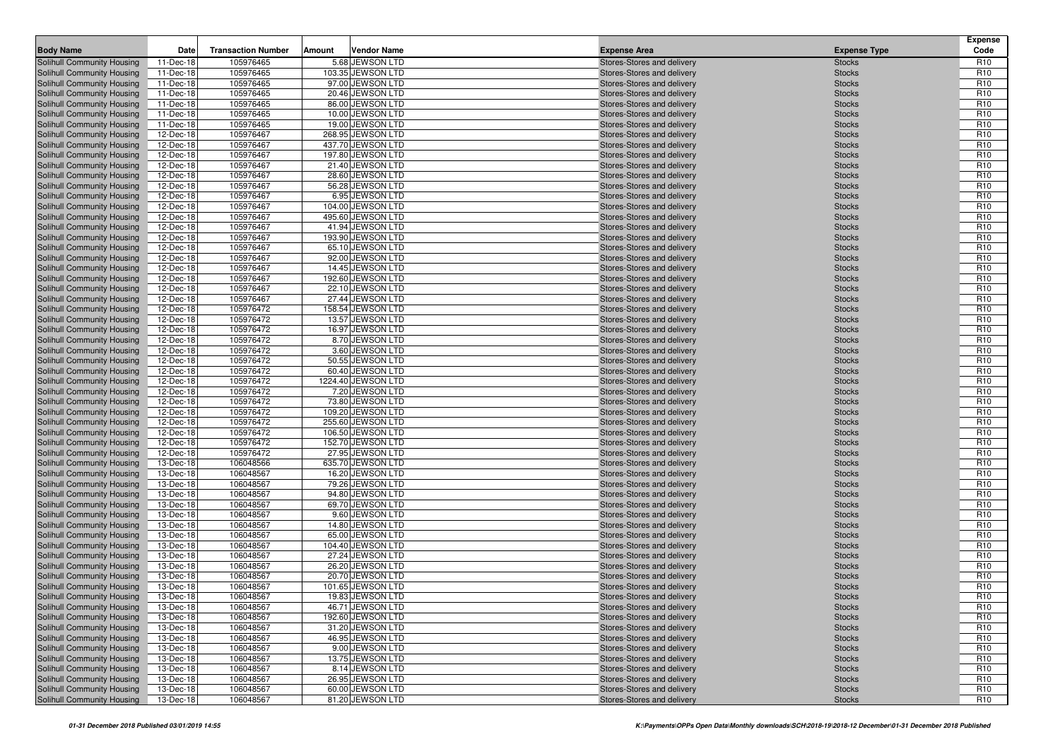| Body Name | Date | Transaction Number | Amount | Vendor Name | Expense Area | Expense Type | Expense Code |
|---|---|---|---|---|---|---|---|
| Solihull Community Housing | 11-Dec-18 | 105976465 | 5.68 | JEWSON LTD | Stores-Stores and delivery | Stocks | R10 |
| Solihull Community Housing | 11-Dec-18 | 105976465 | 103.35 | JEWSON LTD | Stores-Stores and delivery | Stocks | R10 |
| Solihull Community Housing | 11-Dec-18 | 105976465 | 97.00 | JEWSON LTD | Stores-Stores and delivery | Stocks | R10 |
| Solihull Community Housing | 11-Dec-18 | 105976465 | 20.46 | JEWSON LTD | Stores-Stores and delivery | Stocks | R10 |
| Solihull Community Housing | 11-Dec-18 | 105976465 | 86.00 | JEWSON LTD | Stores-Stores and delivery | Stocks | R10 |
| Solihull Community Housing | 11-Dec-18 | 105976465 | 10.00 | JEWSON LTD | Stores-Stores and delivery | Stocks | R10 |
| Solihull Community Housing | 11-Dec-18 | 105976465 | 19.00 | JEWSON LTD | Stores-Stores and delivery | Stocks | R10 |
| Solihull Community Housing | 12-Dec-18 | 105976467 | 268.95 | JEWSON LTD | Stores-Stores and delivery | Stocks | R10 |
| Solihull Community Housing | 12-Dec-18 | 105976467 | 437.70 | JEWSON LTD | Stores-Stores and delivery | Stocks | R10 |
| Solihull Community Housing | 12-Dec-18 | 105976467 | 197.80 | JEWSON LTD | Stores-Stores and delivery | Stocks | R10 |
| Solihull Community Housing | 12-Dec-18 | 105976467 | 21.40 | JEWSON LTD | Stores-Stores and delivery | Stocks | R10 |
| Solihull Community Housing | 12-Dec-18 | 105976467 | 28.60 | JEWSON LTD | Stores-Stores and delivery | Stocks | R10 |
| Solihull Community Housing | 12-Dec-18 | 105976467 | 56.28 | JEWSON LTD | Stores-Stores and delivery | Stocks | R10 |
| Solihull Community Housing | 12-Dec-18 | 105976467 | 6.95 | JEWSON LTD | Stores-Stores and delivery | Stocks | R10 |
| Solihull Community Housing | 12-Dec-18 | 105976467 | 104.00 | JEWSON LTD | Stores-Stores and delivery | Stocks | R10 |
| Solihull Community Housing | 12-Dec-18 | 105976467 | 495.60 | JEWSON LTD | Stores-Stores and delivery | Stocks | R10 |
| Solihull Community Housing | 12-Dec-18 | 105976467 | 41.94 | JEWSON LTD | Stores-Stores and delivery | Stocks | R10 |
| Solihull Community Housing | 12-Dec-18 | 105976467 | 193.90 | JEWSON LTD | Stores-Stores and delivery | Stocks | R10 |
| Solihull Community Housing | 12-Dec-18 | 105976467 | 65.10 | JEWSON LTD | Stores-Stores and delivery | Stocks | R10 |
| Solihull Community Housing | 12-Dec-18 | 105976467 | 92.00 | JEWSON LTD | Stores-Stores and delivery | Stocks | R10 |
| Solihull Community Housing | 12-Dec-18 | 105976467 | 14.45 | JEWSON LTD | Stores-Stores and delivery | Stocks | R10 |
| Solihull Community Housing | 12-Dec-18 | 105976467 | 192.60 | JEWSON LTD | Stores-Stores and delivery | Stocks | R10 |
| Solihull Community Housing | 12-Dec-18 | 105976467 | 22.10 | JEWSON LTD | Stores-Stores and delivery | Stocks | R10 |
| Solihull Community Housing | 12-Dec-18 | 105976467 | 27.44 | JEWSON LTD | Stores-Stores and delivery | Stocks | R10 |
| Solihull Community Housing | 12-Dec-18 | 105976472 | 158.54 | JEWSON LTD | Stores-Stores and delivery | Stocks | R10 |
| Solihull Community Housing | 12-Dec-18 | 105976472 | 13.57 | JEWSON LTD | Stores-Stores and delivery | Stocks | R10 |
| Solihull Community Housing | 12-Dec-18 | 105976472 | 16.97 | JEWSON LTD | Stores-Stores and delivery | Stocks | R10 |
| Solihull Community Housing | 12-Dec-18 | 105976472 | 8.70 | JEWSON LTD | Stores-Stores and delivery | Stocks | R10 |
| Solihull Community Housing | 12-Dec-18 | 105976472 | 3.60 | JEWSON LTD | Stores-Stores and delivery | Stocks | R10 |
| Solihull Community Housing | 12-Dec-18 | 105976472 | 50.55 | JEWSON LTD | Stores-Stores and delivery | Stocks | R10 |
| Solihull Community Housing | 12-Dec-18 | 105976472 | 60.40 | JEWSON LTD | Stores-Stores and delivery | Stocks | R10 |
| Solihull Community Housing | 12-Dec-18 | 105976472 | 1224.40 | JEWSON LTD | Stores-Stores and delivery | Stocks | R10 |
| Solihull Community Housing | 12-Dec-18 | 105976472 | 7.20 | JEWSON LTD | Stores-Stores and delivery | Stocks | R10 |
| Solihull Community Housing | 12-Dec-18 | 105976472 | 73.80 | JEWSON LTD | Stores-Stores and delivery | Stocks | R10 |
| Solihull Community Housing | 12-Dec-18 | 105976472 | 109.20 | JEWSON LTD | Stores-Stores and delivery | Stocks | R10 |
| Solihull Community Housing | 12-Dec-18 | 105976472 | 255.60 | JEWSON LTD | Stores-Stores and delivery | Stocks | R10 |
| Solihull Community Housing | 12-Dec-18 | 105976472 | 106.50 | JEWSON LTD | Stores-Stores and delivery | Stocks | R10 |
| Solihull Community Housing | 12-Dec-18 | 105976472 | 152.70 | JEWSON LTD | Stores-Stores and delivery | Stocks | R10 |
| Solihull Community Housing | 12-Dec-18 | 105976472 | 27.95 | JEWSON LTD | Stores-Stores and delivery | Stocks | R10 |
| Solihull Community Housing | 13-Dec-18 | 106048566 | 635.70 | JEWSON LTD | Stores-Stores and delivery | Stocks | R10 |
| Solihull Community Housing | 13-Dec-18 | 106048567 | 16.20 | JEWSON LTD | Stores-Stores and delivery | Stocks | R10 |
| Solihull Community Housing | 13-Dec-18 | 106048567 | 79.26 | JEWSON LTD | Stores-Stores and delivery | Stocks | R10 |
| Solihull Community Housing | 13-Dec-18 | 106048567 | 94.80 | JEWSON LTD | Stores-Stores and delivery | Stocks | R10 |
| Solihull Community Housing | 13-Dec-18 | 106048567 | 69.70 | JEWSON LTD | Stores-Stores and delivery | Stocks | R10 |
| Solihull Community Housing | 13-Dec-18 | 106048567 | 9.60 | JEWSON LTD | Stores-Stores and delivery | Stocks | R10 |
| Solihull Community Housing | 13-Dec-18 | 106048567 | 14.80 | JEWSON LTD | Stores-Stores and delivery | Stocks | R10 |
| Solihull Community Housing | 13-Dec-18 | 106048567 | 65.00 | JEWSON LTD | Stores-Stores and delivery | Stocks | R10 |
| Solihull Community Housing | 13-Dec-18 | 106048567 | 104.40 | JEWSON LTD | Stores-Stores and delivery | Stocks | R10 |
| Solihull Community Housing | 13-Dec-18 | 106048567 | 27.24 | JEWSON LTD | Stores-Stores and delivery | Stocks | R10 |
| Solihull Community Housing | 13-Dec-18 | 106048567 | 26.20 | JEWSON LTD | Stores-Stores and delivery | Stocks | R10 |
| Solihull Community Housing | 13-Dec-18 | 106048567 | 20.70 | JEWSON LTD | Stores-Stores and delivery | Stocks | R10 |
| Solihull Community Housing | 13-Dec-18 | 106048567 | 101.65 | JEWSON LTD | Stores-Stores and delivery | Stocks | R10 |
| Solihull Community Housing | 13-Dec-18 | 106048567 | 19.83 | JEWSON LTD | Stores-Stores and delivery | Stocks | R10 |
| Solihull Community Housing | 13-Dec-18 | 106048567 | 46.71 | JEWSON LTD | Stores-Stores and delivery | Stocks | R10 |
| Solihull Community Housing | 13-Dec-18 | 106048567 | 192.60 | JEWSON LTD | Stores-Stores and delivery | Stocks | R10 |
| Solihull Community Housing | 13-Dec-18 | 106048567 | 31.20 | JEWSON LTD | Stores-Stores and delivery | Stocks | R10 |
| Solihull Community Housing | 13-Dec-18 | 106048567 | 46.95 | JEWSON LTD | Stores-Stores and delivery | Stocks | R10 |
| Solihull Community Housing | 13-Dec-18 | 106048567 | 9.00 | JEWSON LTD | Stores-Stores and delivery | Stocks | R10 |
| Solihull Community Housing | 13-Dec-18 | 106048567 | 13.75 | JEWSON LTD | Stores-Stores and delivery | Stocks | R10 |
| Solihull Community Housing | 13-Dec-18 | 106048567 | 8.14 | JEWSON LTD | Stores-Stores and delivery | Stocks | R10 |
| Solihull Community Housing | 13-Dec-18 | 106048567 | 26.95 | JEWSON LTD | Stores-Stores and delivery | Stocks | R10 |
| Solihull Community Housing | 13-Dec-18 | 106048567 | 60.00 | JEWSON LTD | Stores-Stores and delivery | Stocks | R10 |
| Solihull Community Housing | 13-Dec-18 | 106048567 | 81.20 | JEWSON LTD | Stores-Stores and delivery | Stocks | R10 |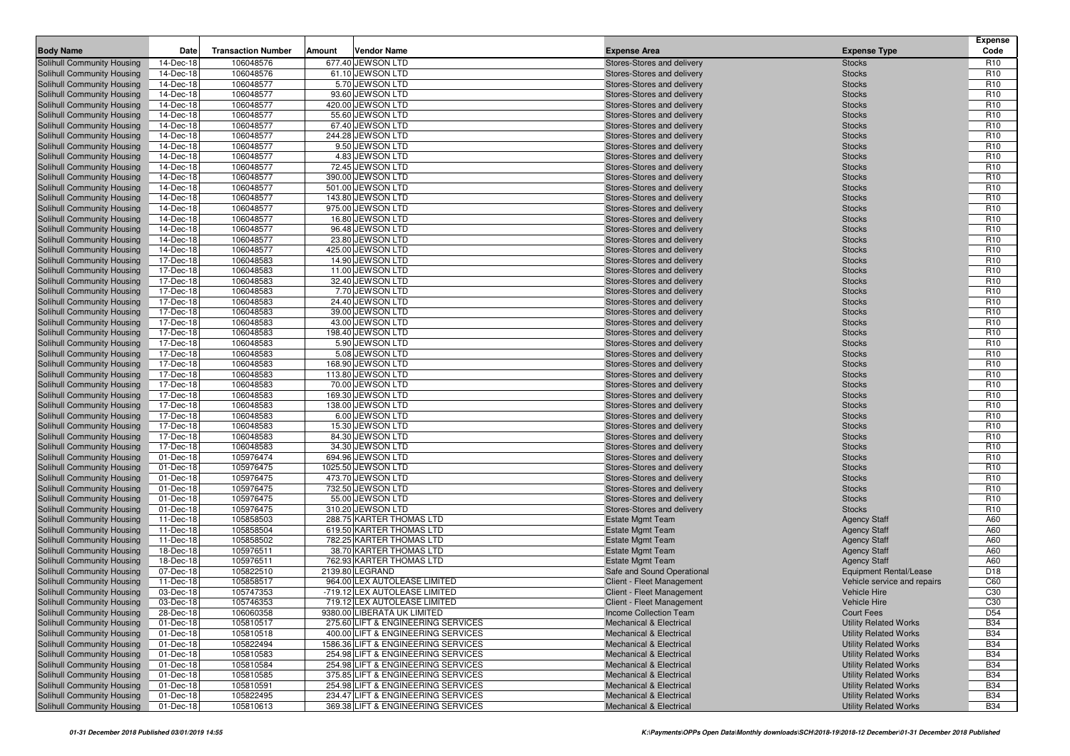| Body Name | Date | Transaction Number | Amount | Vendor Name | Expense Area | Expense Type | Expense Code |
|---|---|---|---|---|---|---|---|
| Solihull Community Housing | 14-Dec-18 | 106048576 | 677.40 | JEWSON LTD | Stores-Stores and delivery | Stocks | R10 |
| Solihull Community Housing | 14-Dec-18 | 106048576 | 61.10 | JEWSON LTD | Stores-Stores and delivery | Stocks | R10 |
| Solihull Community Housing | 14-Dec-18 | 106048577 | 5.70 | JEWSON LTD | Stores-Stores and delivery | Stocks | R10 |
| Solihull Community Housing | 14-Dec-18 | 106048577 | 93.60 | JEWSON LTD | Stores-Stores and delivery | Stocks | R10 |
| Solihull Community Housing | 14-Dec-18 | 106048577 | 420.00 | JEWSON LTD | Stores-Stores and delivery | Stocks | R10 |
| Solihull Community Housing | 14-Dec-18 | 106048577 | 55.60 | JEWSON LTD | Stores-Stores and delivery | Stocks | R10 |
| Solihull Community Housing | 14-Dec-18 | 106048577 | 67.40 | JEWSON LTD | Stores-Stores and delivery | Stocks | R10 |
| Solihull Community Housing | 14-Dec-18 | 106048577 | 244.28 | JEWSON LTD | Stores-Stores and delivery | Stocks | R10 |
| Solihull Community Housing | 14-Dec-18 | 106048577 | 9.50 | JEWSON LTD | Stores-Stores and delivery | Stocks | R10 |
| Solihull Community Housing | 14-Dec-18 | 106048577 | 4.83 | JEWSON LTD | Stores-Stores and delivery | Stocks | R10 |
| Solihull Community Housing | 14-Dec-18 | 106048577 | 72.45 | JEWSON LTD | Stores-Stores and delivery | Stocks | R10 |
| Solihull Community Housing | 14-Dec-18 | 106048577 | 390.00 | JEWSON LTD | Stores-Stores and delivery | Stocks | R10 |
| Solihull Community Housing | 14-Dec-18 | 106048577 | 501.00 | JEWSON LTD | Stores-Stores and delivery | Stocks | R10 |
| Solihull Community Housing | 14-Dec-18 | 106048577 | 143.80 | JEWSON LTD | Stores-Stores and delivery | Stocks | R10 |
| Solihull Community Housing | 14-Dec-18 | 106048577 | 975.00 | JEWSON LTD | Stores-Stores and delivery | Stocks | R10 |
| Solihull Community Housing | 14-Dec-18 | 106048577 | 16.80 | JEWSON LTD | Stores-Stores and delivery | Stocks | R10 |
| Solihull Community Housing | 14-Dec-18 | 106048577 | 96.48 | JEWSON LTD | Stores-Stores and delivery | Stocks | R10 |
| Solihull Community Housing | 14-Dec-18 | 106048577 | 23.80 | JEWSON LTD | Stores-Stores and delivery | Stocks | R10 |
| Solihull Community Housing | 14-Dec-18 | 106048577 | 425.00 | JEWSON LTD | Stores-Stores and delivery | Stocks | R10 |
| Solihull Community Housing | 17-Dec-18 | 106048583 | 14.90 | JEWSON LTD | Stores-Stores and delivery | Stocks | R10 |
| Solihull Community Housing | 17-Dec-18 | 106048583 | 11.00 | JEWSON LTD | Stores-Stores and delivery | Stocks | R10 |
| Solihull Community Housing | 17-Dec-18 | 106048583 | 32.40 | JEWSON LTD | Stores-Stores and delivery | Stocks | R10 |
| Solihull Community Housing | 17-Dec-18 | 106048583 | 7.70 | JEWSON LTD | Stores-Stores and delivery | Stocks | R10 |
| Solihull Community Housing | 17-Dec-18 | 106048583 | 24.40 | JEWSON LTD | Stores-Stores and delivery | Stocks | R10 |
| Solihull Community Housing | 17-Dec-18 | 106048583 | 39.00 | JEWSON LTD | Stores-Stores and delivery | Stocks | R10 |
| Solihull Community Housing | 17-Dec-18 | 106048583 | 43.00 | JEWSON LTD | Stores-Stores and delivery | Stocks | R10 |
| Solihull Community Housing | 17-Dec-18 | 106048583 | 198.40 | JEWSON LTD | Stores-Stores and delivery | Stocks | R10 |
| Solihull Community Housing | 17-Dec-18 | 106048583 | 5.90 | JEWSON LTD | Stores-Stores and delivery | Stocks | R10 |
| Solihull Community Housing | 17-Dec-18 | 106048583 | 5.08 | JEWSON LTD | Stores-Stores and delivery | Stocks | R10 |
| Solihull Community Housing | 17-Dec-18 | 106048583 | 168.90 | JEWSON LTD | Stores-Stores and delivery | Stocks | R10 |
| Solihull Community Housing | 17-Dec-18 | 106048583 | 113.80 | JEWSON LTD | Stores-Stores and delivery | Stocks | R10 |
| Solihull Community Housing | 17-Dec-18 | 106048583 | 70.00 | JEWSON LTD | Stores-Stores and delivery | Stocks | R10 |
| Solihull Community Housing | 17-Dec-18 | 106048583 | 169.30 | JEWSON LTD | Stores-Stores and delivery | Stocks | R10 |
| Solihull Community Housing | 17-Dec-18 | 106048583 | 138.00 | JEWSON LTD | Stores-Stores and delivery | Stocks | R10 |
| Solihull Community Housing | 17-Dec-18 | 106048583 | 6.00 | JEWSON LTD | Stores-Stores and delivery | Stocks | R10 |
| Solihull Community Housing | 17-Dec-18 | 106048583 | 15.30 | JEWSON LTD | Stores-Stores and delivery | Stocks | R10 |
| Solihull Community Housing | 17-Dec-18 | 106048583 | 84.30 | JEWSON LTD | Stores-Stores and delivery | Stocks | R10 |
| Solihull Community Housing | 17-Dec-18 | 106048583 | 34.30 | JEWSON LTD | Stores-Stores and delivery | Stocks | R10 |
| Solihull Community Housing | 01-Dec-18 | 105976474 | 694.96 | JEWSON LTD | Stores-Stores and delivery | Stocks | R10 |
| Solihull Community Housing | 01-Dec-18 | 105976475 | 1025.50 | JEWSON LTD | Stores-Stores and delivery | Stocks | R10 |
| Solihull Community Housing | 01-Dec-18 | 105976475 | 473.70 | JEWSON LTD | Stores-Stores and delivery | Stocks | R10 |
| Solihull Community Housing | 01-Dec-18 | 105976475 | 732.50 | JEWSON LTD | Stores-Stores and delivery | Stocks | R10 |
| Solihull Community Housing | 01-Dec-18 | 105976475 | 55.00 | JEWSON LTD | Stores-Stores and delivery | Stocks | R10 |
| Solihull Community Housing | 01-Dec-18 | 105976475 | 310.20 | JEWSON LTD | Stores-Stores and delivery | Stocks | R10 |
| Solihull Community Housing | 11-Dec-18 | 105858503 | 288.75 | KARTER THOMAS LTD | Estate Mgmt Team | Agency Staff | A60 |
| Solihull Community Housing | 11-Dec-18 | 105858504 | 619.50 | KARTER THOMAS LTD | Estate Mgmt Team | Agency Staff | A60 |
| Solihull Community Housing | 11-Dec-18 | 105858502 | 782.25 | KARTER THOMAS LTD | Estate Mgmt Team | Agency Staff | A60 |
| Solihull Community Housing | 18-Dec-18 | 105976511 | 38.70 | KARTER THOMAS LTD | Estate Mgmt Team | Agency Staff | A60 |
| Solihull Community Housing | 18-Dec-18 | 105976511 | 762.93 | KARTER THOMAS LTD | Estate Mgmt Team | Agency Staff | A60 |
| Solihull Community Housing | 07-Dec-18 | 105822510 | 2139.80 | LEGRAND | Safe and Sound Operational | Equipment Rental/Lease | D18 |
| Solihull Community Housing | 11-Dec-18 | 105858517 | 964.00 | LEX AUTOLEASE LIMITED | Client - Fleet Management | Vehicle service and repairs | C60 |
| Solihull Community Housing | 03-Dec-18 | 105747353 | -719.12 | LEX AUTOLEASE LIMITED | Client - Fleet Management | Vehicle Hire | C30 |
| Solihull Community Housing | 03-Dec-18 | 105746353 | 719.12 | LEX AUTOLEASE LIMITED | Client - Fleet Management | Vehicle Hire | C30 |
| Solihull Community Housing | 28-Dec-18 | 106060358 | 9380.00 | LIBERATA UK LIMITED | Income Collection Team | Court Fees | D54 |
| Solihull Community Housing | 01-Dec-18 | 105810517 | 275.60 | LIFT & ENGINEERING SERVICES | Mechanical & Electrical | Utility Related Works | B34 |
| Solihull Community Housing | 01-Dec-18 | 105810518 | 400.00 | LIFT & ENGINEERING SERVICES | Mechanical & Electrical | Utility Related Works | B34 |
| Solihull Community Housing | 01-Dec-18 | 105822494 | 1586.36 | LIFT & ENGINEERING SERVICES | Mechanical & Electrical | Utility Related Works | B34 |
| Solihull Community Housing | 01-Dec-18 | 105810583 | 254.98 | LIFT & ENGINEERING SERVICES | Mechanical & Electrical | Utility Related Works | B34 |
| Solihull Community Housing | 01-Dec-18 | 105810584 | 254.98 | LIFT & ENGINEERING SERVICES | Mechanical & Electrical | Utility Related Works | B34 |
| Solihull Community Housing | 01-Dec-18 | 105810585 | 375.85 | LIFT & ENGINEERING SERVICES | Mechanical & Electrical | Utility Related Works | B34 |
| Solihull Community Housing | 01-Dec-18 | 105810591 | 254.98 | LIFT & ENGINEERING SERVICES | Mechanical & Electrical | Utility Related Works | B34 |
| Solihull Community Housing | 01-Dec-18 | 105822495 | 234.47 | LIFT & ENGINEERING SERVICES | Mechanical & Electrical | Utility Related Works | B34 |
| Solihull Community Housing | 01-Dec-18 | 105810613 | 369.38 | LIFT & ENGINEERING SERVICES | Mechanical & Electrical | Utility Related Works | B34 |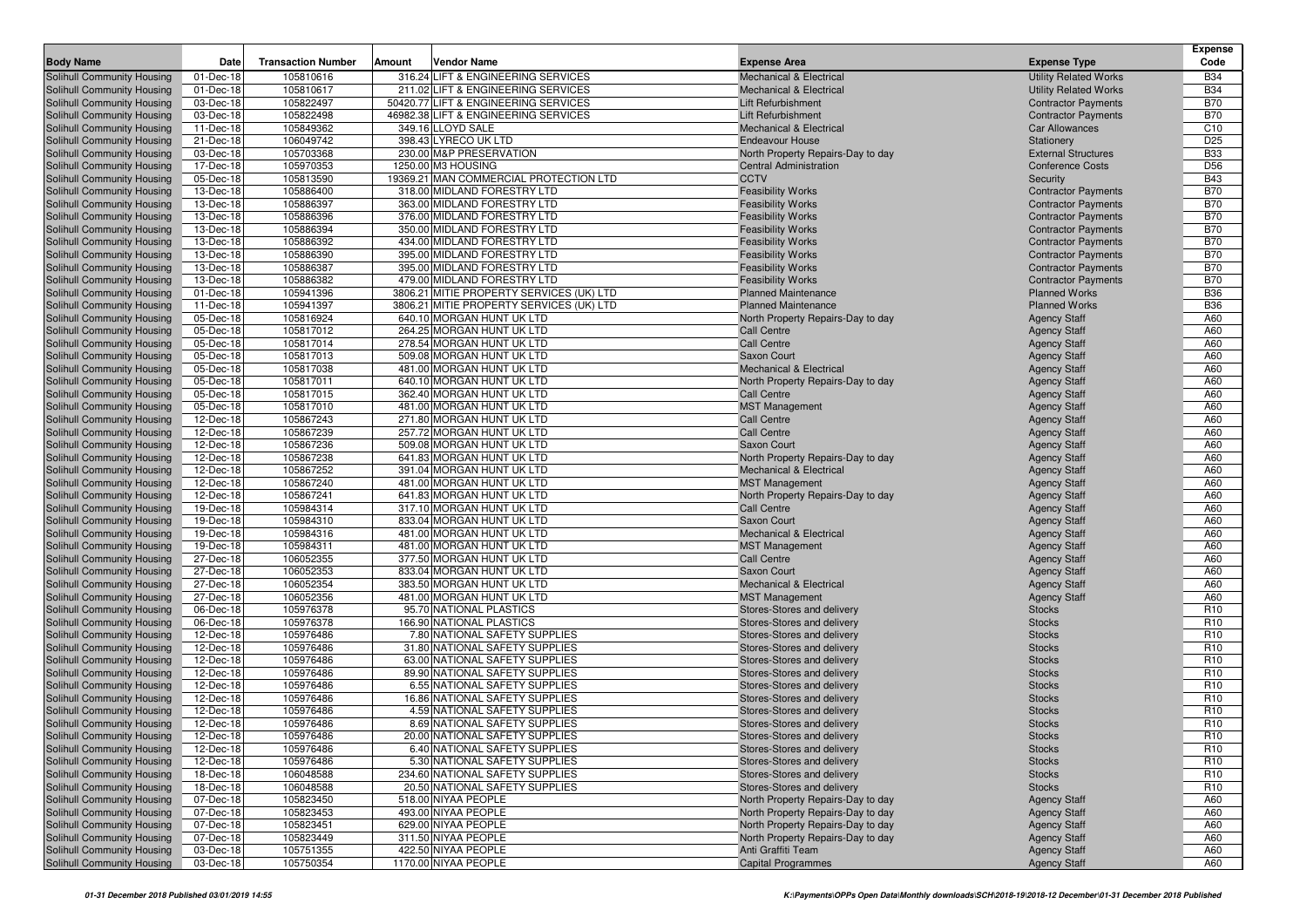| Body Name | Date | Transaction Number | Amount | Vendor Name | Expense Area | Expense Type | Expense Code |
|---|---|---|---|---|---|---|---|
| Solihull Community Housing | 01-Dec-18 | 105810616 | 316.24 | LIFT & ENGINEERING SERVICES | Mechanical & Electrical | Utility Related Works | B34 |
| Solihull Community Housing | 01-Dec-18 | 105810617 | 211.02 | LIFT & ENGINEERING SERVICES | Mechanical & Electrical | Utility Related Works | B34 |
| Solihull Community Housing | 03-Dec-18 | 105822497 | 50420.77 | LIFT & ENGINEERING SERVICES | Lift Refurbishment | Contractor Payments | B70 |
| Solihull Community Housing | 03-Dec-18 | 105822498 | 46982.38 | LIFT & ENGINEERING SERVICES | Lift Refurbishment | Contractor Payments | B70 |
| Solihull Community Housing | 11-Dec-18 | 105849362 | 349.16 | LLOYD SALE | Mechanical & Electrical | Car Allowances | C10 |
| Solihull Community Housing | 21-Dec-18 | 106049742 | 398.43 | LYRECO UK LTD | Endeavour House | Stationery | D25 |
| Solihull Community Housing | 03-Dec-18 | 105703368 | 230.00 | M&P PRESERVATION | North Property Repairs-Day to day | External Structures | B33 |
| Solihull Community Housing | 17-Dec-18 | 105970353 | 1250.00 | M3 HOUSING | Central Administration | Conference Costs | D56 |
| Solihull Community Housing | 05-Dec-18 | 105813590 | 19369.21 | MAN COMMERCIAL PROTECTION LTD | CCTV | Security | B43 |
| Solihull Community Housing | 13-Dec-18 | 105886400 | 318.00 | MIDLAND FORESTRY LTD | Feasibility Works | Contractor Payments | B70 |
| Solihull Community Housing | 13-Dec-18 | 105886397 | 363.00 | MIDLAND FORESTRY LTD | Feasibility Works | Contractor Payments | B70 |
| Solihull Community Housing | 13-Dec-18 | 105886396 | 376.00 | MIDLAND FORESTRY LTD | Feasibility Works | Contractor Payments | B70 |
| Solihull Community Housing | 13-Dec-18 | 105886394 | 350.00 | MIDLAND FORESTRY LTD | Feasibility Works | Contractor Payments | B70 |
| Solihull Community Housing | 13-Dec-18 | 105886392 | 434.00 | MIDLAND FORESTRY LTD | Feasibility Works | Contractor Payments | B70 |
| Solihull Community Housing | 13-Dec-18 | 105886390 | 395.00 | MIDLAND FORESTRY LTD | Feasibility Works | Contractor Payments | B70 |
| Solihull Community Housing | 13-Dec-18 | 105886387 | 395.00 | MIDLAND FORESTRY LTD | Feasibility Works | Contractor Payments | B70 |
| Solihull Community Housing | 13-Dec-18 | 105886382 | 479.00 | MIDLAND FORESTRY LTD | Feasibility Works | Contractor Payments | B70 |
| Solihull Community Housing | 01-Dec-18 | 105941396 | 3806.21 | MITIE PROPERTY SERVICES (UK) LTD | Planned Maintenance | Planned Works | B36 |
| Solihull Community Housing | 11-Dec-18 | 105941397 | 3806.21 | MITIE PROPERTY SERVICES (UK) LTD | Planned Maintenance | Planned Works | B36 |
| Solihull Community Housing | 05-Dec-18 | 105816924 | 640.10 | MORGAN HUNT UK LTD | North Property Repairs-Day to day | Agency Staff | A60 |
| Solihull Community Housing | 05-Dec-18 | 105817012 | 264.25 | MORGAN HUNT UK LTD | Call Centre | Agency Staff | A60 |
| Solihull Community Housing | 05-Dec-18 | 105817014 | 278.54 | MORGAN HUNT UK LTD | Call Centre | Agency Staff | A60 |
| Solihull Community Housing | 05-Dec-18 | 105817013 | 509.08 | MORGAN HUNT UK LTD | Saxon Court | Agency Staff | A60 |
| Solihull Community Housing | 05-Dec-18 | 105817038 | 481.00 | MORGAN HUNT UK LTD | Mechanical & Electrical | Agency Staff | A60 |
| Solihull Community Housing | 05-Dec-18 | 105817011 | 640.10 | MORGAN HUNT UK LTD | North Property Repairs-Day to day | Agency Staff | A60 |
| Solihull Community Housing | 05-Dec-18 | 105817015 | 362.40 | MORGAN HUNT UK LTD | Call Centre | Agency Staff | A60 |
| Solihull Community Housing | 05-Dec-18 | 105817010 | 481.00 | MORGAN HUNT UK LTD | MST Management | Agency Staff | A60 |
| Solihull Community Housing | 12-Dec-18 | 105867243 | 271.80 | MORGAN HUNT UK LTD | Call Centre | Agency Staff | A60 |
| Solihull Community Housing | 12-Dec-18 | 105867239 | 257.72 | MORGAN HUNT UK LTD | Call Centre | Agency Staff | A60 |
| Solihull Community Housing | 12-Dec-18 | 105867236 | 509.08 | MORGAN HUNT UK LTD | Saxon Court | Agency Staff | A60 |
| Solihull Community Housing | 12-Dec-18 | 105867238 | 641.83 | MORGAN HUNT UK LTD | North Property Repairs-Day to day | Agency Staff | A60 |
| Solihull Community Housing | 12-Dec-18 | 105867252 | 391.04 | MORGAN HUNT UK LTD | Mechanical & Electrical | Agency Staff | A60 |
| Solihull Community Housing | 12-Dec-18 | 105867240 | 481.00 | MORGAN HUNT UK LTD | MST Management | Agency Staff | A60 |
| Solihull Community Housing | 12-Dec-18 | 105867241 | 641.83 | MORGAN HUNT UK LTD | North Property Repairs-Day to day | Agency Staff | A60 |
| Solihull Community Housing | 19-Dec-18 | 105984314 | 317.10 | MORGAN HUNT UK LTD | Call Centre | Agency Staff | A60 |
| Solihull Community Housing | 19-Dec-18 | 105984310 | 833.04 | MORGAN HUNT UK LTD | Saxon Court | Agency Staff | A60 |
| Solihull Community Housing | 19-Dec-18 | 105984316 | 481.00 | MORGAN HUNT UK LTD | Mechanical & Electrical | Agency Staff | A60 |
| Solihull Community Housing | 19-Dec-18 | 105984311 | 481.00 | MORGAN HUNT UK LTD | MST Management | Agency Staff | A60 |
| Solihull Community Housing | 27-Dec-18 | 106052355 | 377.50 | MORGAN HUNT UK LTD | Call Centre | Agency Staff | A60 |
| Solihull Community Housing | 27-Dec-18 | 106052353 | 833.04 | MORGAN HUNT UK LTD | Saxon Court | Agency Staff | A60 |
| Solihull Community Housing | 27-Dec-18 | 106052354 | 383.50 | MORGAN HUNT UK LTD | Mechanical & Electrical | Agency Staff | A60 |
| Solihull Community Housing | 27-Dec-18 | 106052356 | 481.00 | MORGAN HUNT UK LTD | MST Management | Agency Staff | A60 |
| Solihull Community Housing | 06-Dec-18 | 105976378 | 95.70 | NATIONAL PLASTICS | Stores-Stores and delivery | Stocks | R10 |
| Solihull Community Housing | 06-Dec-18 | 105976378 | 166.90 | NATIONAL PLASTICS | Stores-Stores and delivery | Stocks | R10 |
| Solihull Community Housing | 12-Dec-18 | 105976486 | 7.80 | NATIONAL SAFETY SUPPLIES | Stores-Stores and delivery | Stocks | R10 |
| Solihull Community Housing | 12-Dec-18 | 105976486 | 31.80 | NATIONAL SAFETY SUPPLIES | Stores-Stores and delivery | Stocks | R10 |
| Solihull Community Housing | 12-Dec-18 | 105976486 | 63.00 | NATIONAL SAFETY SUPPLIES | Stores-Stores and delivery | Stocks | R10 |
| Solihull Community Housing | 12-Dec-18 | 105976486 | 89.90 | NATIONAL SAFETY SUPPLIES | Stores-Stores and delivery | Stocks | R10 |
| Solihull Community Housing | 12-Dec-18 | 105976486 | 6.55 | NATIONAL SAFETY SUPPLIES | Stores-Stores and delivery | Stocks | R10 |
| Solihull Community Housing | 12-Dec-18 | 105976486 | 16.86 | NATIONAL SAFETY SUPPLIES | Stores-Stores and delivery | Stocks | R10 |
| Solihull Community Housing | 12-Dec-18 | 105976486 | 4.59 | NATIONAL SAFETY SUPPLIES | Stores-Stores and delivery | Stocks | R10 |
| Solihull Community Housing | 12-Dec-18 | 105976486 | 8.69 | NATIONAL SAFETY SUPPLIES | Stores-Stores and delivery | Stocks | R10 |
| Solihull Community Housing | 12-Dec-18 | 105976486 | 20.00 | NATIONAL SAFETY SUPPLIES | Stores-Stores and delivery | Stocks | R10 |
| Solihull Community Housing | 12-Dec-18 | 105976486 | 6.40 | NATIONAL SAFETY SUPPLIES | Stores-Stores and delivery | Stocks | R10 |
| Solihull Community Housing | 12-Dec-18 | 105976486 | 5.30 | NATIONAL SAFETY SUPPLIES | Stores-Stores and delivery | Stocks | R10 |
| Solihull Community Housing | 18-Dec-18 | 106048588 | 234.60 | NATIONAL SAFETY SUPPLIES | Stores-Stores and delivery | Stocks | R10 |
| Solihull Community Housing | 18-Dec-18 | 106048588 | 20.50 | NATIONAL SAFETY SUPPLIES | Stores-Stores and delivery | Stocks | R10 |
| Solihull Community Housing | 07-Dec-18 | 105823450 | 518.00 | NIYAA PEOPLE | North Property Repairs-Day to day | Agency Staff | A60 |
| Solihull Community Housing | 07-Dec-18 | 105823453 | 493.00 | NIYAA PEOPLE | North Property Repairs-Day to day | Agency Staff | A60 |
| Solihull Community Housing | 07-Dec-18 | 105823451 | 629.00 | NIYAA PEOPLE | North Property Repairs-Day to day | Agency Staff | A60 |
| Solihull Community Housing | 07-Dec-18 | 105823449 | 311.50 | NIYAA PEOPLE | North Property Repairs-Day to day | Agency Staff | A60 |
| Solihull Community Housing | 03-Dec-18 | 105751355 | 422.50 | NIYAA PEOPLE | Anti Graffiti Team | Agency Staff | A60 |
| Solihull Community Housing | 03-Dec-18 | 105750354 | 1170.00 | NIYAA PEOPLE | Capital Programmes | Agency Staff | A60 |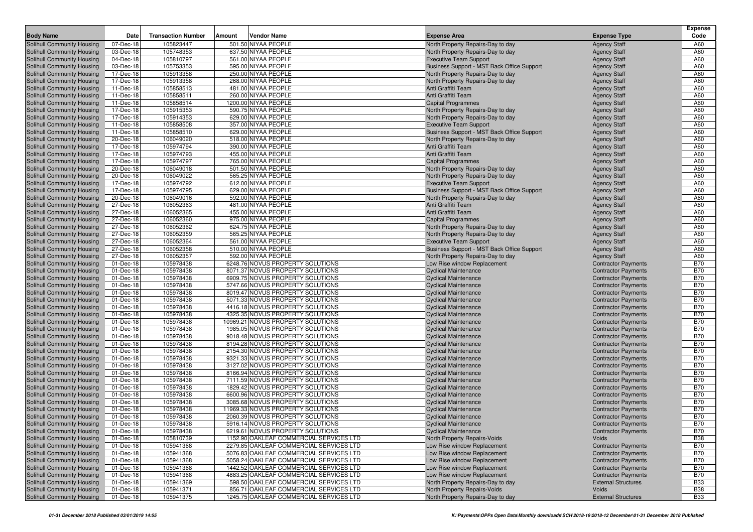| Body Name | Date | Transaction Number | Amount | Vendor Name | Expense Area | Expense Type | Expense Code |
|---|---|---|---|---|---|---|---|
| Solihull Community Housing | 07-Dec-18 | 105823447 | 501.50 | NIYAA PEOPLE | North Property Repairs-Day to day | Agency Staff | A60 |
| Solihull Community Housing | 03-Dec-18 | 105748353 | 637.50 | NIYAA PEOPLE | North Property Repairs-Day to day | Agency Staff | A60 |
| Solihull Community Housing | 04-Dec-18 | 105810797 | 561.00 | NIYAA PEOPLE | Executive Team Support | Agency Staff | A60 |
| Solihull Community Housing | 03-Dec-18 | 105753353 | 595.00 | NIYAA PEOPLE | Business Support - MST Back Office Support | Agency Staff | A60 |
| Solihull Community Housing | 17-Dec-18 | 105913358 | 250.00 | NIYAA PEOPLE | North Property Repairs-Day to day | Agency Staff | A60 |
| Solihull Community Housing | 17-Dec-18 | 105913358 | 268.00 | NIYAA PEOPLE | North Property Repairs-Day to day | Agency Staff | A60 |
| Solihull Community Housing | 11-Dec-18 | 105858513 | 481.00 | NIYAA PEOPLE | Anti Graffiti Team | Agency Staff | A60 |
| Solihull Community Housing | 11-Dec-18 | 105858511 | 260.00 | NIYAA PEOPLE | Anti Graffiti Team | Agency Staff | A60 |
| Solihull Community Housing | 11-Dec-18 | 105858514 | 1200.00 | NIYAA PEOPLE | Capital Programmes | Agency Staff | A60 |
| Solihull Community Housing | 17-Dec-18 | 105915353 | 590.75 | NIYAA PEOPLE | North Property Repairs-Day to day | Agency Staff | A60 |
| Solihull Community Housing | 17-Dec-18 | 105914353 | 629.00 | NIYAA PEOPLE | North Property Repairs-Day to day | Agency Staff | A60 |
| Solihull Community Housing | 11-Dec-18 | 105858508 | 357.00 | NIYAA PEOPLE | Executive Team Support | Agency Staff | A60 |
| Solihull Community Housing | 11-Dec-18 | 105858510 | 629.00 | NIYAA PEOPLE | Business Support - MST Back Office Support | Agency Staff | A60 |
| Solihull Community Housing | 20-Dec-18 | 106049020 | 518.00 | NIYAA PEOPLE | North Property Repairs-Day to day | Agency Staff | A60 |
| Solihull Community Housing | 17-Dec-18 | 105974794 | 390.00 | NIYAA PEOPLE | Anti Graffiti Team | Agency Staff | A60 |
| Solihull Community Housing | 17-Dec-18 | 105974793 | 455.00 | NIYAA PEOPLE | Anti Graffiti Team | Agency Staff | A60 |
| Solihull Community Housing | 17-Dec-18 | 105974797 | 765.00 | NIYAA PEOPLE | Capital Programmes | Agency Staff | A60 |
| Solihull Community Housing | 20-Dec-18 | 106049018 | 501.50 | NIYAA PEOPLE | North Property Repairs-Day to day | Agency Staff | A60 |
| Solihull Community Housing | 20-Dec-18 | 106049022 | 565.25 | NIYAA PEOPLE | North Property Repairs-Day to day | Agency Staff | A60 |
| Solihull Community Housing | 17-Dec-18 | 105974792 | 612.00 | NIYAA PEOPLE | Executive Team Support | Agency Staff | A60 |
| Solihull Community Housing | 17-Dec-18 | 105974795 | 629.00 | NIYAA PEOPLE | Business Support - MST Back Office Support | Agency Staff | A60 |
| Solihull Community Housing | 20-Dec-18 | 106049016 | 592.00 | NIYAA PEOPLE | North Property Repairs-Day to day | Agency Staff | A60 |
| Solihull Community Housing | 27-Dec-18 | 106052363 | 481.00 | NIYAA PEOPLE | Anti Graffiti Team | Agency Staff | A60 |
| Solihull Community Housing | 27-Dec-18 | 106052365 | 455.00 | NIYAA PEOPLE | Anti Graffiti Team | Agency Staff | A60 |
| Solihull Community Housing | 27-Dec-18 | 106052360 | 975.00 | NIYAA PEOPLE | Capital Programmes | Agency Staff | A60 |
| Solihull Community Housing | 27-Dec-18 | 106052362 | 624.75 | NIYAA PEOPLE | North Property Repairs-Day to day | Agency Staff | A60 |
| Solihull Community Housing | 27-Dec-18 | 106052359 | 565.25 | NIYAA PEOPLE | North Property Repairs-Day to day | Agency Staff | A60 |
| Solihull Community Housing | 27-Dec-18 | 106052364 | 561.00 | NIYAA PEOPLE | Executive Team Support | Agency Staff | A60 |
| Solihull Community Housing | 27-Dec-18 | 106052358 | 510.00 | NIYAA PEOPLE | Business Support - MST Back Office Support | Agency Staff | A60 |
| Solihull Community Housing | 27-Dec-18 | 106052357 | 592.00 | NIYAA PEOPLE | North Property Repairs-Day to day | Agency Staff | A60 |
| Solihull Community Housing | 01-Dec-18 | 105978438 | 6248.76 | NOVUS PROPERTY SOLUTIONS | Low Rise window Replacement | Contractor Payments | B70 |
| Solihull Community Housing | 01-Dec-18 | 105978438 | 8071.37 | NOVUS PROPERTY SOLUTIONS | Cyclical Maintenance | Contractor Payments | B70 |
| Solihull Community Housing | 01-Dec-18 | 105978438 | 6909.75 | NOVUS PROPERTY SOLUTIONS | Cyclical Maintenance | Contractor Payments | B70 |
| Solihull Community Housing | 01-Dec-18 | 105978438 | 5747.66 | NOVUS PROPERTY SOLUTIONS | Cyclical Maintenance | Contractor Payments | B70 |
| Solihull Community Housing | 01-Dec-18 | 105978438 | 8019.47 | NOVUS PROPERTY SOLUTIONS | Cyclical Maintenance | Contractor Payments | B70 |
| Solihull Community Housing | 01-Dec-18 | 105978438 | 5071.33 | NOVUS PROPERTY SOLUTIONS | Cyclical Maintenance | Contractor Payments | B70 |
| Solihull Community Housing | 01-Dec-18 | 105978438 | 4416.18 | NOVUS PROPERTY SOLUTIONS | Cyclical Maintenance | Contractor Payments | B70 |
| Solihull Community Housing | 01-Dec-18 | 105978438 | 4325.35 | NOVUS PROPERTY SOLUTIONS | Cyclical Maintenance | Contractor Payments | B70 |
| Solihull Community Housing | 01-Dec-18 | 105978438 | 10969.21 | NOVUS PROPERTY SOLUTIONS | Cyclical Maintenance | Contractor Payments | B70 |
| Solihull Community Housing | 01-Dec-18 | 105978438 | 1985.05 | NOVUS PROPERTY SOLUTIONS | Cyclical Maintenance | Contractor Payments | B70 |
| Solihull Community Housing | 01-Dec-18 | 105978438 | 9018.48 | NOVUS PROPERTY SOLUTIONS | Cyclical Maintenance | Contractor Payments | B70 |
| Solihull Community Housing | 01-Dec-18 | 105978438 | 8194.28 | NOVUS PROPERTY SOLUTIONS | Cyclical Maintenance | Contractor Payments | B70 |
| Solihull Community Housing | 01-Dec-18 | 105978438 | 2154.30 | NOVUS PROPERTY SOLUTIONS | Cyclical Maintenance | Contractor Payments | B70 |
| Solihull Community Housing | 01-Dec-18 | 105978438 | 9321.33 | NOVUS PROPERTY SOLUTIONS | Cyclical Maintenance | Contractor Payments | B70 |
| Solihull Community Housing | 01-Dec-18 | 105978438 | 3127.02 | NOVUS PROPERTY SOLUTIONS | Cyclical Maintenance | Contractor Payments | B70 |
| Solihull Community Housing | 01-Dec-18 | 105978438 | 8166.94 | NOVUS PROPERTY SOLUTIONS | Cyclical Maintenance | Contractor Payments | B70 |
| Solihull Community Housing | 01-Dec-18 | 105978438 | 7111.59 | NOVUS PROPERTY SOLUTIONS | Cyclical Maintenance | Contractor Payments | B70 |
| Solihull Community Housing | 01-Dec-18 | 105978438 | 1829.42 | NOVUS PROPERTY SOLUTIONS | Cyclical Maintenance | Contractor Payments | B70 |
| Solihull Community Housing | 01-Dec-18 | 105978438 | 6600.96 | NOVUS PROPERTY SOLUTIONS | Cyclical Maintenance | Contractor Payments | B70 |
| Solihull Community Housing | 01-Dec-18 | 105978438 | 3085.68 | NOVUS PROPERTY SOLUTIONS | Cyclical Maintenance | Contractor Payments | B70 |
| Solihull Community Housing | 01-Dec-18 | 105978438 | 11969.33 | NOVUS PROPERTY SOLUTIONS | Cyclical Maintenance | Contractor Payments | B70 |
| Solihull Community Housing | 01-Dec-18 | 105978438 | 2060.39 | NOVUS PROPERTY SOLUTIONS | Cyclical Maintenance | Contractor Payments | B70 |
| Solihull Community Housing | 01-Dec-18 | 105978438 | 5916.14 | NOVUS PROPERTY SOLUTIONS | Cyclical Maintenance | Contractor Payments | B70 |
| Solihull Community Housing | 01-Dec-18 | 105978438 | 6219.61 | NOVUS PROPERTY SOLUTIONS | Cyclical Maintenance | Contractor Payments | B70 |
| Solihull Community Housing | 01-Dec-18 | 105810739 | 1152.90 | OAKLEAF COMMERCIAL SERVICES LTD | North Property Repairs-Voids | Voids | B38 |
| Solihull Community Housing | 01-Dec-18 | 105941368 | 2279.85 | OAKLEAF COMMERCIAL SERVICES LTD | Low Rise window Replacement | Contractor Payments | B70 |
| Solihull Community Housing | 01-Dec-18 | 105941368 | 5076.83 | OAKLEAF COMMERCIAL SERVICES LTD | Low Rise window Replacement | Contractor Payments | B70 |
| Solihull Community Housing | 01-Dec-18 | 105941368 | 5058.24 | OAKLEAF COMMERCIAL SERVICES LTD | Low Rise window Replacement | Contractor Payments | B70 |
| Solihull Community Housing | 01-Dec-18 | 105941368 | 1442.52 | OAKLEAF COMMERCIAL SERVICES LTD | Low Rise window Replacement | Contractor Payments | B70 |
| Solihull Community Housing | 01-Dec-18 | 105941368 | 4883.25 | OAKLEAF COMMERCIAL SERVICES LTD | Low Rise window Replacement | Contractor Payments | B70 |
| Solihull Community Housing | 01-Dec-18 | 105941369 | 598.50 | OAKLEAF COMMERCIAL SERVICES LTD | North Property Repairs-Day to day | External Structures | B33 |
| Solihull Community Housing | 01-Dec-18 | 105941371 | 856.71 | OAKLEAF COMMERCIAL SERVICES LTD | North Property Repairs-Voids | Voids | B38 |
| Solihull Community Housing | 01-Dec-18 | 105941375 | 1245.75 | OAKLEAF COMMERCIAL SERVICES LTD | North Property Repairs-Day to day | External Structures | B33 |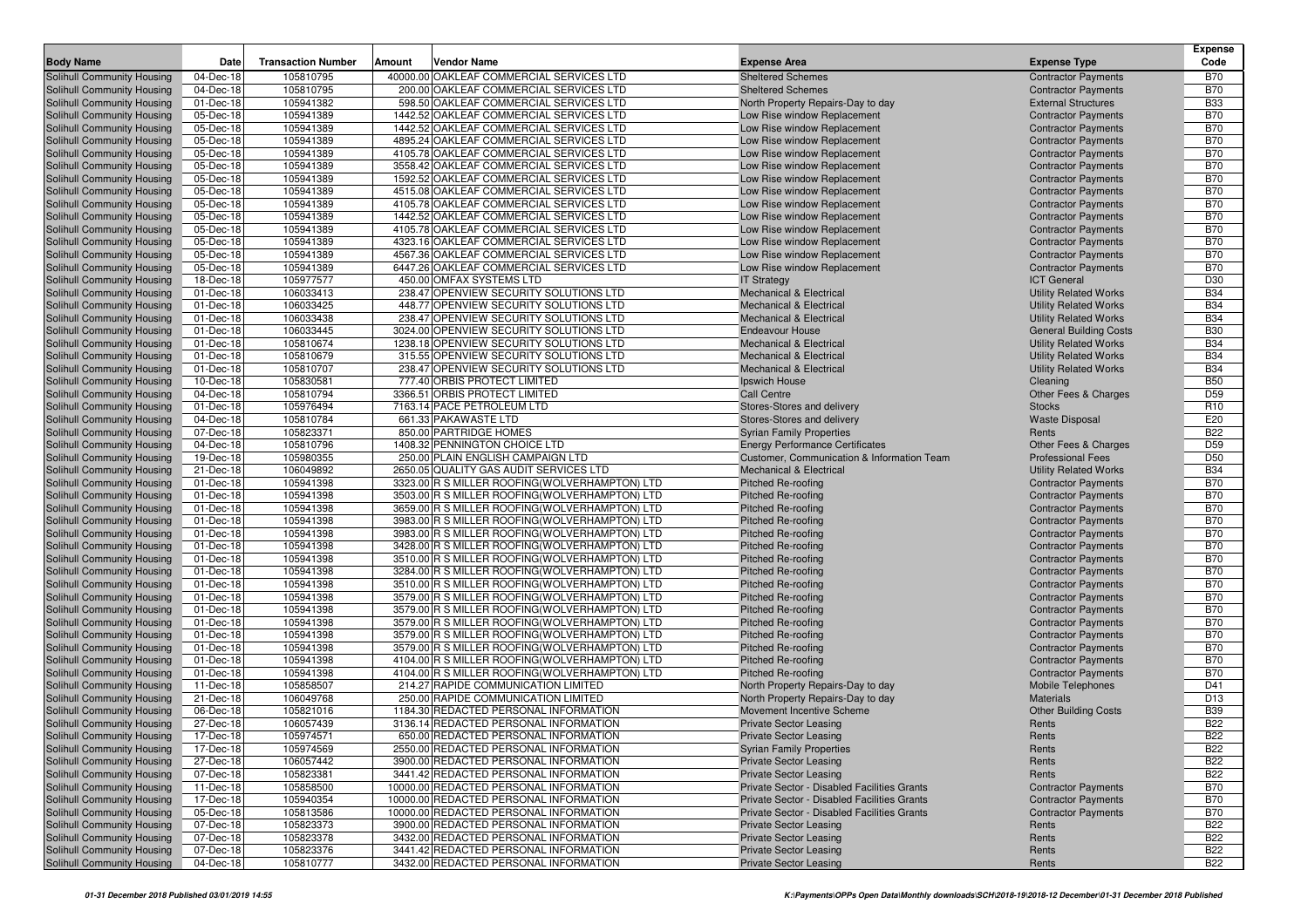| Body Name | Date | Transaction Number | Amount | Vendor Name | Expense Area | Expense Type | Expense Code |
|---|---|---|---|---|---|---|---|
| Solihull Community Housing | 04-Dec-18 | 105810795 | 40000.00 | OAKLEAF COMMERCIAL SERVICES LTD | Sheltered Schemes | Contractor Payments | B70 |
| Solihull Community Housing | 04-Dec-18 | 105810795 | 200.00 | OAKLEAF COMMERCIAL SERVICES LTD | Sheltered Schemes | Contractor Payments | B70 |
| Solihull Community Housing | 01-Dec-18 | 105941382 | 598.50 | OAKLEAF COMMERCIAL SERVICES LTD | North Property Repairs-Day to day | External Structures | B33 |
| Solihull Community Housing | 05-Dec-18 | 105941389 | 1442.52 | OAKLEAF COMMERCIAL SERVICES LTD | Low Rise window Replacement | Contractor Payments | B70 |
| Solihull Community Housing | 05-Dec-18 | 105941389 | 1442.52 | OAKLEAF COMMERCIAL SERVICES LTD | Low Rise window Replacement | Contractor Payments | B70 |
| Solihull Community Housing | 05-Dec-18 | 105941389 | 4895.24 | OAKLEAF COMMERCIAL SERVICES LTD | Low Rise window Replacement | Contractor Payments | B70 |
| Solihull Community Housing | 05-Dec-18 | 105941389 | 4105.78 | OAKLEAF COMMERCIAL SERVICES LTD | Low Rise window Replacement | Contractor Payments | B70 |
| Solihull Community Housing | 05-Dec-18 | 105941389 | 3558.42 | OAKLEAF COMMERCIAL SERVICES LTD | Low Rise window Replacement | Contractor Payments | B70 |
| Solihull Community Housing | 05-Dec-18 | 105941389 | 1592.52 | OAKLEAF COMMERCIAL SERVICES LTD | Low Rise window Replacement | Contractor Payments | B70 |
| Solihull Community Housing | 05-Dec-18 | 105941389 | 4515.08 | OAKLEAF COMMERCIAL SERVICES LTD | Low Rise window Replacement | Contractor Payments | B70 |
| Solihull Community Housing | 05-Dec-18 | 105941389 | 4105.78 | OAKLEAF COMMERCIAL SERVICES LTD | Low Rise window Replacement | Contractor Payments | B70 |
| Solihull Community Housing | 05-Dec-18 | 105941389 | 1442.52 | OAKLEAF COMMERCIAL SERVICES LTD | Low Rise window Replacement | Contractor Payments | B70 |
| Solihull Community Housing | 05-Dec-18 | 105941389 | 4105.78 | OAKLEAF COMMERCIAL SERVICES LTD | Low Rise window Replacement | Contractor Payments | B70 |
| Solihull Community Housing | 05-Dec-18 | 105941389 | 4323.16 | OAKLEAF COMMERCIAL SERVICES LTD | Low Rise window Replacement | Contractor Payments | B70 |
| Solihull Community Housing | 05-Dec-18 | 105941389 | 4567.36 | OAKLEAF COMMERCIAL SERVICES LTD | Low Rise window Replacement | Contractor Payments | B70 |
| Solihull Community Housing | 05-Dec-18 | 105941389 | 6447.26 | OAKLEAF COMMERCIAL SERVICES LTD | Low Rise window Replacement | Contractor Payments | B70 |
| Solihull Community Housing | 18-Dec-18 | 105977577 | 450.00 | OMFAX SYSTEMS LTD | IT Strategy | ICT General | D30 |
| Solihull Community Housing | 01-Dec-18 | 106033413 | 238.47 | OPENVIEW SECURITY SOLUTIONS LTD | Mechanical & Electrical | Utility Related Works | B34 |
| Solihull Community Housing | 01-Dec-18 | 106033425 | 448.77 | OPENVIEW SECURITY SOLUTIONS LTD | Mechanical & Electrical | Utility Related Works | B34 |
| Solihull Community Housing | 01-Dec-18 | 106033438 | 238.47 | OPENVIEW SECURITY SOLUTIONS LTD | Mechanical & Electrical | Utility Related Works | B34 |
| Solihull Community Housing | 01-Dec-18 | 106033445 | 3024.00 | OPENVIEW SECURITY SOLUTIONS LTD | Endeavour House | General Building Costs | B30 |
| Solihull Community Housing | 01-Dec-18 | 105810674 | 1238.18 | OPENVIEW SECURITY SOLUTIONS LTD | Mechanical & Electrical | Utility Related Works | B34 |
| Solihull Community Housing | 01-Dec-18 | 105810679 | 315.55 | OPENVIEW SECURITY SOLUTIONS LTD | Mechanical & Electrical | Utility Related Works | B34 |
| Solihull Community Housing | 01-Dec-18 | 105810707 | 238.47 | OPENVIEW SECURITY SOLUTIONS LTD | Mechanical & Electrical | Utility Related Works | B34 |
| Solihull Community Housing | 10-Dec-18 | 105830581 | 777.40 | ORBIS PROTECT LIMITED | Ipswich House | Cleaning | B50 |
| Solihull Community Housing | 04-Dec-18 | 105810794 | 3366.51 | ORBIS PROTECT LIMITED | Call Centre | Other Fees & Charges | D59 |
| Solihull Community Housing | 01-Dec-18 | 105976494 | 7163.14 | PACE PETROLEUM LTD | Stores-Stores and delivery | Stocks | R10 |
| Solihull Community Housing | 04-Dec-18 | 105810784 | 661.33 | PAKAWASTE LTD | Stores-Stores and delivery | Waste Disposal | E20 |
| Solihull Community Housing | 07-Dec-18 | 105823371 | 850.00 | PARTRIDGE HOMES | Syrian Family Properties | Rents | B22 |
| Solihull Community Housing | 04-Dec-18 | 105810796 | 1408.32 | PENNINGTON CHOICE LTD | Energy Performance Certificates | Other Fees & Charges | D59 |
| Solihull Community Housing | 19-Dec-18 | 105980355 | 250.00 | PLAIN ENGLISH CAMPAIGN LTD | Customer, Communication & Information Team | Professional Fees | D50 |
| Solihull Community Housing | 21-Dec-18 | 106049892 | 2650.05 | QUALITY GAS AUDIT SERVICES LTD | Mechanical & Electrical | Utility Related Works | B34 |
| Solihull Community Housing | 01-Dec-18 | 105941398 | 3323.00 | R S MILLER ROOFING(WOLVERHAMPTON) LTD | Pitched Re-roofing | Contractor Payments | B70 |
| Solihull Community Housing | 01-Dec-18 | 105941398 | 3503.00 | R S MILLER ROOFING(WOLVERHAMPTON) LTD | Pitched Re-roofing | Contractor Payments | B70 |
| Solihull Community Housing | 01-Dec-18 | 105941398 | 3659.00 | R S MILLER ROOFING(WOLVERHAMPTON) LTD | Pitched Re-roofing | Contractor Payments | B70 |
| Solihull Community Housing | 01-Dec-18 | 105941398 | 3983.00 | R S MILLER ROOFING(WOLVERHAMPTON) LTD | Pitched Re-roofing | Contractor Payments | B70 |
| Solihull Community Housing | 01-Dec-18 | 105941398 | 3983.00 | R S MILLER ROOFING(WOLVERHAMPTON) LTD | Pitched Re-roofing | Contractor Payments | B70 |
| Solihull Community Housing | 01-Dec-18 | 105941398 | 3428.00 | R S MILLER ROOFING(WOLVERHAMPTON) LTD | Pitched Re-roofing | Contractor Payments | B70 |
| Solihull Community Housing | 01-Dec-18 | 105941398 | 3510.00 | R S MILLER ROOFING(WOLVERHAMPTON) LTD | Pitched Re-roofing | Contractor Payments | B70 |
| Solihull Community Housing | 01-Dec-18 | 105941398 | 3284.00 | R S MILLER ROOFING(WOLVERHAMPTON) LTD | Pitched Re-roofing | Contractor Payments | B70 |
| Solihull Community Housing | 01-Dec-18 | 105941398 | 3510.00 | R S MILLER ROOFING(WOLVERHAMPTON) LTD | Pitched Re-roofing | Contractor Payments | B70 |
| Solihull Community Housing | 01-Dec-18 | 105941398 | 3579.00 | R S MILLER ROOFING(WOLVERHAMPTON) LTD | Pitched Re-roofing | Contractor Payments | B70 |
| Solihull Community Housing | 01-Dec-18 | 105941398 | 3579.00 | R S MILLER ROOFING(WOLVERHAMPTON) LTD | Pitched Re-roofing | Contractor Payments | B70 |
| Solihull Community Housing | 01-Dec-18 | 105941398 | 3579.00 | R S MILLER ROOFING(WOLVERHAMPTON) LTD | Pitched Re-roofing | Contractor Payments | B70 |
| Solihull Community Housing | 01-Dec-18 | 105941398 | 3579.00 | R S MILLER ROOFING(WOLVERHAMPTON) LTD | Pitched Re-roofing | Contractor Payments | B70 |
| Solihull Community Housing | 01-Dec-18 | 105941398 | 3579.00 | R S MILLER ROOFING(WOLVERHAMPTON) LTD | Pitched Re-roofing | Contractor Payments | B70 |
| Solihull Community Housing | 01-Dec-18 | 105941398 | 4104.00 | R S MILLER ROOFING(WOLVERHAMPTON) LTD | Pitched Re-roofing | Contractor Payments | B70 |
| Solihull Community Housing | 01-Dec-18 | 105941398 | 4104.00 | R S MILLER ROOFING(WOLVERHAMPTON) LTD | Pitched Re-roofing | Contractor Payments | B70 |
| Solihull Community Housing | 11-Dec-18 | 105858507 | 214.27 | RAPIDE COMMUNICATION LIMITED | North Property Repairs-Day to day | Mobile Telephones | D41 |
| Solihull Community Housing | 21-Dec-18 | 106049768 | 250.00 | RAPIDE COMMUNICATION LIMITED | North Property Repairs-Day to day | Materials | D13 |
| Solihull Community Housing | 06-Dec-18 | 105821016 | 1184.30 | REDACTED PERSONAL INFORMATION | Movement Incentive Scheme | Other Building Costs | B39 |
| Solihull Community Housing | 27-Dec-18 | 106057439 | 3136.14 | REDACTED PERSONAL INFORMATION | Private Sector Leasing | Rents | B22 |
| Solihull Community Housing | 17-Dec-18 | 105974571 | 650.00 | REDACTED PERSONAL INFORMATION | Private Sector Leasing | Rents | B22 |
| Solihull Community Housing | 17-Dec-18 | 105974569 | 2550.00 | REDACTED PERSONAL INFORMATION | Syrian Family Properties | Rents | B22 |
| Solihull Community Housing | 27-Dec-18 | 106057442 | 3900.00 | REDACTED PERSONAL INFORMATION | Private Sector Leasing | Rents | B22 |
| Solihull Community Housing | 07-Dec-18 | 105823381 | 3441.42 | REDACTED PERSONAL INFORMATION | Private Sector Leasing | Rents | B22 |
| Solihull Community Housing | 11-Dec-18 | 105858500 | 10000.00 | REDACTED PERSONAL INFORMATION | Private Sector - Disabled Facilities Grants | Contractor Payments | B70 |
| Solihull Community Housing | 17-Dec-18 | 105940354 | 10000.00 | REDACTED PERSONAL INFORMATION | Private Sector - Disabled Facilities Grants | Contractor Payments | B70 |
| Solihull Community Housing | 05-Dec-18 | 105813586 | 10000.00 | REDACTED PERSONAL INFORMATION | Private Sector - Disabled Facilities Grants | Contractor Payments | B70 |
| Solihull Community Housing | 07-Dec-18 | 105823373 | 3900.00 | REDACTED PERSONAL INFORMATION | Private Sector Leasing | Rents | B22 |
| Solihull Community Housing | 07-Dec-18 | 105823378 | 3432.00 | REDACTED PERSONAL INFORMATION | Private Sector Leasing | Rents | B22 |
| Solihull Community Housing | 07-Dec-18 | 105823376 | 3441.42 | REDACTED PERSONAL INFORMATION | Private Sector Leasing | Rents | B22 |
| Solihull Community Housing | 04-Dec-18 | 105810777 | 3432.00 | REDACTED PERSONAL INFORMATION | Private Sector Leasing | Rents | B22 |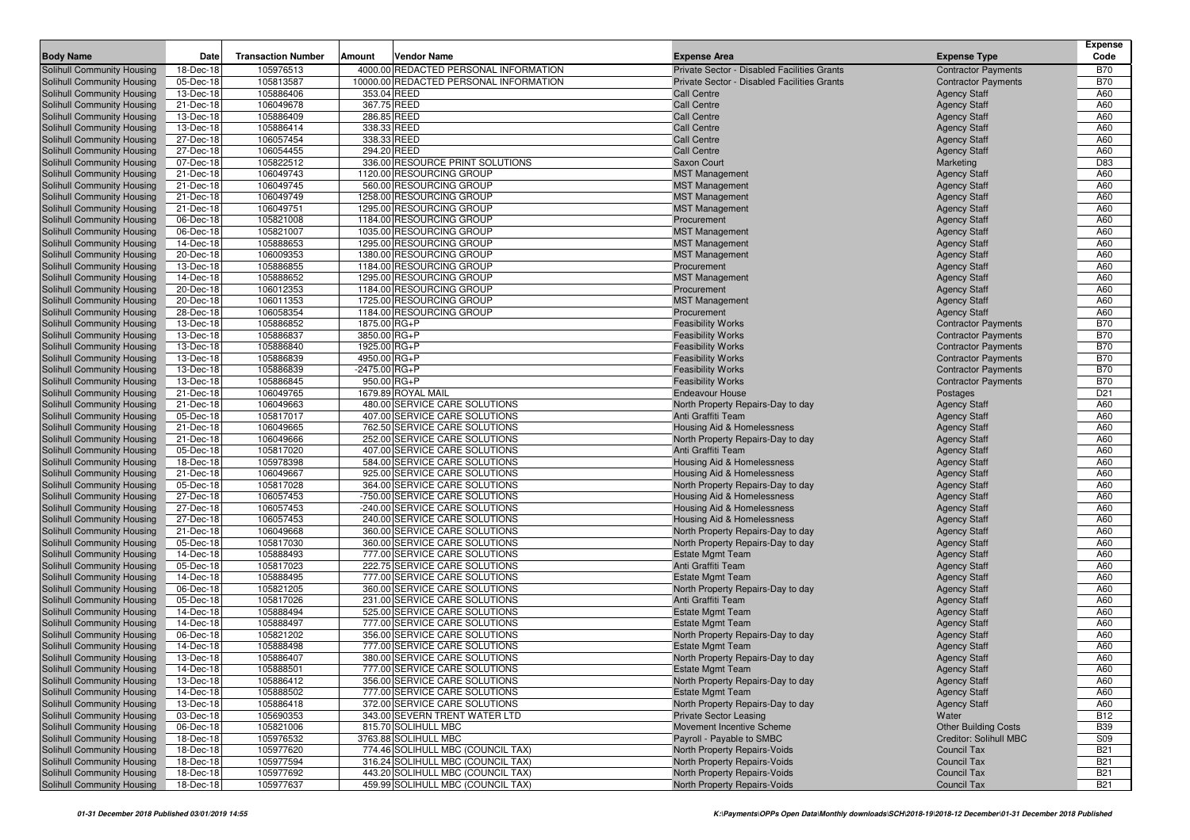| Body Name | Date | Transaction Number | Amount | Vendor Name | Expense Area | Expense Type | Expense Code |
|---|---|---|---|---|---|---|---|
| Solihull Community Housing | 18-Dec-18 | 105976513 | 4000.00 | REDACTED PERSONAL INFORMATION | Private Sector - Disabled Facilities Grants | Contractor Payments | B70 |
| Solihull Community Housing | 05-Dec-18 | 105813587 | 10000.00 | REDACTED PERSONAL INFORMATION | Private Sector - Disabled Facilities Grants | Contractor Payments | B70 |
| Solihull Community Housing | 13-Dec-18 | 105886406 | 353.04 | REED | Call Centre | Agency Staff | A60 |
| Solihull Community Housing | 21-Dec-18 | 106049678 | 367.75 | REED | Call Centre | Agency Staff | A60 |
| Solihull Community Housing | 13-Dec-18 | 105886409 | 286.85 | REED | Call Centre | Agency Staff | A60 |
| Solihull Community Housing | 13-Dec-18 | 105886414 | 338.33 | REED | Call Centre | Agency Staff | A60 |
| Solihull Community Housing | 27-Dec-18 | 106057454 | 338.33 | REED | Call Centre | Agency Staff | A60 |
| Solihull Community Housing | 27-Dec-18 | 106054455 | 294.20 | REED | Call Centre | Agency Staff | A60 |
| Solihull Community Housing | 07-Dec-18 | 105822512 | 336.00 | RESOURCE PRINT SOLUTIONS | Saxon Court | Marketing | D83 |
| Solihull Community Housing | 21-Dec-18 | 106049743 | 1120.00 | RESOURCING GROUP | MST Management | Agency Staff | A60 |
| Solihull Community Housing | 21-Dec-18 | 106049745 | 560.00 | RESOURCING GROUP | MST Management | Agency Staff | A60 |
| Solihull Community Housing | 21-Dec-18 | 106049749 | 1258.00 | RESOURCING GROUP | MST Management | Agency Staff | A60 |
| Solihull Community Housing | 21-Dec-18 | 106049751 | 1295.00 | RESOURCING GROUP | MST Management | Agency Staff | A60 |
| Solihull Community Housing | 06-Dec-18 | 105821008 | 1184.00 | RESOURCING GROUP | Procurement | Agency Staff | A60 |
| Solihull Community Housing | 06-Dec-18 | 105821007 | 1035.00 | RESOURCING GROUP | MST Management | Agency Staff | A60 |
| Solihull Community Housing | 14-Dec-18 | 105888653 | 1295.00 | RESOURCING GROUP | MST Management | Agency Staff | A60 |
| Solihull Community Housing | 20-Dec-18 | 106009353 | 1380.00 | RESOURCING GROUP | MST Management | Agency Staff | A60 |
| Solihull Community Housing | 13-Dec-18 | 105886855 | 1184.00 | RESOURCING GROUP | Procurement | Agency Staff | A60 |
| Solihull Community Housing | 14-Dec-18 | 105888652 | 1295.00 | RESOURCING GROUP | MST Management | Agency Staff | A60 |
| Solihull Community Housing | 20-Dec-18 | 106012353 | 1184.00 | RESOURCING GROUP | Procurement | Agency Staff | A60 |
| Solihull Community Housing | 20-Dec-18 | 106011353 | 1725.00 | RESOURCING GROUP | MST Management | Agency Staff | A60 |
| Solihull Community Housing | 28-Dec-18 | 106058354 | 1184.00 | RESOURCING GROUP | Procurement | Agency Staff | A60 |
| Solihull Community Housing | 13-Dec-18 | 105886852 | 1875.00 | RG+P | Feasibility Works | Contractor Payments | B70 |
| Solihull Community Housing | 13-Dec-18 | 105886837 | 3850.00 | RG+P | Feasibility Works | Contractor Payments | B70 |
| Solihull Community Housing | 13-Dec-18 | 105886840 | 1925.00 | RG+P | Feasibility Works | Contractor Payments | B70 |
| Solihull Community Housing | 13-Dec-18 | 105886839 | 4950.00 | RG+P | Feasibility Works | Contractor Payments | B70 |
| Solihull Community Housing | 13-Dec-18 | 105886839 | -2475.00 | RG+P | Feasibility Works | Contractor Payments | B70 |
| Solihull Community Housing | 13-Dec-18 | 105886845 | 950.00 | RG+P | Feasibility Works | Contractor Payments | B70 |
| Solihull Community Housing | 21-Dec-18 | 106049765 | 1679.89 | ROYAL MAIL | Endeavour House | Postages | D21 |
| Solihull Community Housing | 21-Dec-18 | 106049663 | 480.00 | SERVICE CARE SOLUTIONS | North Property Repairs-Day to day | Agency Staff | A60 |
| Solihull Community Housing | 05-Dec-18 | 105817017 | 407.00 | SERVICE CARE SOLUTIONS | Anti Graffiti Team | Agency Staff | A60 |
| Solihull Community Housing | 21-Dec-18 | 106049665 | 762.50 | SERVICE CARE SOLUTIONS | Housing Aid & Homelessness | Agency Staff | A60 |
| Solihull Community Housing | 21-Dec-18 | 106049666 | 252.00 | SERVICE CARE SOLUTIONS | North Property Repairs-Day to day | Agency Staff | A60 |
| Solihull Community Housing | 05-Dec-18 | 105817020 | 407.00 | SERVICE CARE SOLUTIONS | Anti Graffiti Team | Agency Staff | A60 |
| Solihull Community Housing | 18-Dec-18 | 105978398 | 584.00 | SERVICE CARE SOLUTIONS | Housing Aid & Homelessness | Agency Staff | A60 |
| Solihull Community Housing | 21-Dec-18 | 106049667 | 925.00 | SERVICE CARE SOLUTIONS | Housing Aid & Homelessness | Agency Staff | A60 |
| Solihull Community Housing | 05-Dec-18 | 105817028 | 364.00 | SERVICE CARE SOLUTIONS | North Property Repairs-Day to day | Agency Staff | A60 |
| Solihull Community Housing | 27-Dec-18 | 106057453 | -750.00 | SERVICE CARE SOLUTIONS | Housing Aid & Homelessness | Agency Staff | A60 |
| Solihull Community Housing | 27-Dec-18 | 106057453 | -240.00 | SERVICE CARE SOLUTIONS | Housing Aid & Homelessness | Agency Staff | A60 |
| Solihull Community Housing | 27-Dec-18 | 106057453 | 240.00 | SERVICE CARE SOLUTIONS | Housing Aid & Homelessness | Agency Staff | A60 |
| Solihull Community Housing | 21-Dec-18 | 106049668 | 360.00 | SERVICE CARE SOLUTIONS | North Property Repairs-Day to day | Agency Staff | A60 |
| Solihull Community Housing | 05-Dec-18 | 105817030 | 360.00 | SERVICE CARE SOLUTIONS | North Property Repairs-Day to day | Agency Staff | A60 |
| Solihull Community Housing | 14-Dec-18 | 105888493 | 777.00 | SERVICE CARE SOLUTIONS | Estate Mgmt Team | Agency Staff | A60 |
| Solihull Community Housing | 05-Dec-18 | 105817023 | 222.75 | SERVICE CARE SOLUTIONS | Anti Graffiti Team | Agency Staff | A60 |
| Solihull Community Housing | 14-Dec-18 | 105888495 | 777.00 | SERVICE CARE SOLUTIONS | Estate Mgmt Team | Agency Staff | A60 |
| Solihull Community Housing | 06-Dec-18 | 105821205 | 360.00 | SERVICE CARE SOLUTIONS | North Property Repairs-Day to day | Agency Staff | A60 |
| Solihull Community Housing | 05-Dec-18 | 105817026 | 231.00 | SERVICE CARE SOLUTIONS | Anti Graffiti Team | Agency Staff | A60 |
| Solihull Community Housing | 14-Dec-18 | 105888494 | 525.00 | SERVICE CARE SOLUTIONS | Estate Mgmt Team | Agency Staff | A60 |
| Solihull Community Housing | 14-Dec-18 | 105888497 | 777.00 | SERVICE CARE SOLUTIONS | Estate Mgmt Team | Agency Staff | A60 |
| Solihull Community Housing | 06-Dec-18 | 105821202 | 356.00 | SERVICE CARE SOLUTIONS | North Property Repairs-Day to day | Agency Staff | A60 |
| Solihull Community Housing | 14-Dec-18 | 105888498 | 777.00 | SERVICE CARE SOLUTIONS | Estate Mgmt Team | Agency Staff | A60 |
| Solihull Community Housing | 13-Dec-18 | 105886407 | 380.00 | SERVICE CARE SOLUTIONS | North Property Repairs-Day to day | Agency Staff | A60 |
| Solihull Community Housing | 14-Dec-18 | 105888501 | 777.00 | SERVICE CARE SOLUTIONS | Estate Mgmt Team | Agency Staff | A60 |
| Solihull Community Housing | 13-Dec-18 | 105886412 | 356.00 | SERVICE CARE SOLUTIONS | North Property Repairs-Day to day | Agency Staff | A60 |
| Solihull Community Housing | 14-Dec-18 | 105888502 | 777.00 | SERVICE CARE SOLUTIONS | Estate Mgmt Team | Agency Staff | A60 |
| Solihull Community Housing | 13-Dec-18 | 105886418 | 372.00 | SERVICE CARE SOLUTIONS | North Property Repairs-Day to day | Agency Staff | A60 |
| Solihull Community Housing | 03-Dec-18 | 105690353 | 343.00 | SEVERN TRENT WATER LTD | Private Sector Leasing | Water | B12 |
| Solihull Community Housing | 06-Dec-18 | 105821006 | 815.70 | SOLIHULL MBC | Movement Incentive Scheme | Other Building Costs | B39 |
| Solihull Community Housing | 18-Dec-18 | 105976532 | 3763.88 | SOLIHULL MBC | Payroll - Payable to SMBC | Creditor: Solihull MBC | S09 |
| Solihull Community Housing | 18-Dec-18 | 105977620 | 774.46 | SOLIHULL MBC (COUNCIL TAX) | North Property Repairs-Voids | Council Tax | B21 |
| Solihull Community Housing | 18-Dec-18 | 105977594 | 316.24 | SOLIHULL MBC (COUNCIL TAX) | North Property Repairs-Voids | Council Tax | B21 |
| Solihull Community Housing | 18-Dec-18 | 105977692 | 443.20 | SOLIHULL MBC (COUNCIL TAX) | North Property Repairs-Voids | Council Tax | B21 |
| Solihull Community Housing | 18-Dec-18 | 105977637 | 459.99 | SOLIHULL MBC (COUNCIL TAX) | North Property Repairs-Voids | Council Tax | B21 |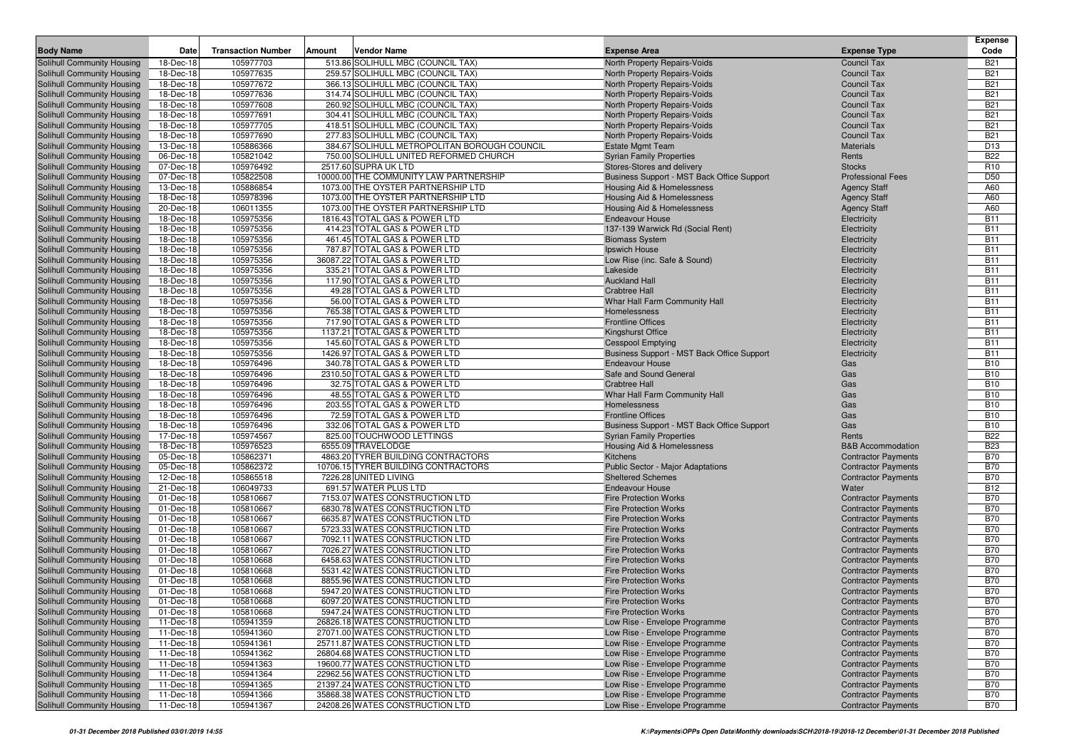| Body Name | Date | Transaction Number | Amount | Vendor Name | Expense Area | Expense Type | Expense Code |
|---|---|---|---|---|---|---|---|
| Solihull Community Housing | 18-Dec-18 | 105977703 | 513.86 | SOLIHULL MBC (COUNCIL TAX) | North Property Repairs-Voids | Council Tax | B21 |
| Solihull Community Housing | 18-Dec-18 | 105977635 | 259.57 | SOLIHULL MBC (COUNCIL TAX) | North Property Repairs-Voids | Council Tax | B21 |
| Solihull Community Housing | 18-Dec-18 | 105977672 | 366.13 | SOLIHULL MBC (COUNCIL TAX) | North Property Repairs-Voids | Council Tax | B21 |
| Solihull Community Housing | 18-Dec-18 | 105977636 | 314.74 | SOLIHULL MBC (COUNCIL TAX) | North Property Repairs-Voids | Council Tax | B21 |
| Solihull Community Housing | 18-Dec-18 | 105977608 | 260.92 | SOLIHULL MBC (COUNCIL TAX) | North Property Repairs-Voids | Council Tax | B21 |
| Solihull Community Housing | 18-Dec-18 | 105977691 | 304.41 | SOLIHULL MBC (COUNCIL TAX) | North Property Repairs-Voids | Council Tax | B21 |
| Solihull Community Housing | 18-Dec-18 | 105977705 | 418.51 | SOLIHULL MBC (COUNCIL TAX) | North Property Repairs-Voids | Council Tax | B21 |
| Solihull Community Housing | 18-Dec-18 | 105977690 | 277.83 | SOLIHULL MBC (COUNCIL TAX) | North Property Repairs-Voids | Council Tax | B21 |
| Solihull Community Housing | 13-Dec-18 | 105886366 | 384.67 | SOLIHULL METROPOLITAN BOROUGH COUNCIL | Estate Mgmt Team | Materials | D13 |
| Solihull Community Housing | 06-Dec-18 | 105821042 | 750.00 | SOLIHULL UNITED REFORMED CHURCH | Syrian Family Properties | Rents | B22 |
| Solihull Community Housing | 07-Dec-18 | 105976492 | 2517.60 | SUPRA UK LTD | Stores-Stores and delivery | Stocks | R10 |
| Solihull Community Housing | 07-Dec-18 | 105822508 | 10000.00 | THE COMMUNITY LAW PARTNERSHIP | Business Support - MST Back Office Support | Professional Fees | D50 |
| Solihull Community Housing | 13-Dec-18 | 105886854 | 1073.00 | THE OYSTER PARTNERSHIP LTD | Housing Aid & Homelessness | Agency Staff | A60 |
| Solihull Community Housing | 18-Dec-18 | 105978396 | 1073.00 | THE OYSTER PARTNERSHIP LTD | Housing Aid & Homelessness | Agency Staff | A60 |
| Solihull Community Housing | 20-Dec-18 | 106011355 | 1073.00 | THE OYSTER PARTNERSHIP LTD | Housing Aid & Homelessness | Agency Staff | A60 |
| Solihull Community Housing | 18-Dec-18 | 105975356 | 1816.43 | TOTAL GAS & POWER LTD | Endeavour House | Electricity | B11 |
| Solihull Community Housing | 18-Dec-18 | 105975356 | 414.23 | TOTAL GAS & POWER LTD | 137-139 Warwick Rd (Social Rent) | Electricity | B11 |
| Solihull Community Housing | 18-Dec-18 | 105975356 | 461.45 | TOTAL GAS & POWER LTD | Biomass System | Electricity | B11 |
| Solihull Community Housing | 18-Dec-18 | 105975356 | 787.87 | TOTAL GAS & POWER LTD | Ipswich House | Electricity | B11 |
| Solihull Community Housing | 18-Dec-18 | 105975356 | 36087.22 | TOTAL GAS & POWER LTD | Low Rise (inc. Safe & Sound) | Electricity | B11 |
| Solihull Community Housing | 18-Dec-18 | 105975356 | 335.21 | TOTAL GAS & POWER LTD | Lakeside | Electricity | B11 |
| Solihull Community Housing | 18-Dec-18 | 105975356 | 117.90 | TOTAL GAS & POWER LTD | Auckland Hall | Electricity | B11 |
| Solihull Community Housing | 18-Dec-18 | 105975356 | 49.28 | TOTAL GAS & POWER LTD | Crabtree Hall | Electricity | B11 |
| Solihull Community Housing | 18-Dec-18 | 105975356 | 56.00 | TOTAL GAS & POWER LTD | Whar Hall Farm Community Hall | Electricity | B11 |
| Solihull Community Housing | 18-Dec-18 | 105975356 | 765.38 | TOTAL GAS & POWER LTD | Homelessness | Electricity | B11 |
| Solihull Community Housing | 18-Dec-18 | 105975356 | 717.90 | TOTAL GAS & POWER LTD | Frontline Offices | Electricity | B11 |
| Solihull Community Housing | 18-Dec-18 | 105975356 | 1137.21 | TOTAL GAS & POWER LTD | Kingshurst Office | Electricity | B11 |
| Solihull Community Housing | 18-Dec-18 | 105975356 | 145.60 | TOTAL GAS & POWER LTD | Cesspool Emptying | Electricity | B11 |
| Solihull Community Housing | 18-Dec-18 | 105975356 | 1426.97 | TOTAL GAS & POWER LTD | Business Support - MST Back Office Support | Electricity | B11 |
| Solihull Community Housing | 18-Dec-18 | 105976496 | 340.78 | TOTAL GAS & POWER LTD | Endeavour House | Gas | B10 |
| Solihull Community Housing | 18-Dec-18 | 105976496 | 2310.50 | TOTAL GAS & POWER LTD | Safe and Sound General | Gas | B10 |
| Solihull Community Housing | 18-Dec-18 | 105976496 | 32.75 | TOTAL GAS & POWER LTD | Crabtree Hall | Gas | B10 |
| Solihull Community Housing | 18-Dec-18 | 105976496 | 48.55 | TOTAL GAS & POWER LTD | Whar Hall Farm Community Hall | Gas | B10 |
| Solihull Community Housing | 18-Dec-18 | 105976496 | 203.55 | TOTAL GAS & POWER LTD | Homelessness | Gas | B10 |
| Solihull Community Housing | 18-Dec-18 | 105976496 | 72.59 | TOTAL GAS & POWER LTD | Frontline Offices | Gas | B10 |
| Solihull Community Housing | 18-Dec-18 | 105976496 | 332.06 | TOTAL GAS & POWER LTD | Business Support - MST Back Office Support | Gas | B10 |
| Solihull Community Housing | 17-Dec-18 | 105974567 | 825.00 | TOUCHWOOD LETTINGS | Syrian Family Properties | Rents | B22 |
| Solihull Community Housing | 18-Dec-18 | 105976523 | 6555.09 | TRAVELODGE | Housing Aid & Homelessness | B&B Accommodation | B23 |
| Solihull Community Housing | 05-Dec-18 | 105862371 | 4863.20 | TYRER BUILDING CONTRACTORS | Kitchens | Contractor Payments | B70 |
| Solihull Community Housing | 05-Dec-18 | 105862372 | 10706.15 | TYRER BUILDING CONTRACTORS | Public Sector - Major Adaptations | Contractor Payments | B70 |
| Solihull Community Housing | 12-Dec-18 | 105865518 | 7226.28 | UNITED LIVING | Sheltered Schemes | Contractor Payments | B70 |
| Solihull Community Housing | 21-Dec-18 | 106049733 | 691.57 | WATER PLUS LTD | Endeavour House | Water | B12 |
| Solihull Community Housing | 01-Dec-18 | 105810667 | 7153.07 | WATES CONSTRUCTION LTD | Fire Protection Works | Contractor Payments | B70 |
| Solihull Community Housing | 01-Dec-18 | 105810667 | 6830.78 | WATES CONSTRUCTION LTD | Fire Protection Works | Contractor Payments | B70 |
| Solihull Community Housing | 01-Dec-18 | 105810667 | 6635.87 | WATES CONSTRUCTION LTD | Fire Protection Works | Contractor Payments | B70 |
| Solihull Community Housing | 01-Dec-18 | 105810667 | 5723.33 | WATES CONSTRUCTION LTD | Fire Protection Works | Contractor Payments | B70 |
| Solihull Community Housing | 01-Dec-18 | 105810667 | 7092.11 | WATES CONSTRUCTION LTD | Fire Protection Works | Contractor Payments | B70 |
| Solihull Community Housing | 01-Dec-18 | 105810667 | 7026.27 | WATES CONSTRUCTION LTD | Fire Protection Works | Contractor Payments | B70 |
| Solihull Community Housing | 01-Dec-18 | 105810668 | 6458.63 | WATES CONSTRUCTION LTD | Fire Protection Works | Contractor Payments | B70 |
| Solihull Community Housing | 01-Dec-18 | 105810668 | 5531.42 | WATES CONSTRUCTION LTD | Fire Protection Works | Contractor Payments | B70 |
| Solihull Community Housing | 01-Dec-18 | 105810668 | 8855.96 | WATES CONSTRUCTION LTD | Fire Protection Works | Contractor Payments | B70 |
| Solihull Community Housing | 01-Dec-18 | 105810668 | 5947.20 | WATES CONSTRUCTION LTD | Fire Protection Works | Contractor Payments | B70 |
| Solihull Community Housing | 01-Dec-18 | 105810668 | 6097.20 | WATES CONSTRUCTION LTD | Fire Protection Works | Contractor Payments | B70 |
| Solihull Community Housing | 01-Dec-18 | 105810668 | 5947.24 | WATES CONSTRUCTION LTD | Fire Protection Works | Contractor Payments | B70 |
| Solihull Community Housing | 11-Dec-18 | 105941359 | 26826.18 | WATES CONSTRUCTION LTD | Low Rise - Envelope Programme | Contractor Payments | B70 |
| Solihull Community Housing | 11-Dec-18 | 105941360 | 27071.00 | WATES CONSTRUCTION LTD | Low Rise - Envelope Programme | Contractor Payments | B70 |
| Solihull Community Housing | 11-Dec-18 | 105941361 | 25711.87 | WATES CONSTRUCTION LTD | Low Rise - Envelope Programme | Contractor Payments | B70 |
| Solihull Community Housing | 11-Dec-18 | 105941362 | 26804.68 | WATES CONSTRUCTION LTD | Low Rise - Envelope Programme | Contractor Payments | B70 |
| Solihull Community Housing | 11-Dec-18 | 105941363 | 19600.77 | WATES CONSTRUCTION LTD | Low Rise - Envelope Programme | Contractor Payments | B70 |
| Solihull Community Housing | 11-Dec-18 | 105941364 | 22962.56 | WATES CONSTRUCTION LTD | Low Rise - Envelope Programme | Contractor Payments | B70 |
| Solihull Community Housing | 11-Dec-18 | 105941365 | 21397.24 | WATES CONSTRUCTION LTD | Low Rise - Envelope Programme | Contractor Payments | B70 |
| Solihull Community Housing | 11-Dec-18 | 105941366 | 35868.38 | WATES CONSTRUCTION LTD | Low Rise - Envelope Programme | Contractor Payments | B70 |
| Solihull Community Housing | 11-Dec-18 | 105941367 | 24208.26 | WATES CONSTRUCTION LTD | Low Rise - Envelope Programme | Contractor Payments | B70 |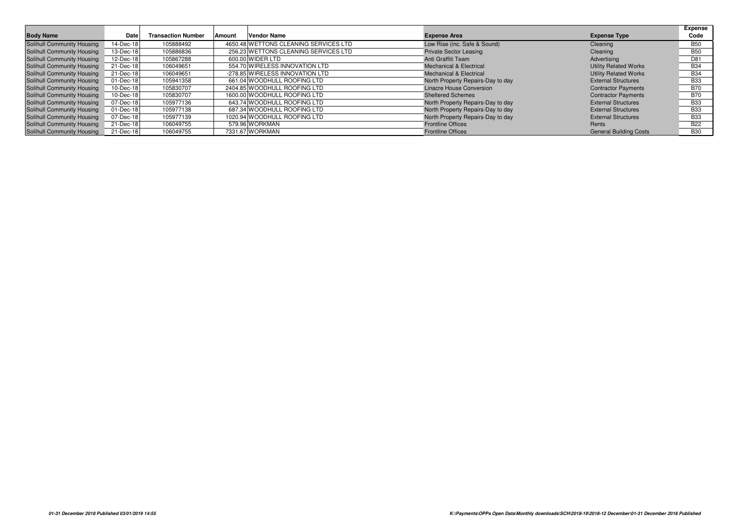| Body Name | Date | Transaction Number | Amount | Vendor Name | Expense Area | Expense Type | Expense Code |
|---|---|---|---|---|---|---|---|
| Solihull Community Housing | 14-Dec-18 | 105888492 | 4650.48 | WETTONS CLEANING SERVICES LTD | Low Rise (inc. Safe & Sound) | Cleaning | B50 |
| Solihull Community Housing | 13-Dec-18 | 105886836 | 256.23 | WETTONS CLEANING SERVICES LTD | Private Sector Leasing | Cleaning | B50 |
| Solihull Community Housing | 12-Dec-18 | 105867288 | 600.00 | WIDER LTD | Anti Graffiti Team | Advertising | D81 |
| Solihull Community Housing | 21-Dec-18 | 106049651 | 554.70 | WIRELESS INNOVATION LTD | Mechanical & Electrical | Utility Related Works | B34 |
| Solihull Community Housing | 21-Dec-18 | 106049651 | -278.85 | WIRELESS INNOVATION LTD | Mechanical & Electrical | Utility Related Works | B34 |
| Solihull Community Housing | 01-Dec-18 | 105941358 | 661.04 | WOODHULL ROOFING LTD | North Property Repairs-Day to day | External Structures | B33 |
| Solihull Community Housing | 10-Dec-18 | 105830707 | 2404.85 | WOODHULL ROOFING LTD | Linacre House Conversion | Contractor Payments | B70 |
| Solihull Community Housing | 10-Dec-18 | 105830707 | 1600.00 | WOODHULL ROOFING LTD | Sheltered Schemes | Contractor Payments | B70 |
| Solihull Community Housing | 07-Dec-18 | 105977136 | 643.74 | WOODHULL ROOFING LTD | North Property Repairs-Day to day | External Structures | B33 |
| Solihull Community Housing | 01-Dec-18 | 105977138 | 687.34 | WOODHULL ROOFING LTD | North Property Repairs-Day to day | External Structures | B33 |
| Solihull Community Housing | 07-Dec-18 | 105977139 | 1020.94 | WOODHULL ROOFING LTD | North Property Repairs-Day to day | External Structures | B33 |
| Solihull Community Housing | 21-Dec-18 | 106049755 | 579.96 | WORKMAN | Frontline Offices | Rents | B22 |
| Solihull Community Housing | 21-Dec-18 | 106049755 | 7331.67 | WORKMAN | Frontline Offices | General Building Costs | B30 |